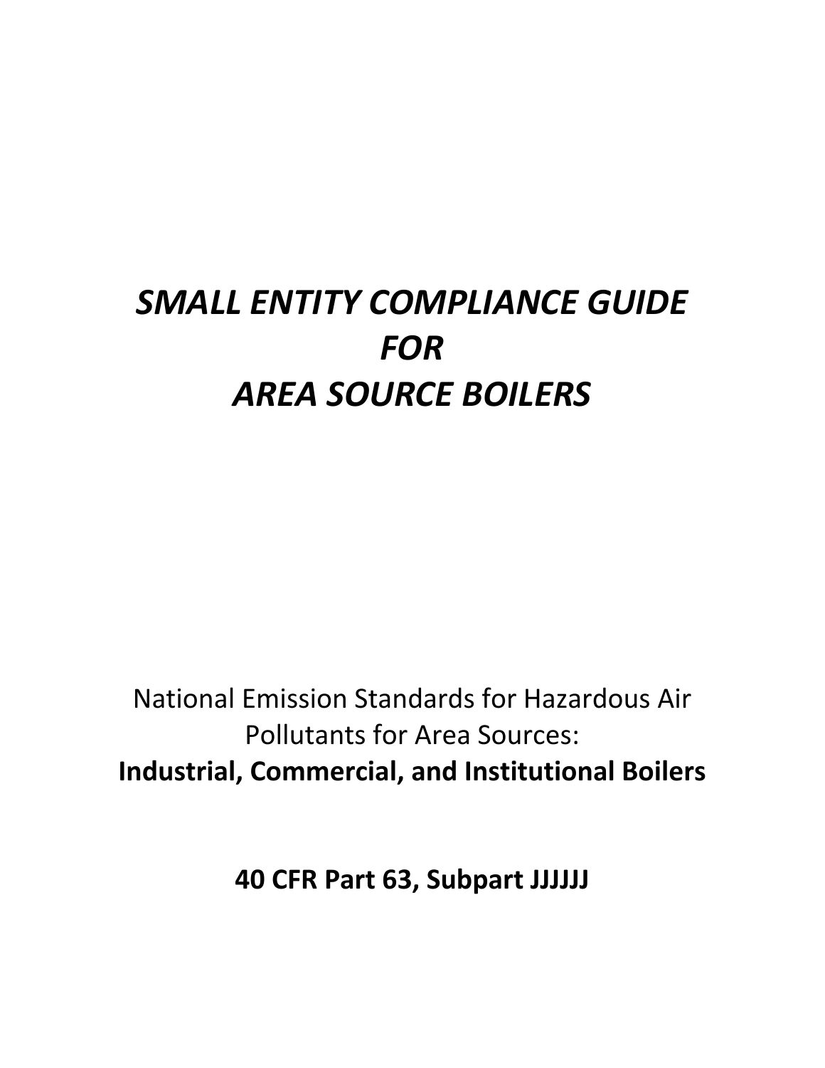# *SMALL ENTITY COMPLIANCE GUIDE FOR AREA SOURCE BOILERS*

National Emission Standards for Hazardous Air Pollutants for Area Sources:
**Industrial, Commercial, and Institutional Boilers**

**40 CFR Part 63, Subpart JJJJJJ**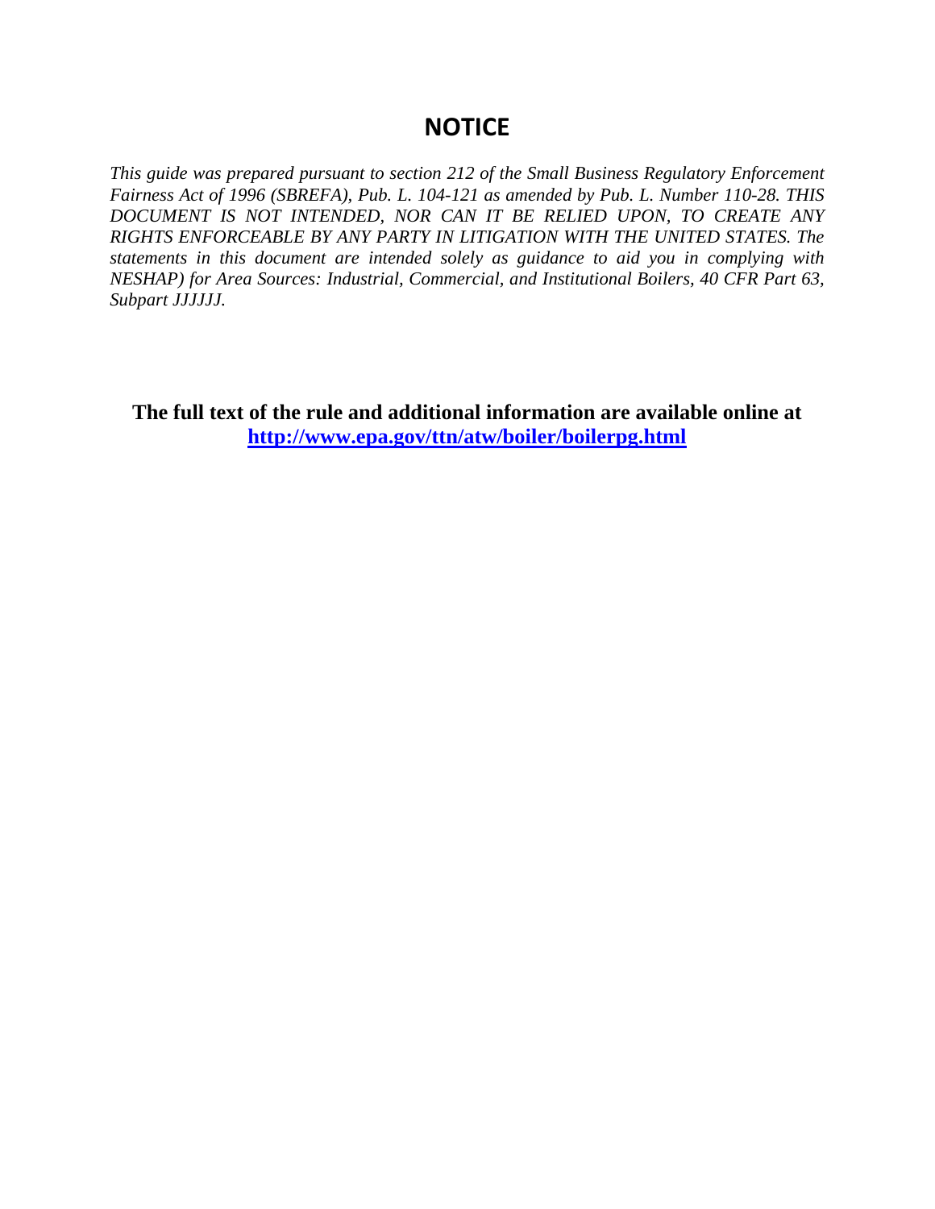## NOTICE

*This guide was prepared pursuant to section 212 of the Small Business Regulatory Enforcement Fairness Act of 1996 (SBREFA), Pub. L. 104-121 as amended by Pub. L. Number 110-28. THIS DOCUMENT IS NOT INTENDED, NOR CAN IT BE RELIED UPON, TO CREATE ANY RIGHTS ENFORCEABLE BY ANY PARTY IN LITIGATION WITH THE UNITED STATES. The statements in this document are intended solely as guidance to aid you in complying with NESHAP) for Area Sources: Industrial, Commercial, and Institutional Boilers, 40 CFR Part 63, Subpart JJJJJJ.*

**The full text of the rule and additional information are available online at [http://www.epa.gov/ttn/atw/boiler/boilerpg.html](http://www.epa.gov/ttn/atw/boiler/boilerpg.html)**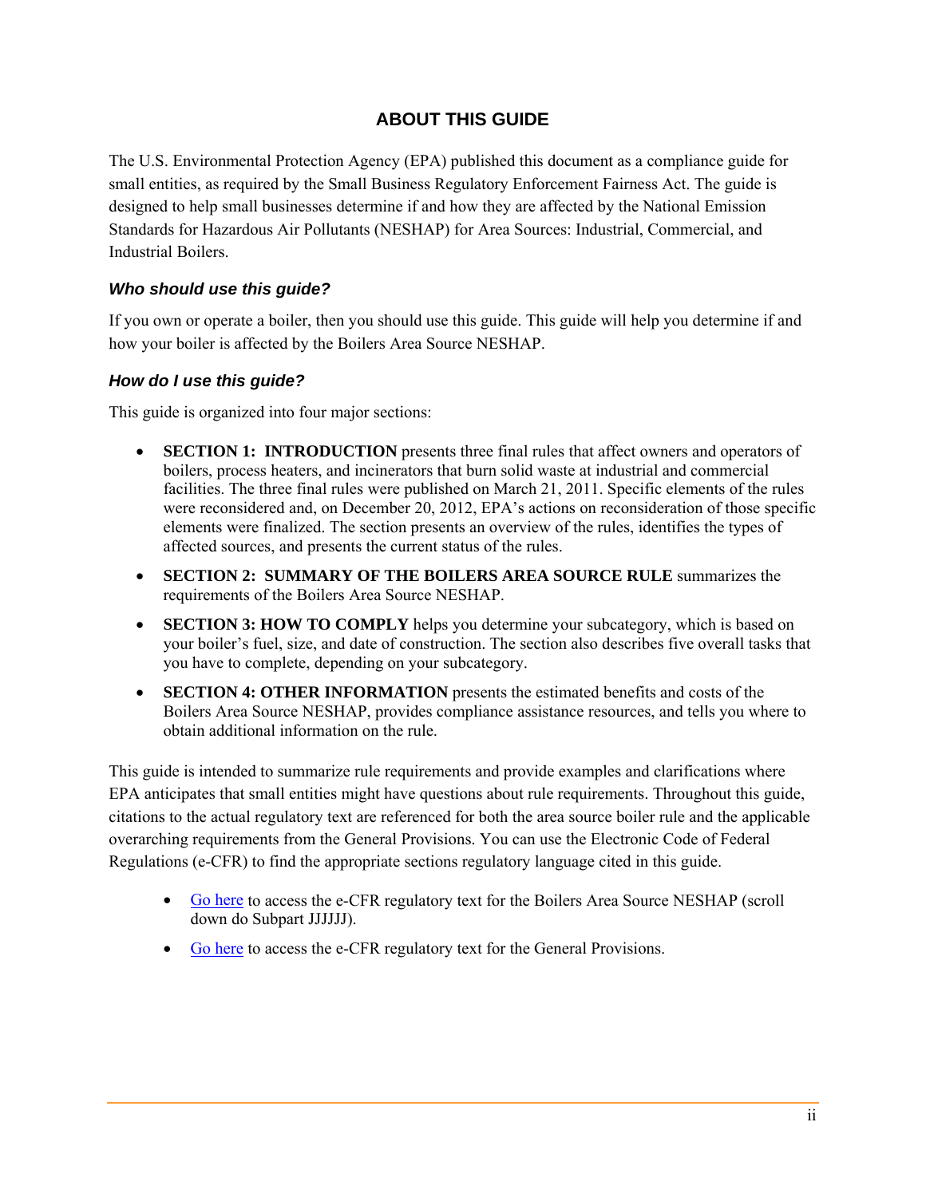# ABOUT THIS GUIDE

The U.S. Environmental Protection Agency (EPA) published this document as a compliance guide for small entities, as required by the Small Business Regulatory Enforcement Fairness Act. The guide is designed to help small businesses determine if and how they are affected by the National Emission Standards for Hazardous Air Pollutants (NESHAP) for Area Sources: Industrial, Commercial, and Industrial Boilers.

### *Who should use this guide?*

If you own or operate a boiler, then you should use this guide. This guide will help you determine if and how your boiler is affected by the Boilers Area Source NESHAP.

### *How do I use this guide?*

This guide is organized into four major sections:

- **SECTION 1: INTRODUCTION** presents three final rules that affect owners and operators of boilers, process heaters, and incinerators that burn solid waste at industrial and commercial facilities. The three final rules were published on March 21, 2011. Specific elements of the rules were reconsidered and, on December 20, 2012, EPA's actions on reconsideration of those specific elements were finalized. The section presents an overview of the rules, identifies the types of affected sources, and presents the current status of the rules.
- **SECTION 2: SUMMARY OF THE BOILERS AREA SOURCE RULE** summarizes the requirements of the Boilers Area Source NESHAP.
- **SECTION 3: HOW TO COMPLY** helps you determine your subcategory, which is based on your boiler's fuel, size, and date of construction. The section also describes five overall tasks that you have to complete, depending on your subcategory.
- **SECTION 4: OTHER INFORMATION** presents the estimated benefits and costs of the Boilers Area Source NESHAP, provides compliance assistance resources, and tells you where to obtain additional information on the rule.

This guide is intended to summarize rule requirements and provide examples and clarifications where EPA anticipates that small entities might have questions about rule requirements. Throughout this guide, citations to the actual regulatory text are referenced for both the area source boiler rule and the applicable overarching requirements from the General Provisions. You can use the Electronic Code of Federal Regulations (e-CFR) to find the appropriate sections regulatory language cited in this guide.

- Go here to access the e-CFR regulatory text for the Boilers Area Source NESHAP (scroll down do Subpart JJJJJJ).
- Go here to access the e-CFR regulatory text for the General Provisions.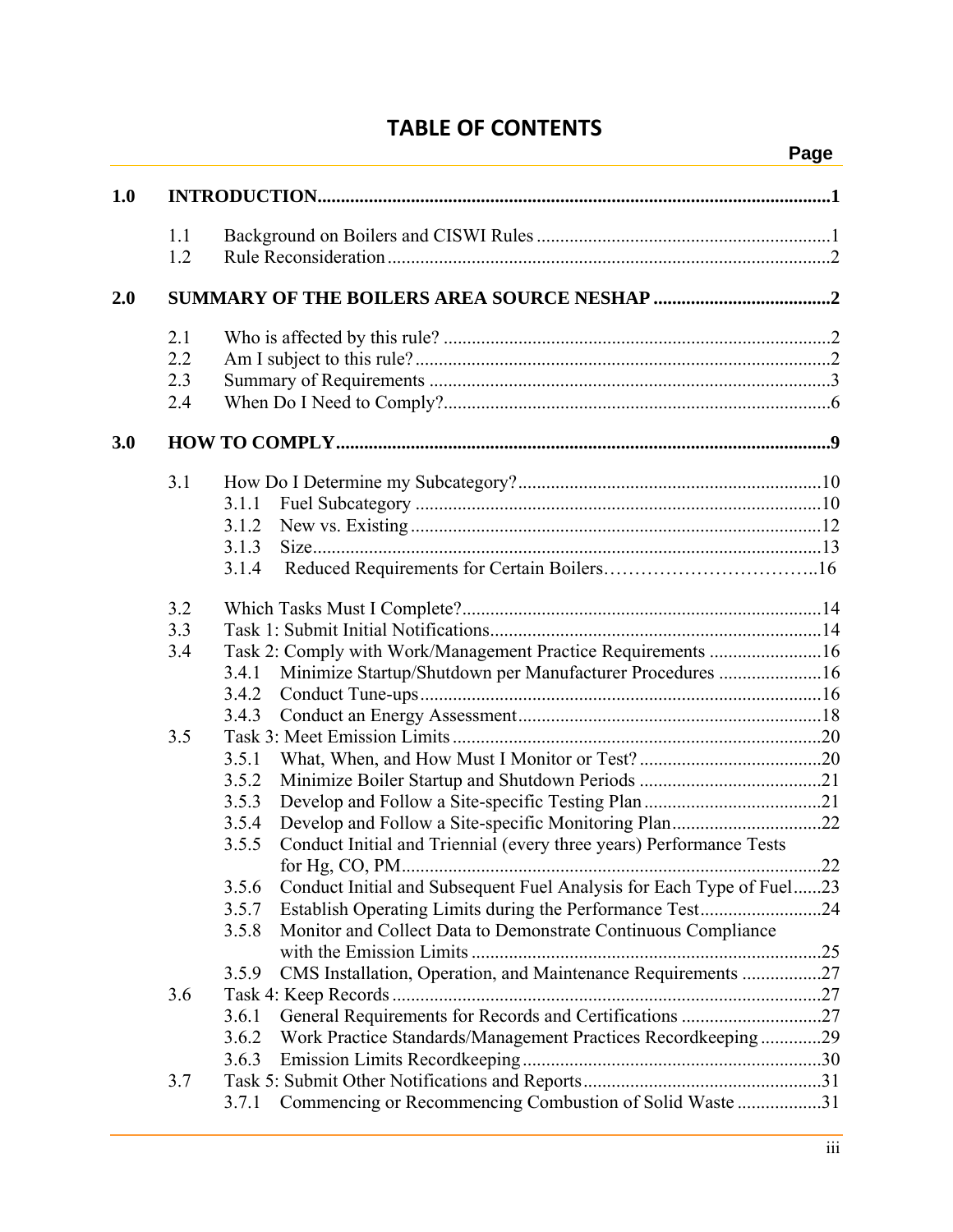# TABLE OF CONTENTS

| | | | Page |
|---|---|---|---|
| **1.0** | **INTRODUCTION** | | **1** |
| | 1.1 | Background on Boilers and CISWI Rules | 1 |
| | 1.2 | Rule Reconsideration | 2 |
| **2.0** | **SUMMARY OF THE BOILERS AREA SOURCE NESHAP** | | **2** |
| | 2.1 | Who is affected by this rule? | 2 |
| | 2.2 | Am I subject to this rule? | 2 |
| | 2.3 | Summary of Requirements | 3 |
| | 2.4 | When Do I Need to Comply? | 6 |
| **3.0** | **HOW TO COMPLY** | | **9** |
| | 3.1 | How Do I Determine my Subcategory? | 10 |
| | | 3.1.1 Fuel Subcategory | 10 |
| | | 3.1.2 New vs. Existing | 12 |
| | | 3.1.3 Size | 13 |
| | | 3.1.4 Reduced Requirements for Certain Boilers | 16 |
| | 3.2 | Which Tasks Must I Complete? | 14 |
| | 3.3 | Task 1: Submit Initial Notifications | 14 |
| | 3.4 | Task 2: Comply with Work/Management Practice Requirements | 16 |
| | | 3.4.1 Minimize Startup/Shutdown per Manufacturer Procedures | 16 |
| | | 3.4.2 Conduct Tune-ups | 16 |
| | | 3.4.3 Conduct an Energy Assessment | 18 |
| | 3.5 | Task 3: Meet Emission Limits | 20 |
| | | 3.5.1 What, When, and How Must I Monitor or Test? | 20 |
| | | 3.5.2 Minimize Boiler Startup and Shutdown Periods | 21 |
| | | 3.5.3 Develop and Follow a Site-specific Testing Plan | 21 |
| | | 3.5.4 Develop and Follow a Site-specific Monitoring Plan | 22 |
| | | 3.5.5 Conduct Initial and Triennial (every three years) Performance Tests for Hg, CO, PM | 22 |
| | | 3.5.6 Conduct Initial and Subsequent Fuel Analysis for Each Type of Fuel | 23 |
| | | 3.5.7 Establish Operating Limits during the Performance Test | 24 |
| | | 3.5.8 Monitor and Collect Data to Demonstrate Continuous Compliance with the Emission Limits | 25 |
| | | 3.5.9 CMS Installation, Operation, and Maintenance Requirements | 27 |
| | 3.6 | Task 4: Keep Records | 27 |
| | | 3.6.1 General Requirements for Records and Certifications | 27 |
| | | 3.6.2 Work Practice Standards/Management Practices Recordkeeping | 29 |
| | | 3.6.3 Emission Limits Recordkeeping | 30 |
| | 3.7 | Task 5: Submit Other Notifications and Reports | 31 |
| | | 3.7.1 Commencing or Recommencing Combustion of Solid Waste | 31 |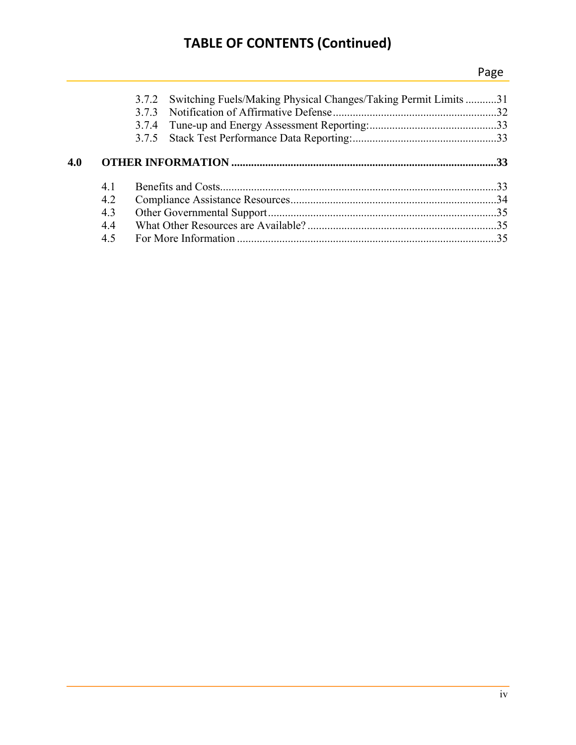# TABLE OF CONTENTS (Continued)

Page

3.7.2 Switching Fuels/Making Physical Changes/Taking Permit Limits ...........31
3.7.3 Notification of Affirmative Defense...........................................................32
3.7.4 Tune-up and Energy Assessment Reporting:.............................................33
3.7.5 Stack Test Performance Data Reporting:...................................................33

**4.0 OTHER INFORMATION ...............................................................................................33**

4.1 Benefits and Costs..................................................................................................33
4.2 Compliance Assistance Resources.........................................................................34
4.3 Other Governmental Support.................................................................................35
4.4 What Other Resources are Available? ...................................................................35
4.5 For More Information ............................................................................................35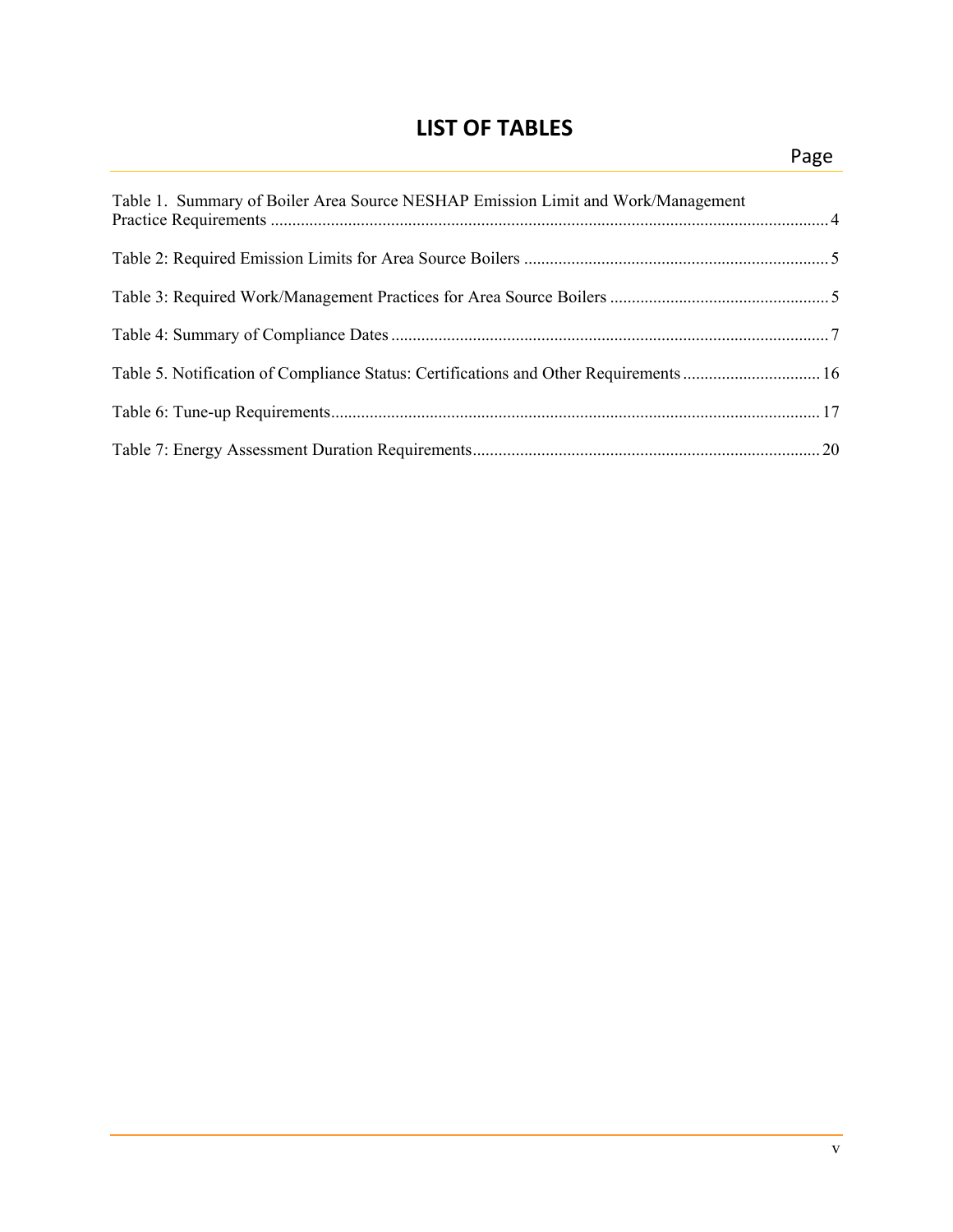# LIST OF TABLES

Page

Table 1. Summary of Boiler Area Source NESHAP Emission Limit and Work/Management Practice Requirements ..... 4

Table 2: Required Emission Limits for Area Source Boilers ..... 5

Table 3: Required Work/Management Practices for Area Source Boilers ..... 5

Table 4: Summary of Compliance Dates ..... 7

Table 5. Notification of Compliance Status: Certifications and Other Requirements ..... 16

Table 6: Tune-up Requirements ..... 17

Table 7: Energy Assessment Duration Requirements ..... 20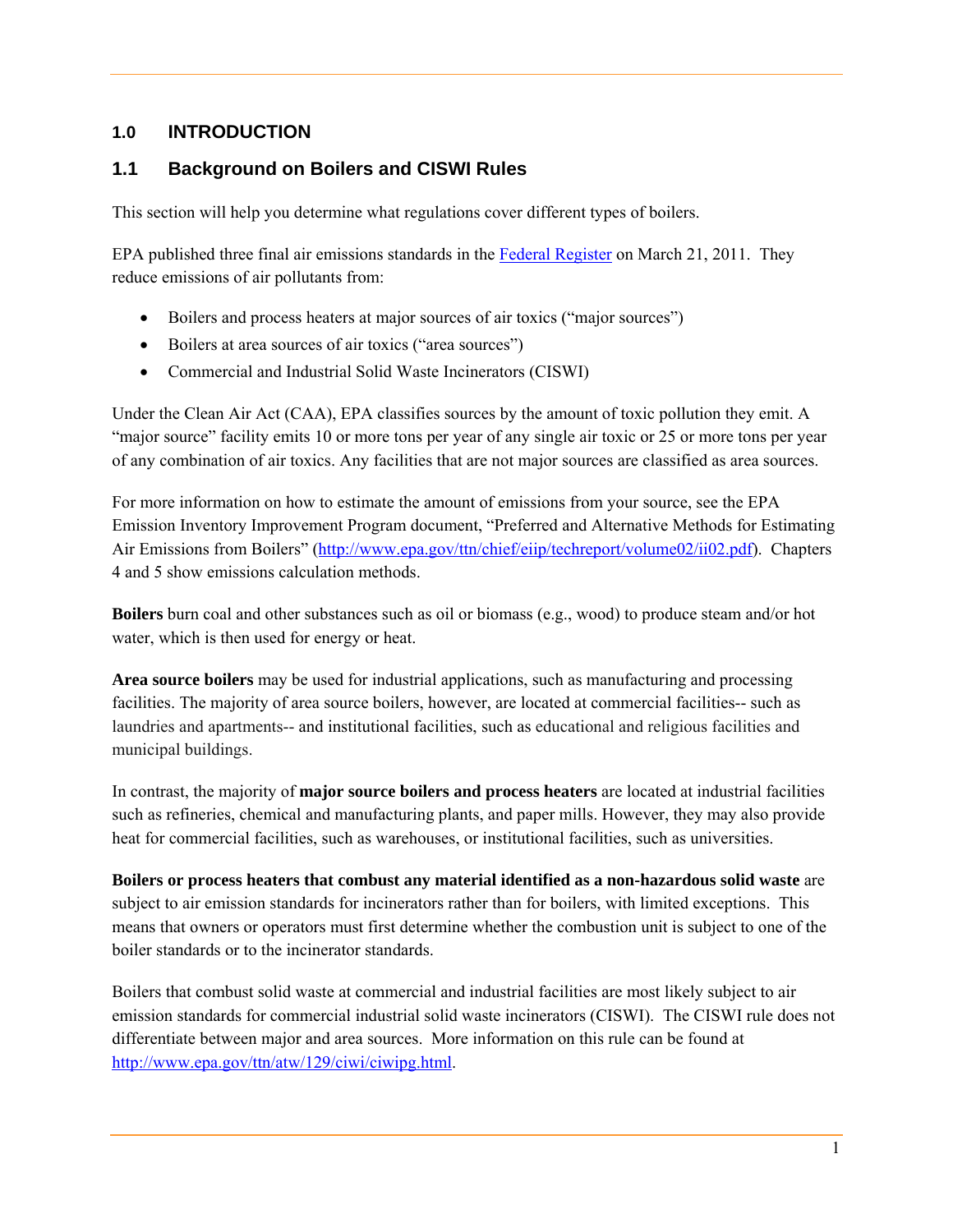# 1.0 INTRODUCTION

## 1.1 Background on Boilers and CISWI Rules

This section will help you determine what regulations cover different types of boilers.

EPA published three final air emissions standards in the [Federal Register](#) on March 21, 2011. They reduce emissions of air pollutants from:

- Boilers and process heaters at major sources of air toxics ("major sources")
- Boilers at area sources of air toxics ("area sources")
- Commercial and Industrial Solid Waste Incinerators (CISWI)

Under the Clean Air Act (CAA), EPA classifies sources by the amount of toxic pollution they emit. A "major source" facility emits 10 or more tons per year of any single air toxic or 25 or more tons per year of any combination of air toxics. Any facilities that are not major sources are classified as area sources.

For more information on how to estimate the amount of emissions from your source, see the EPA Emission Inventory Improvement Program document, "Preferred and Alternative Methods for Estimating Air Emissions from Boilers" (http://www.epa.gov/ttn/chief/eiip/techreport/volume02/ii02.pdf). Chapters 4 and 5 show emissions calculation methods.

**Boilers** burn coal and other substances such as oil or biomass (e.g., wood) to produce steam and/or hot water, which is then used for energy or heat.

**Area source boilers** may be used for industrial applications, such as manufacturing and processing facilities. The majority of area source boilers, however, are located at commercial facilities-- such as laundries and apartments-- and institutional facilities, such as educational and religious facilities and municipal buildings.

In contrast, the majority of **major source boilers and process heaters** are located at industrial facilities such as refineries, chemical and manufacturing plants, and paper mills. However, they may also provide heat for commercial facilities, such as warehouses, or institutional facilities, such as universities.

**Boilers or process heaters that combust any material identified as a non-hazardous solid waste** are subject to air emission standards for incinerators rather than for boilers, with limited exceptions. This means that owners or operators must first determine whether the combustion unit is subject to one of the boiler standards or to the incinerator standards.

Boilers that combust solid waste at commercial and industrial facilities are most likely subject to air emission standards for commercial industrial solid waste incinerators (CISWI). The CISWI rule does not differentiate between major and area sources. More information on this rule can be found at http://www.epa.gov/ttn/atw/129/ciwi/ciwipg.html.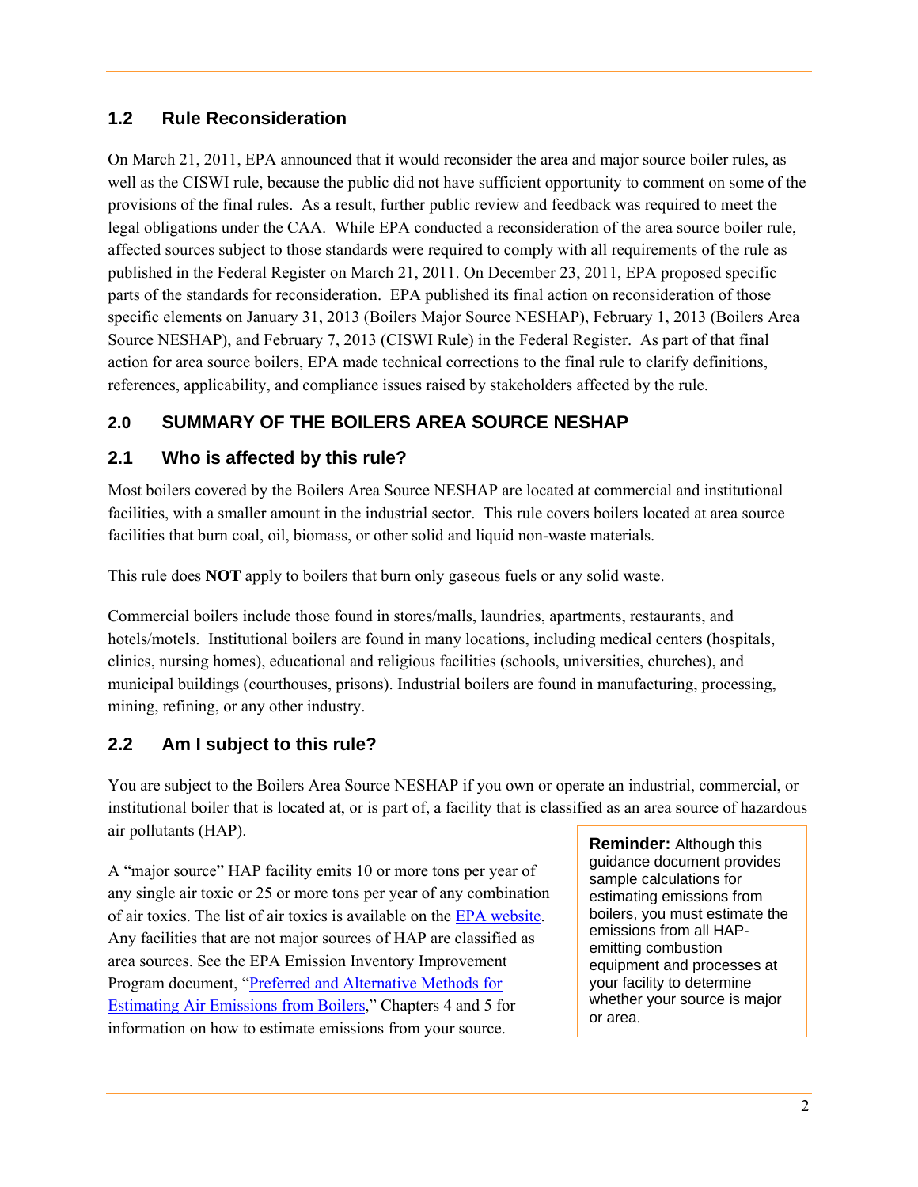## 1.2 Rule Reconsideration

On March 21, 2011, EPA announced that it would reconsider the area and major source boiler rules, as well as the CISWI rule, because the public did not have sufficient opportunity to comment on some of the provisions of the final rules. As a result, further public review and feedback was required to meet the legal obligations under the CAA. While EPA conducted a reconsideration of the area source boiler rule, affected sources subject to those standards were required to comply with all requirements of the rule as published in the Federal Register on March 21, 2011. On December 23, 2011, EPA proposed specific parts of the standards for reconsideration. EPA published its final action on reconsideration of those specific elements on January 31, 2013 (Boilers Major Source NESHAP), February 1, 2013 (Boilers Area Source NESHAP), and February 7, 2013 (CISWI Rule) in the Federal Register. As part of that final action for area source boilers, EPA made technical corrections to the final rule to clarify definitions, references, applicability, and compliance issues raised by stakeholders affected by the rule.

# 2.0 SUMMARY OF THE BOILERS AREA SOURCE NESHAP

## 2.1 Who is affected by this rule?

Most boilers covered by the Boilers Area Source NESHAP are located at commercial and institutional facilities, with a smaller amount in the industrial sector. This rule covers boilers located at area source facilities that burn coal, oil, biomass, or other solid and liquid non-waste materials.

This rule does **NOT** apply to boilers that burn only gaseous fuels or any solid waste.

Commercial boilers include those found in stores/malls, laundries, apartments, restaurants, and hotels/motels. Institutional boilers are found in many locations, including medical centers (hospitals, clinics, nursing homes), educational and religious facilities (schools, universities, churches), and municipal buildings (courthouses, prisons). Industrial boilers are found in manufacturing, processing, mining, refining, or any other industry.

## 2.2 Am I subject to this rule?

You are subject to the Boilers Area Source NESHAP if you own or operate an industrial, commercial, or institutional boiler that is located at, or is part of, a facility that is classified as an area source of hazardous air pollutants (HAP).

A "major source" HAP facility emits 10 or more tons per year of any single air toxic or 25 or more tons per year of any combination of air toxics. The list of air toxics is available on the EPA website. Any facilities that are not major sources of HAP are classified as area sources. See the EPA Emission Inventory Improvement Program document, "Preferred and Alternative Methods for Estimating Air Emissions from Boilers," Chapters 4 and 5 for information on how to estimate emissions from your source.

> **Reminder:** Although this guidance document provides sample calculations for estimating emissions from boilers, you must estimate the emissions from all HAP-emitting combustion equipment and processes at your facility to determine whether your source is major or area.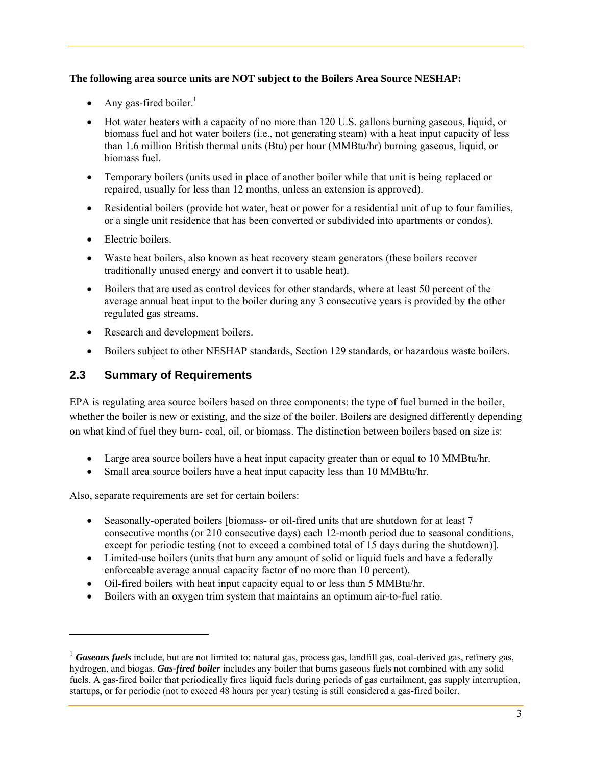**The following area source units are NOT subject to the Boilers Area Source NESHAP:**

- Any gas-fired boiler.[1]
- Hot water heaters with a capacity of no more than 120 U.S. gallons burning gaseous, liquid, or biomass fuel and hot water boilers (i.e., not generating steam) with a heat input capacity of less than 1.6 million British thermal units (Btu) per hour (MMBtu/hr) burning gaseous, liquid, or biomass fuel.
- Temporary boilers (units used in place of another boiler while that unit is being replaced or repaired, usually for less than 12 months, unless an extension is approved).
- Residential boilers (provide hot water, heat or power for a residential unit of up to four families, or a single unit residence that has been converted or subdivided into apartments or condos).
- Electric boilers.
- Waste heat boilers, also known as heat recovery steam generators (these boilers recover traditionally unused energy and convert it to usable heat).
- Boilers that are used as control devices for other standards, where at least 50 percent of the average annual heat input to the boiler during any 3 consecutive years is provided by the other regulated gas streams.
- Research and development boilers.
- Boilers subject to other NESHAP standards, Section 129 standards, or hazardous waste boilers.

## 2.3 Summary of Requirements

EPA is regulating area source boilers based on three components: the type of fuel burned in the boiler, whether the boiler is new or existing, and the size of the boiler. Boilers are designed differently depending on what kind of fuel they burn- coal, oil, or biomass. The distinction between boilers based on size is:

- Large area source boilers have a heat input capacity greater than or equal to 10 MMBtu/hr.
- Small area source boilers have a heat input capacity less than 10 MMBtu/hr.

Also, separate requirements are set for certain boilers:

- Seasonally-operated boilers [biomass- or oil-fired units that are shutdown for at least 7 consecutive months (or 210 consecutive days) each 12-month period due to seasonal conditions, except for periodic testing (not to exceed a combined total of 15 days during the shutdown)].
- Limited-use boilers (units that burn any amount of solid or liquid fuels and have a federally enforceable average annual capacity factor of no more than 10 percent).
- Oil-fired boilers with heat input capacity equal to or less than 5 MMBtu/hr.
- Boilers with an oxygen trim system that maintains an optimum air-to-fuel ratio.

---

[1] ***Gaseous fuels*** include, but are not limited to: natural gas, process gas, landfill gas, coal-derived gas, refinery gas, hydrogen, and biogas. ***Gas-fired boiler*** includes any boiler that burns gaseous fuels not combined with any solid fuels. A gas-fired boiler that periodically fires liquid fuels during periods of gas curtailment, gas supply interruption, startups, or for periodic (not to exceed 48 hours per year) testing is still considered a gas-fired boiler.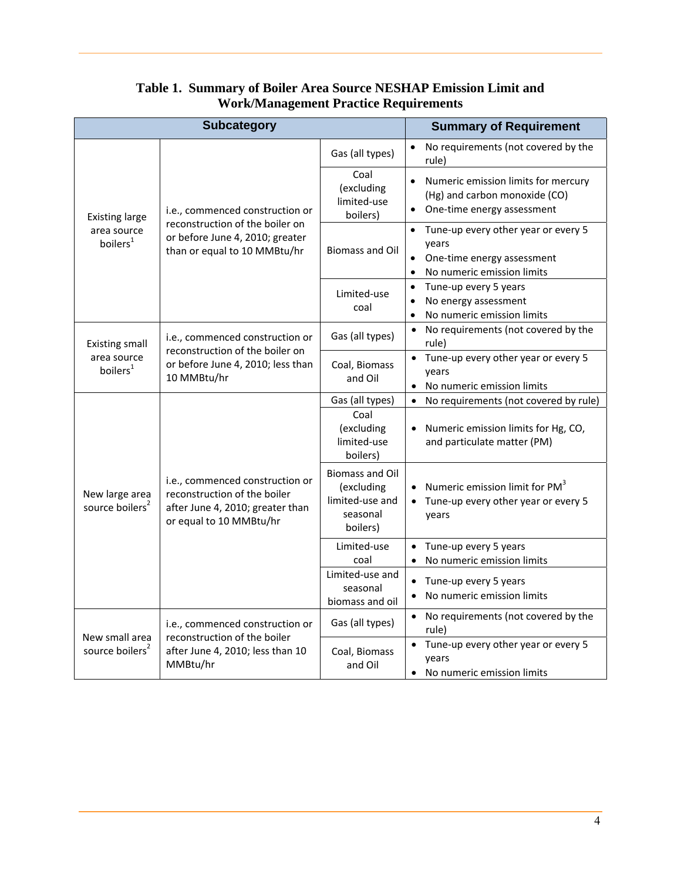**Table 1. Summary of Boiler Area Source NESHAP Emission Limit and Work/Management Practice Requirements**

| Subcategory | | | Summary of Requirement |
|---|---|---|---|
| Existing large area source boilers[1] | i.e., commenced construction or reconstruction of the boiler on or before June 4, 2010; greater than or equal to 10 MMBtu/hr | Gas (all types) | • No requirements (not covered by the rule) |
| | | Coal (excluding limited-use boilers) | • Numeric emission limits for mercury (Hg) and carbon monoxide (CO)<br>• One-time energy assessment |
| | | Biomass and Oil | • Tune-up every other year or every 5 years<br>• One-time energy assessment<br>• No numeric emission limits |
| | | Limited-use coal | • Tune-up every 5 years<br>• No energy assessment<br>• No numeric emission limits |
| Existing small area source boilers[1] | i.e., commenced construction or reconstruction of the boiler on or before June 4, 2010; less than 10 MMBtu/hr | Gas (all types) | • No requirements (not covered by the rule) |
| | | Coal, Biomass and Oil | • Tune-up every other year or every 5 years<br>• No numeric emission limits |
| New large area source boilers[2] | i.e., commenced construction or reconstruction of the boiler after June 4, 2010; greater than or equal to 10 MMBtu/hr | Gas (all types) | • No requirements (not covered by rule) |
| | | Coal (excluding limited-use boilers) | • Numeric emission limits for Hg, CO, and particulate matter (PM) |
| | | Biomass and Oil (excluding limited-use and seasonal boilers) | • Numeric emission limit for PM[3]<br>• Tune-up every other year or every 5 years |
| | | Limited-use coal | • Tune-up every 5 years<br>• No numeric emission limits |
| | | Limited-use and seasonal biomass and oil | • Tune-up every 5 years<br>• No numeric emission limits |
| New small area source boilers[2] | i.e., commenced construction or reconstruction of the boiler after June 4, 2010; less than 10 MMBtu/hr | Gas (all types) | • No requirements (not covered by the rule) |
| | | Coal, Biomass and Oil | • Tune-up every other year or every 5 years<br>• No numeric emission limits |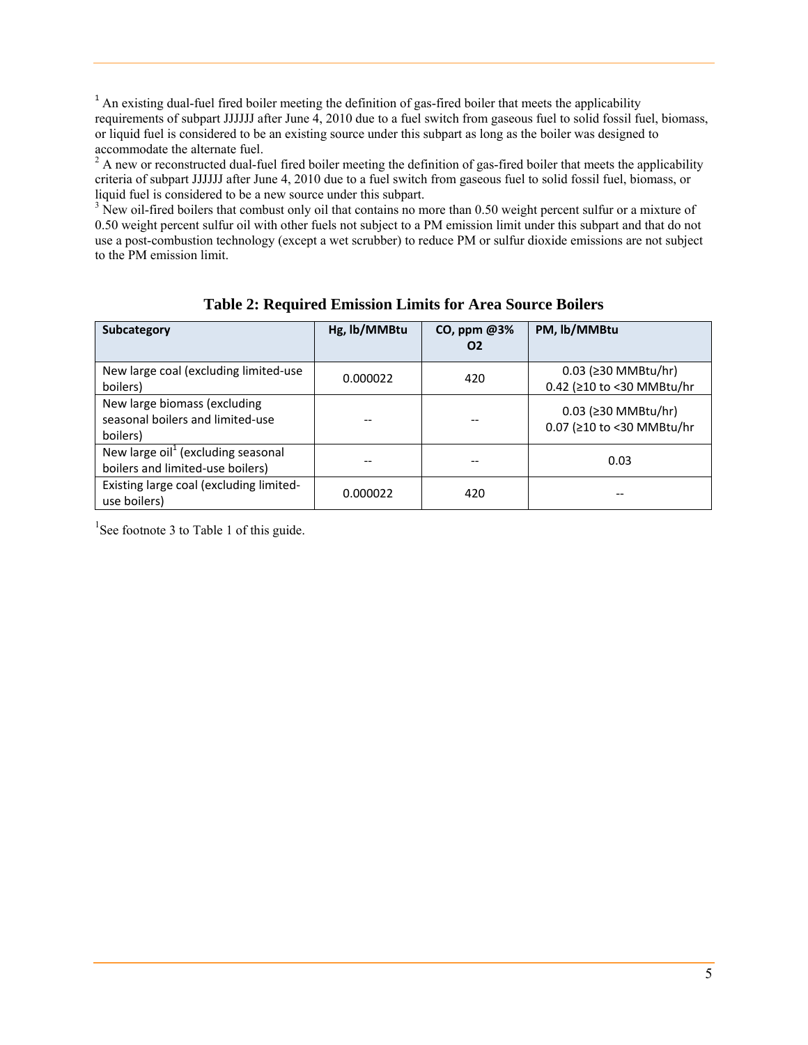[1] An existing dual-fuel fired boiler meeting the definition of gas-fired boiler that meets the applicability requirements of subpart JJJJJJ after June 4, 2010 due to a fuel switch from gaseous fuel to solid fossil fuel, biomass, or liquid fuel is considered to be an existing source under this subpart as long as the boiler was designed to accommodate the alternate fuel.

[2] A new or reconstructed dual-fuel fired boiler meeting the definition of gas-fired boiler that meets the applicability criteria of subpart JJJJJJ after June 4, 2010 due to a fuel switch from gaseous fuel to solid fossil fuel, biomass, or liquid fuel is considered to be a new source under this subpart.

[3] New oil-fired boilers that combust only oil that contains no more than 0.50 weight percent sulfur or a mixture of 0.50 weight percent sulfur oil with other fuels not subject to a PM emission limit under this subpart and that do not use a post-combustion technology (except a wet scrubber) to reduce PM or sulfur dioxide emissions are not subject to the PM emission limit.

**Table 2: Required Emission Limits for Area Source Boilers**

| Subcategory | Hg, lb/MMBtu | CO, ppm @3% O2 | PM, lb/MMBtu |
|---|---|---|---|
| New large coal (excluding limited-use boilers) | 0.000022 | 420 | 0.03 (≥30 MMBtu/hr)<br>0.42 (≥10 to <30 MMBtu/hr |
| New large biomass (excluding seasonal boilers and limited-use boilers) | -- | -- | 0.03 (≥30 MMBtu/hr)<br>0.07 (≥10 to <30 MMBtu/hr |
| New large oil[1] (excluding seasonal boilers and limited-use boilers) | -- | -- | 0.03 |
| Existing large coal (excluding limited-use boilers) | 0.000022 | 420 | -- |

[1] See footnote 3 to Table 1 of this guide.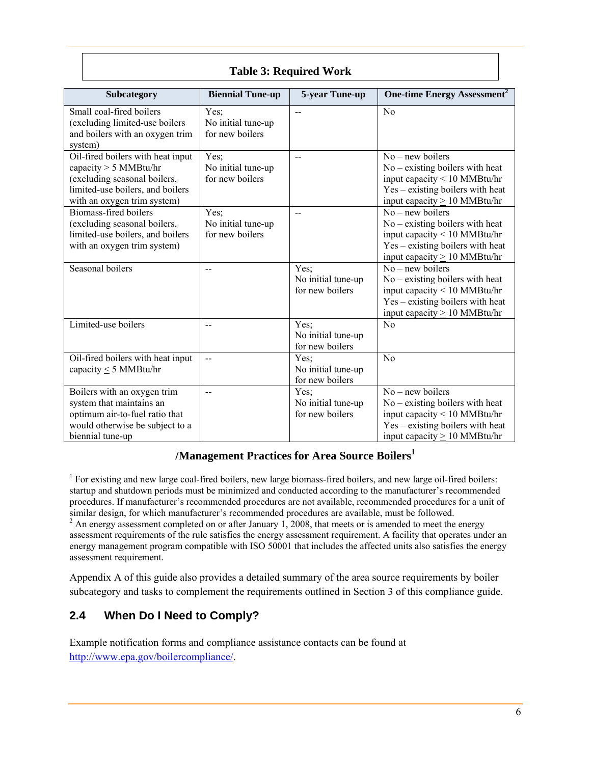**Table 3: Required Work**

| Subcategory | Biennial Tune-up | 5-year Tune-up | One-time Energy Assessment[2] |
|---|---|---|---|
| Small coal-fired boilers (excluding limited-use boilers and boilers with an oxygen trim system) | Yes; No initial tune-up for new boilers | -- | No |
| Oil-fired boilers with heat input capacity > 5 MMBtu/hr (excluding seasonal boilers, limited-use boilers, and boilers with an oxygen trim system) | Yes; No initial tune-up for new boilers | -- | No – new boilers<br>No – existing boilers with heat input capacity < 10 MMBtu/hr<br>Yes – existing boilers with heat input capacity ≥ 10 MMBtu/hr |
| Biomass-fired boilers (excluding seasonal boilers, limited-use boilers, and boilers with an oxygen trim system) | Yes; No initial tune-up for new boilers | -- | No – new boilers<br>No – existing boilers with heat input capacity < 10 MMBtu/hr<br>Yes – existing boilers with heat input capacity ≥ 10 MMBtu/hr |
| Seasonal boilers | -- | Yes; No initial tune-up for new boilers | No – new boilers<br>No – existing boilers with heat input capacity < 10 MMBtu/hr<br>Yes – existing boilers with heat input capacity ≥ 10 MMBtu/hr |
| Limited-use boilers | -- | Yes; No initial tune-up for new boilers | No |
| Oil-fired boilers with heat input capacity ≤ 5 MMBtu/hr | -- | Yes; No initial tune-up for new boilers | No |
| Boilers with an oxygen trim system that maintains an optimum air-to-fuel ratio that would otherwise be subject to a biennial tune-up | -- | Yes; No initial tune-up for new boilers | No – new boilers<br>No – existing boilers with heat input capacity < 10 MMBtu/hr<br>Yes – existing boilers with heat input capacity ≥ 10 MMBtu/hr |

**/Management Practices for Area Source Boilers[1]**

[1] For existing and new large coal-fired boilers, new large biomass-fired boilers, and new large oil-fired boilers: startup and shutdown periods must be minimized and conducted according to the manufacturer's recommended procedures. If manufacturer's recommended procedures are not available, recommended procedures for a unit of similar design, for which manufacturer's recommended procedures are available, must be followed.
[2] An energy assessment completed on or after January 1, 2008, that meets or is amended to meet the energy assessment requirements of the rule satisfies the energy assessment requirement. A facility that operates under an energy management program compatible with ISO 50001 that includes the affected units also satisfies the energy assessment requirement.

Appendix A of this guide also provides a detailed summary of the area source requirements by boiler subcategory and tasks to complement the requirements outlined in Section 3 of this compliance guide.

## 2.4 When Do I Need to Comply?

Example notification forms and compliance assistance contacts can be found at http://www.epa.gov/boilercompliance/.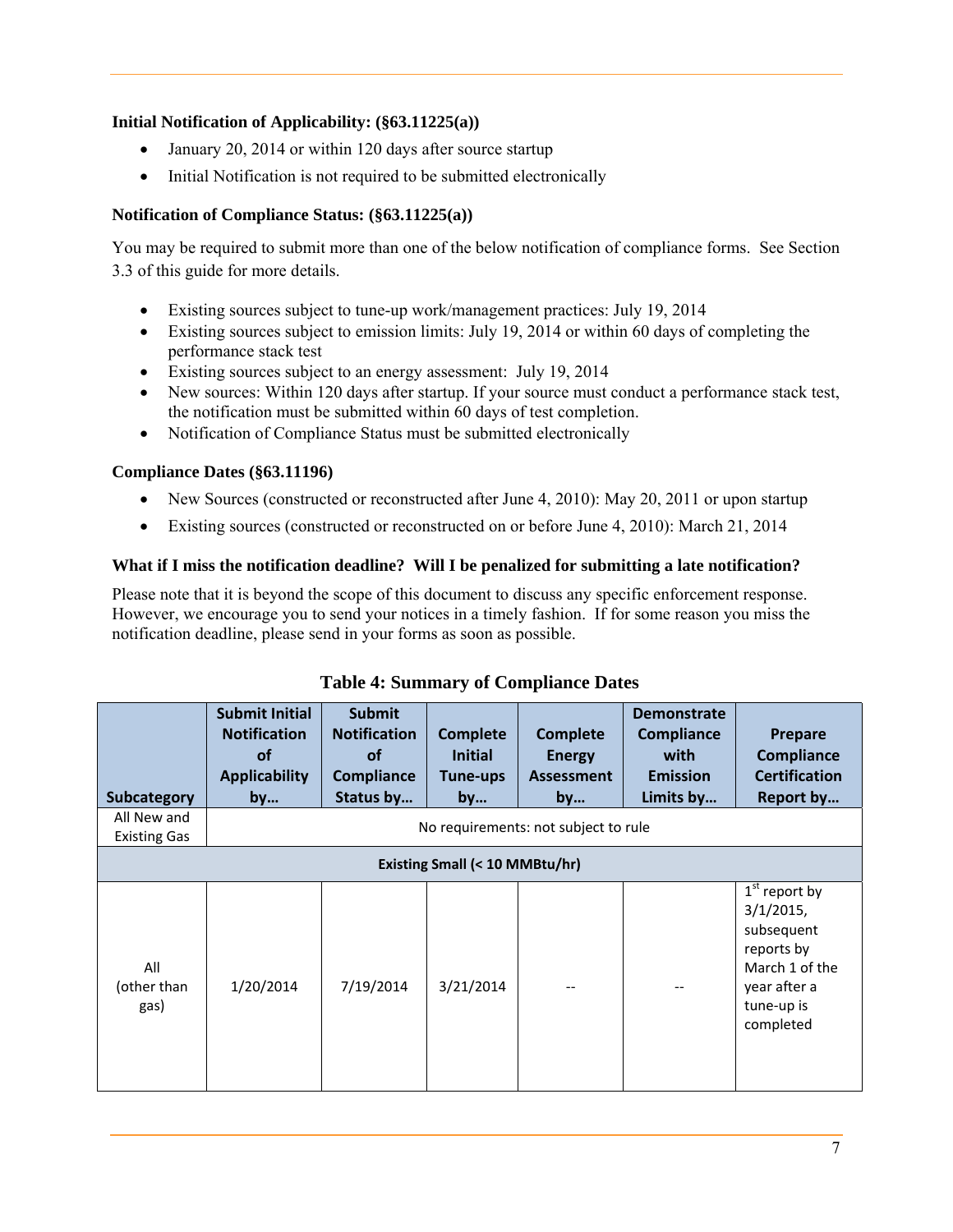**Initial Notification of Applicability: (§63.11225(a))**

- January 20, 2014 or within 120 days after source startup
- Initial Notification is not required to be submitted electronically

**Notification of Compliance Status: (§63.11225(a))**

You may be required to submit more than one of the below notification of compliance forms. See Section 3.3 of this guide for more details.

- Existing sources subject to tune-up work/management practices: July 19, 2014
- Existing sources subject to emission limits: July 19, 2014 or within 60 days of completing the performance stack test
- Existing sources subject to an energy assessment: July 19, 2014
- New sources: Within 120 days after startup. If your source must conduct a performance stack test, the notification must be submitted within 60 days of test completion.
- Notification of Compliance Status must be submitted electronically

**Compliance Dates (§63.11196)**

- New Sources (constructed or reconstructed after June 4, 2010): May 20, 2011 or upon startup
- Existing sources (constructed or reconstructed on or before June 4, 2010): March 21, 2014

**What if I miss the notification deadline? Will I be penalized for submitting a late notification?**

Please note that it is beyond the scope of this document to discuss any specific enforcement response. However, we encourage you to send your notices in a timely fashion. If for some reason you miss the notification deadline, please send in your forms as soon as possible.

**Table 4: Summary of Compliance Dates**

| Subcategory | Submit Initial Notification of Applicability by… | Submit Notification of Compliance Status by… | Complete Initial Tune-ups by… | Complete Energy Assessment by… | Demonstrate Compliance with Emission Limits by… | Prepare Compliance Certification Report by… |
|---|---|---|---|---|---|---|
| All New and Existing Gas | No requirements: not subject to rule | | | | | |
| **Existing Small (< 10 MMBtu/hr)** | | | | | | |
| All (other than gas) | 1/20/2014 | 7/19/2014 | 3/21/2014 | -- | -- | 1st report by 3/1/2015, subsequent reports by March 1 of the year after a tune-up is completed |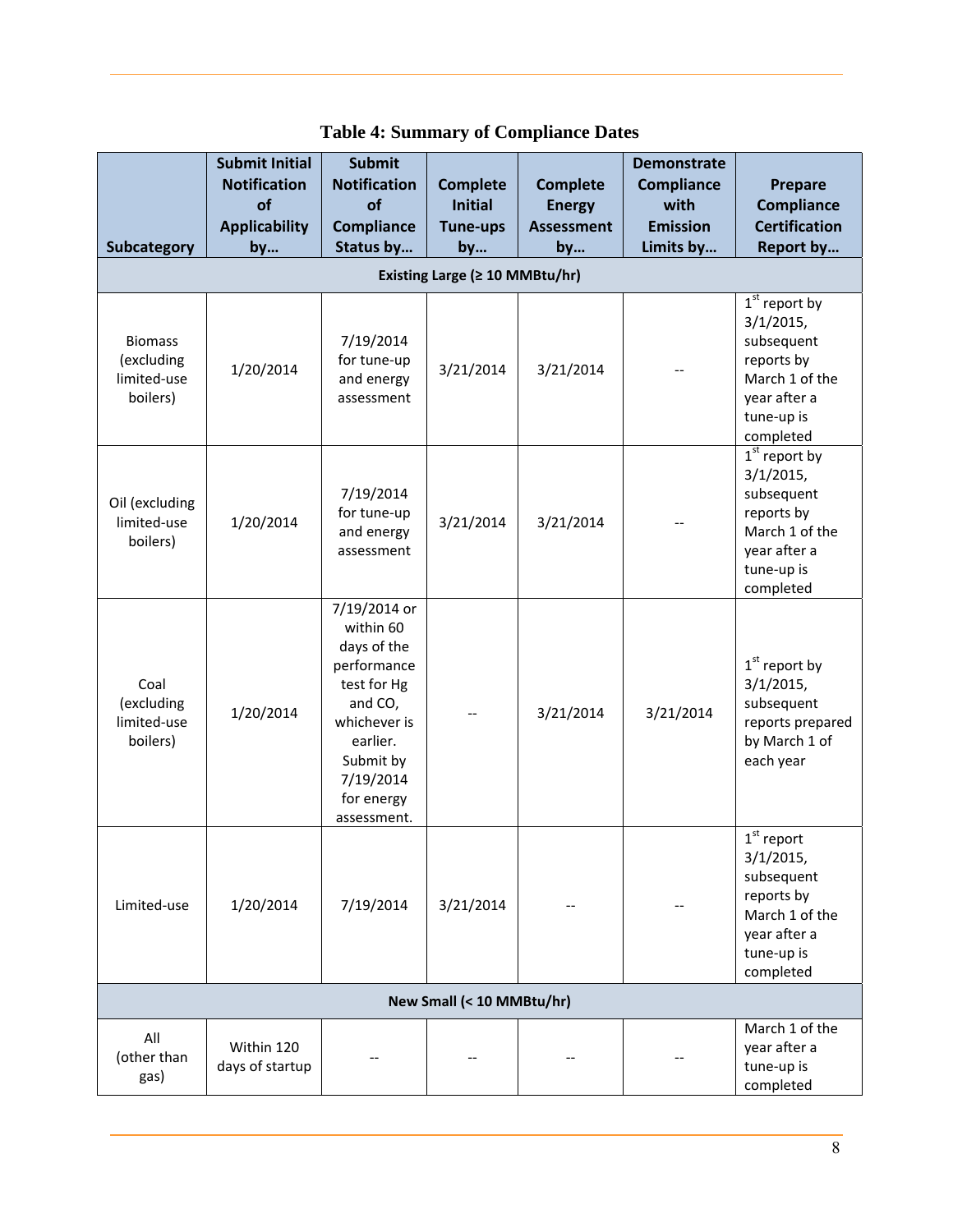**Table 4: Summary of Compliance Dates**

| Subcategory | Submit Initial Notification of Applicability by… | Submit Notification of Compliance Status by… | Complete Initial Tune-ups by… | Complete Energy Assessment by… | Demonstrate Compliance with Emission Limits by… | Prepare Compliance Certification Report by… |
|---|---|---|---|---|---|---|
| **Existing Large (≥ 10 MMBtu/hr)** | | | | | | |
| Biomass (excluding limited-use boilers) | 1/20/2014 | 7/19/2014 for tune-up and energy assessment | 3/21/2014 | 3/21/2014 | -- | 1st report by 3/1/2015, subsequent reports by March 1 of the year after a tune-up is completed |
| Oil (excluding limited-use boilers) | 1/20/2014 | 7/19/2014 for tune-up and energy assessment | 3/21/2014 | 3/21/2014 | -- | 1st report by 3/1/2015, subsequent reports by March 1 of the year after a tune-up is completed |
| Coal (excluding limited-use boilers) | 1/20/2014 | 7/19/2014 or within 60 days of the performance test for Hg and CO, whichever is earlier. Submit by 7/19/2014 for energy assessment. | -- | 3/21/2014 | 3/21/2014 | 1st report by 3/1/2015, subsequent reports prepared by March 1 of each year |
| Limited-use | 1/20/2014 | 7/19/2014 | 3/21/2014 | -- | -- | 1st report 3/1/2015, subsequent reports by March 1 of the year after a tune-up is completed |
| **New Small (< 10 MMBtu/hr)** | | | | | | |
| All (other than gas) | Within 120 days of startup | -- | -- | -- | -- | March 1 of the year after a tune-up is completed |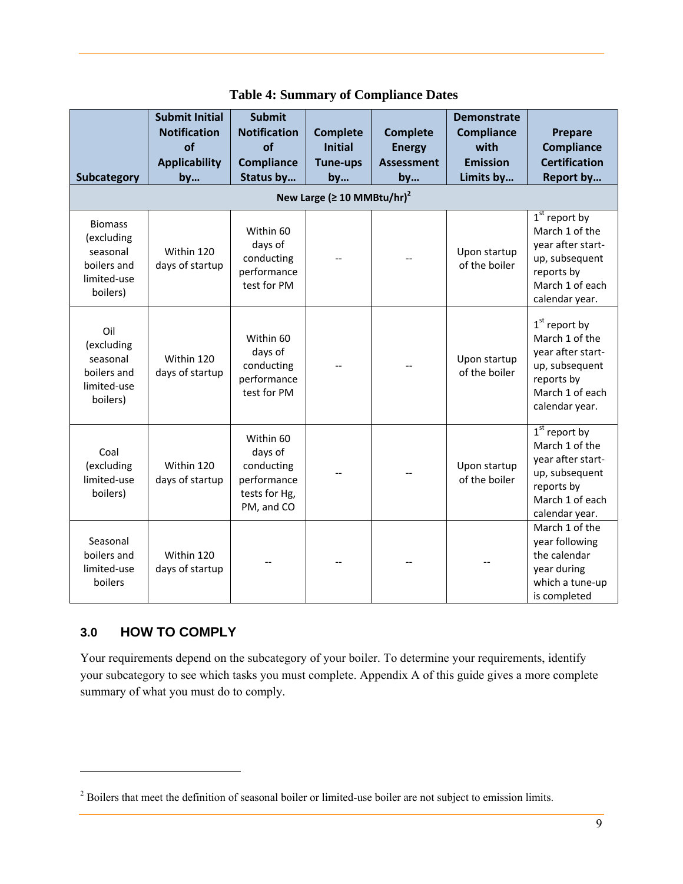**Table 4: Summary of Compliance Dates**

| Subcategory | Submit Initial Notification of Applicability by… | Submit Notification of Compliance Status by… | Complete Initial Tune-ups by… | Complete Energy Assessment by… | Demonstrate Compliance with Emission Limits by… | Prepare Compliance Certification Report by… |
|---|---|---|---|---|---|---|
| **New Large (≥ 10 MMBtu/hr)[2]** | | | | | | |
| Biomass (excluding seasonal boilers and limited-use boilers) | Within 120 days of startup | Within 60 days of conducting performance test for PM | -- | -- | Upon startup of the boiler | 1st report by March 1 of the year after start-up, subsequent reports by March 1 of each calendar year. |
| Oil (excluding seasonal boilers and limited-use boilers) | Within 120 days of startup | Within 60 days of conducting performance test for PM | -- | -- | Upon startup of the boiler | 1st report by March 1 of the year after start-up, subsequent reports by March 1 of each calendar year. |
| Coal (excluding limited-use boilers) | Within 120 days of startup | Within 60 days of conducting performance tests for Hg, PM, and CO | -- | -- | Upon startup of the boiler | 1st report by March 1 of the year after start-up, subsequent reports by March 1 of each calendar year. |
| Seasonal boilers and limited-use boilers | Within 120 days of startup | -- | -- | -- | -- | March 1 of the year following the calendar year during which a tune-up is completed |

## 3.0 HOW TO COMPLY

Your requirements depend on the subcategory of your boiler. To determine your requirements, identify your subcategory to see which tasks you must complete. Appendix A of this guide gives a more complete summary of what you must do to comply.

[2] Boilers that meet the definition of seasonal boiler or limited-use boiler are not subject to emission limits.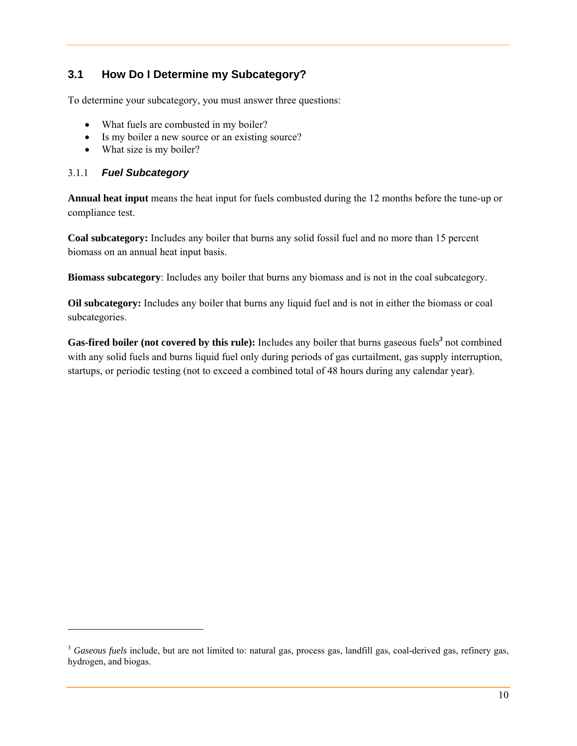## 3.1 How Do I Determine my Subcategory?

To determine your subcategory, you must answer three questions:

- What fuels are combusted in my boiler?
- Is my boiler a new source or an existing source?
- What size is my boiler?

### 3.1.1 *Fuel Subcategory*

**Annual heat input** means the heat input for fuels combusted during the 12 months before the tune-up or compliance test.

**Coal subcategory:** Includes any boiler that burns any solid fossil fuel and no more than 15 percent biomass on an annual heat input basis.

**Biomass subcategory**: Includes any boiler that burns any biomass and is not in the coal subcategory.

**Oil subcategory:** Includes any boiler that burns any liquid fuel and is not in either the biomass or coal subcategories.

**Gas-fired boiler (not covered by this rule):** Includes any boiler that burns gaseous fuels[3] not combined with any solid fuels and burns liquid fuel only during periods of gas curtailment, gas supply interruption, startups, or periodic testing (not to exceed a combined total of 48 hours during any calendar year).

---

[3] *Gaseous fuels* include, but are not limited to: natural gas, process gas, landfill gas, coal-derived gas, refinery gas, hydrogen, and biogas.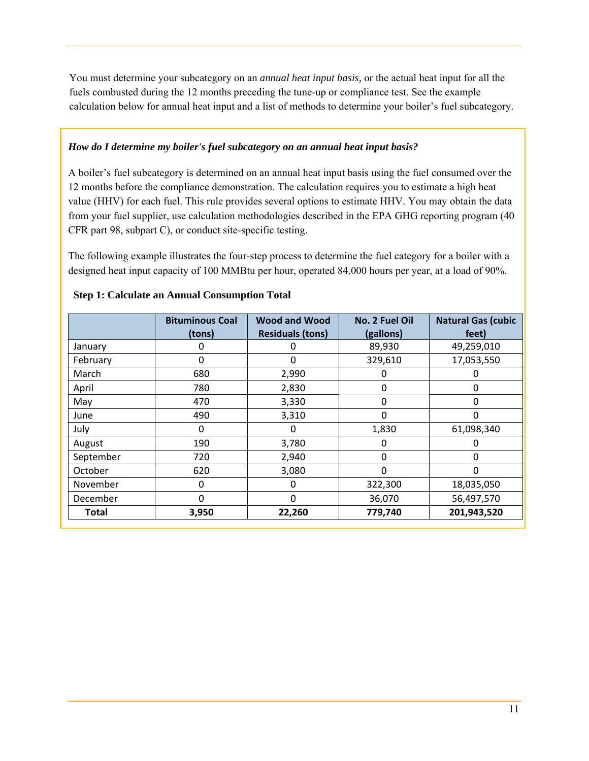You must determine your subcategory on an *annual heat input basis,* or the actual heat input for all the fuels combusted during the 12 months preceding the tune-up or compliance test. See the example calculation below for annual heat input and a list of methods to determine your boiler's fuel subcategory.

***How do I determine my boiler's fuel subcategory on an annual heat input basis?***

A boiler's fuel subcategory is determined on an annual heat input basis using the fuel consumed over the 12 months before the compliance demonstration. The calculation requires you to estimate a high heat value (HHV) for each fuel. This rule provides several options to estimate HHV. You may obtain the data from your fuel supplier, use calculation methodologies described in the EPA GHG reporting program (40 CFR part 98, subpart C), or conduct site-specific testing.

The following example illustrates the four-step process to determine the fuel category for a boiler with a designed heat input capacity of 100 MMBtu per hour, operated 84,000 hours per year, at a load of 90%.

**Step 1: Calculate an Annual Consumption Total**

| | Bituminous Coal (tons) | Wood and Wood Residuals (tons) | No. 2 Fuel Oil (gallons) | Natural Gas (cubic feet) |
|---|---|---|---|---|
| January | 0 | 0 | 89,930 | 49,259,010 |
| February | 0 | 0 | 329,610 | 17,053,550 |
| March | 680 | 2,990 | 0 | 0 |
| April | 780 | 2,830 | 0 | 0 |
| May | 470 | 3,330 | 0 | 0 |
| June | 490 | 3,310 | 0 | 0 |
| July | 0 | 0 | 1,830 | 61,098,340 |
| August | 190 | 3,780 | 0 | 0 |
| September | 720 | 2,940 | 0 | 0 |
| October | 620 | 3,080 | 0 | 0 |
| November | 0 | 0 | 322,300 | 18,035,050 |
| December | 0 | 0 | 36,070 | 56,497,570 |
| **Total** | **3,950** | **22,260** | **779,740** | **201,943,520** |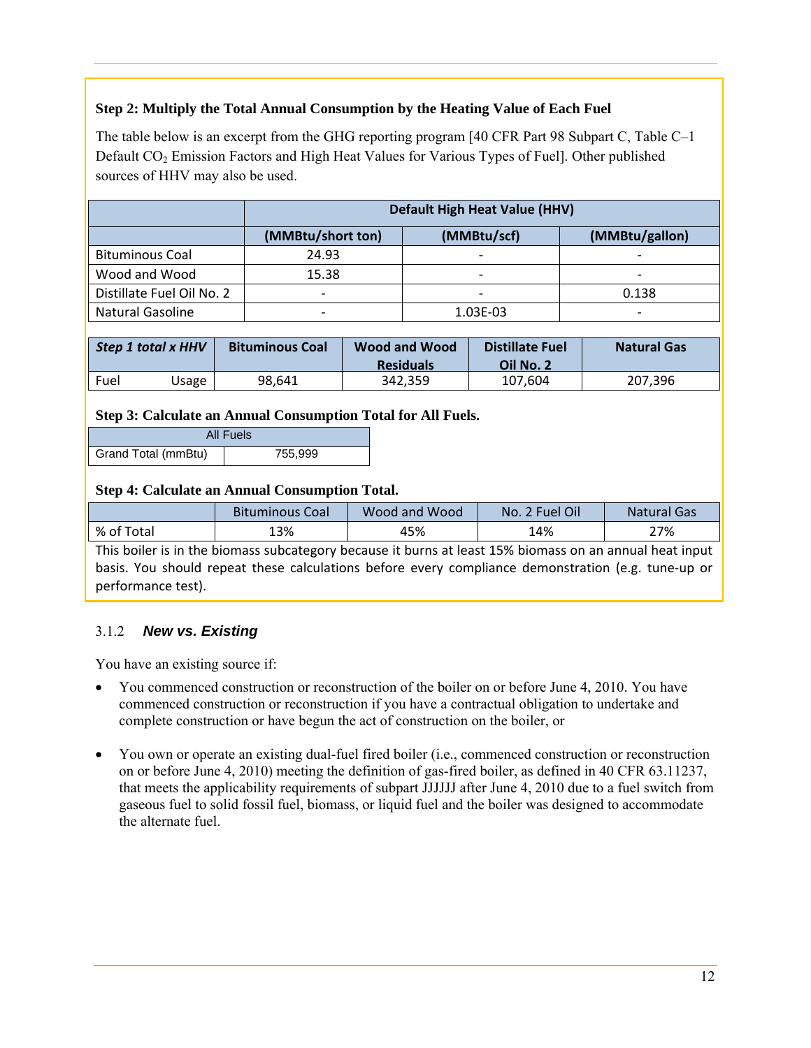**Step 2: Multiply the Total Annual Consumption by the Heating Value of Each Fuel**

The table below is an excerpt from the GHG reporting program [40 CFR Part 98 Subpart C, Table C–1 Default $CO_2$ Emission Factors and High Heat Values for Various Types of Fuel]. Other published sources of HHV may also be used.

| | Default High Heat Value (HHV) | | |
|---|---|---|---|
| | (MMBtu/short ton) | (MMBtu/scf) | (MMBtu/gallon) |
| Bituminous Coal | 24.93 | - | - |
| Wood and Wood | 15.38 | - | - |
| Distillate Fuel Oil No. 2 | - | - | 0.138 |
| Natural Gasoline | - | 1.03E-03 | - |

| *Step 1 total x HHV* | Bituminous Coal | Wood and Wood Residuals | Distillate Fuel Oil No. 2 | Natural Gas |
|---|---|---|---|---|
| Fuel Usage | 98,641 | 342,359 | 107,604 | 207,396 |

**Step 3: Calculate an Annual Consumption Total for All Fuels.**

| | All Fuels |
|---|---|
| Grand Total (mmBtu) | 755,999 |

**Step 4: Calculate an Annual Consumption Total.**

| | Bituminous Coal | Wood and Wood | No. 2 Fuel Oil | Natural Gas |
|---|---|---|---|---|
| % of Total | 13% | 45% | 14% | 27% |

This boiler is in the biomass subcategory because it burns at least 15% biomass on an annual heat input basis. You should repeat these calculations before every compliance demonstration (e.g. tune-up or performance test).

### 3.1.2 *New vs. Existing*

You have an existing source if:

- You commenced construction or reconstruction of the boiler on or before June 4, 2010. You have commenced construction or reconstruction if you have a contractual obligation to undertake and complete construction or have begun the act of construction on the boiler, or

- You own or operate an existing dual-fuel fired boiler (i.e., commenced construction or reconstruction on or before June 4, 2010) meeting the definition of gas-fired boiler, as defined in 40 CFR 63.11237, that meets the applicability requirements of subpart JJJJJJ after June 4, 2010 due to a fuel switch from gaseous fuel to solid fossil fuel, biomass, or liquid fuel and the boiler was designed to accommodate the alternate fuel.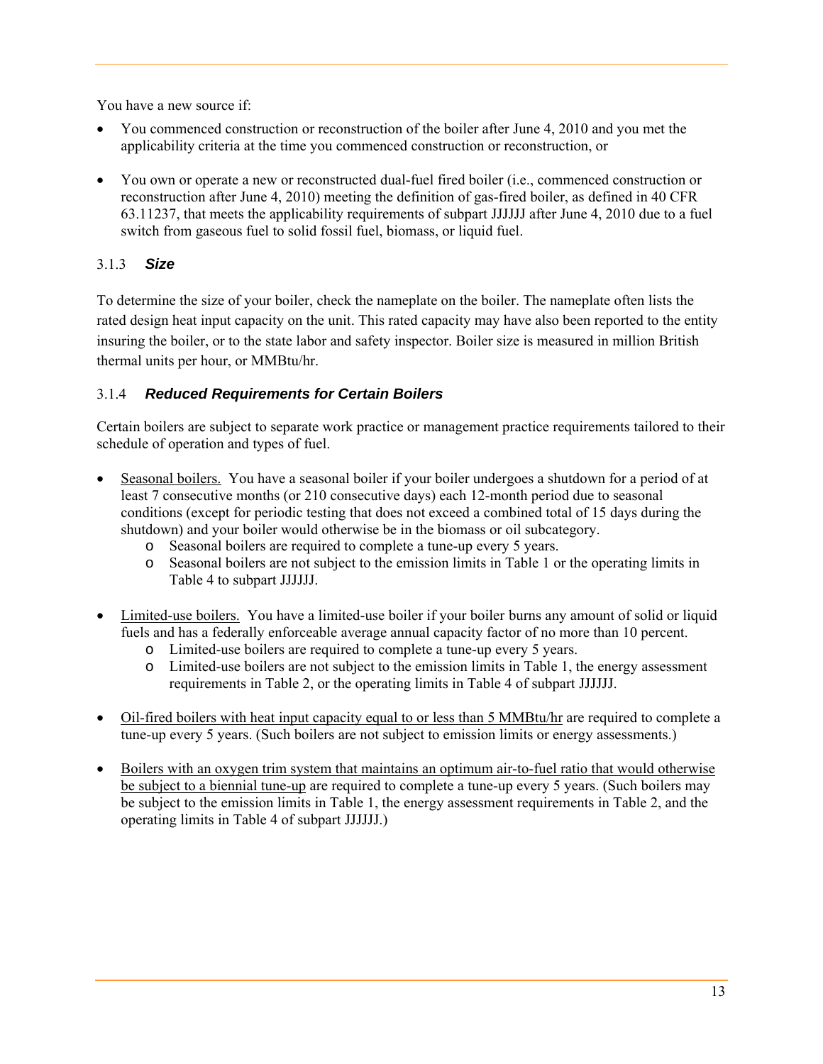You have a new source if:

- You commenced construction or reconstruction of the boiler after June 4, 2010 and you met the applicability criteria at the time you commenced construction or reconstruction, or
- You own or operate a new or reconstructed dual-fuel fired boiler (i.e., commenced construction or reconstruction after June 4, 2010) meeting the definition of gas-fired boiler, as defined in 40 CFR 63.11237, that meets the applicability requirements of subpart JJJJJJ after June 4, 2010 due to a fuel switch from gaseous fuel to solid fossil fuel, biomass, or liquid fuel.

### 3.1.3 *Size*

To determine the size of your boiler, check the nameplate on the boiler. The nameplate often lists the rated design heat input capacity on the unit. This rated capacity may have also been reported to the entity insuring the boiler, or to the state labor and safety inspector. Boiler size is measured in million British thermal units per hour, or MMBtu/hr.

### 3.1.4 *Reduced Requirements for Certain Boilers*

Certain boilers are subject to separate work practice or management practice requirements tailored to their schedule of operation and types of fuel.

- Seasonal boilers. You have a seasonal boiler if your boiler undergoes a shutdown for a period of at least 7 consecutive months (or 210 consecutive days) each 12-month period due to seasonal conditions (except for periodic testing that does not exceed a combined total of 15 days during the shutdown) and your boiler would otherwise be in the biomass or oil subcategory.
  - Seasonal boilers are required to complete a tune-up every 5 years.
  - Seasonal boilers are not subject to the emission limits in Table 1 or the operating limits in Table 4 to subpart JJJJJJ.
- Limited-use boilers. You have a limited-use boiler if your boiler burns any amount of solid or liquid fuels and has a federally enforceable average annual capacity factor of no more than 10 percent.
  - Limited-use boilers are required to complete a tune-up every 5 years.
  - Limited-use boilers are not subject to the emission limits in Table 1, the energy assessment requirements in Table 2, or the operating limits in Table 4 of subpart JJJJJJ.
- Oil-fired boilers with heat input capacity equal to or less than 5 MMBtu/hr are required to complete a tune-up every 5 years. (Such boilers are not subject to emission limits or energy assessments.)
- Boilers with an oxygen trim system that maintains an optimum air-to-fuel ratio that would otherwise be subject to a biennial tune-up are required to complete a tune-up every 5 years. (Such boilers may be subject to the emission limits in Table 1, the energy assessment requirements in Table 2, and the operating limits in Table 4 of subpart JJJJJJ.)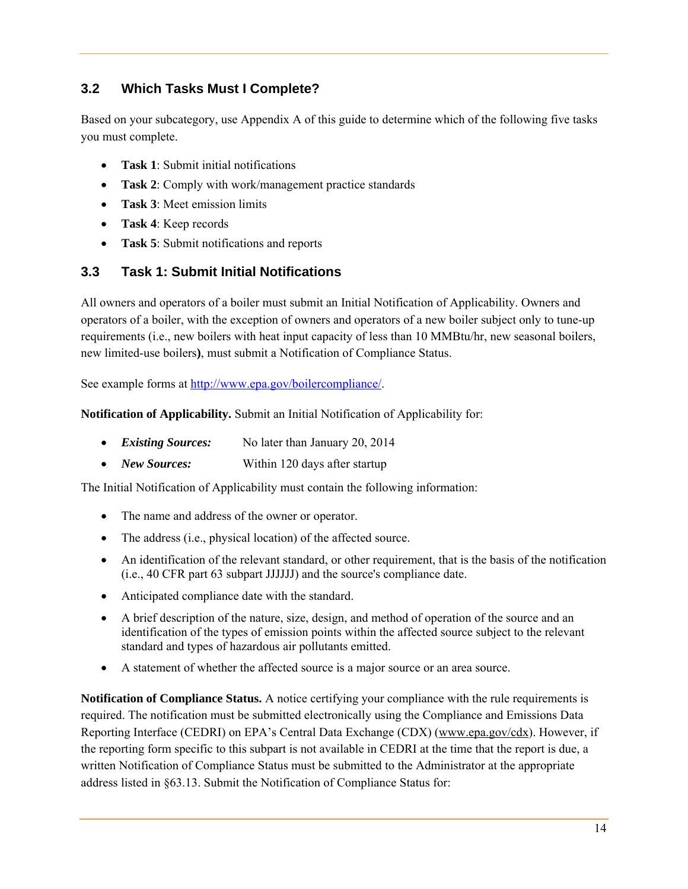## 3.2 Which Tasks Must I Complete?

Based on your subcategory, use Appendix A of this guide to determine which of the following five tasks you must complete.

- **Task 1**: Submit initial notifications
- **Task 2**: Comply with work/management practice standards
- **Task 3**: Meet emission limits
- **Task 4**: Keep records
- **Task 5**: Submit notifications and reports

## 3.3 Task 1: Submit Initial Notifications

All owners and operators of a boiler must submit an Initial Notification of Applicability. Owners and operators of a boiler, with the exception of owners and operators of a new boiler subject only to tune-up requirements (i.e., new boilers with heat input capacity of less than 10 MMBtu/hr, new seasonal boilers, new limited-use boilers**)**, must submit a Notification of Compliance Status.

See example forms at http://www.epa.gov/boilercompliance/.

**Notification of Applicability.** Submit an Initial Notification of Applicability for:

- ***Existing Sources:*** No later than January 20, 2014
- ***New Sources:*** Within 120 days after startup

The Initial Notification of Applicability must contain the following information:

- The name and address of the owner or operator.
- The address (i.e., physical location) of the affected source.
- An identification of the relevant standard, or other requirement, that is the basis of the notification (i.e., 40 CFR part 63 subpart JJJJJJ) and the source's compliance date.
- Anticipated compliance date with the standard.
- A brief description of the nature, size, design, and method of operation of the source and an identification of the types of emission points within the affected source subject to the relevant standard and types of hazardous air pollutants emitted.
- A statement of whether the affected source is a major source or an area source.

**Notification of Compliance Status.** A notice certifying your compliance with the rule requirements is required. The notification must be submitted electronically using the Compliance and Emissions Data Reporting Interface (CEDRI) on EPA's Central Data Exchange (CDX) (www.epa.gov/cdx). However, if the reporting form specific to this subpart is not available in CEDRI at the time that the report is due, a written Notification of Compliance Status must be submitted to the Administrator at the appropriate address listed in §63.13. Submit the Notification of Compliance Status for: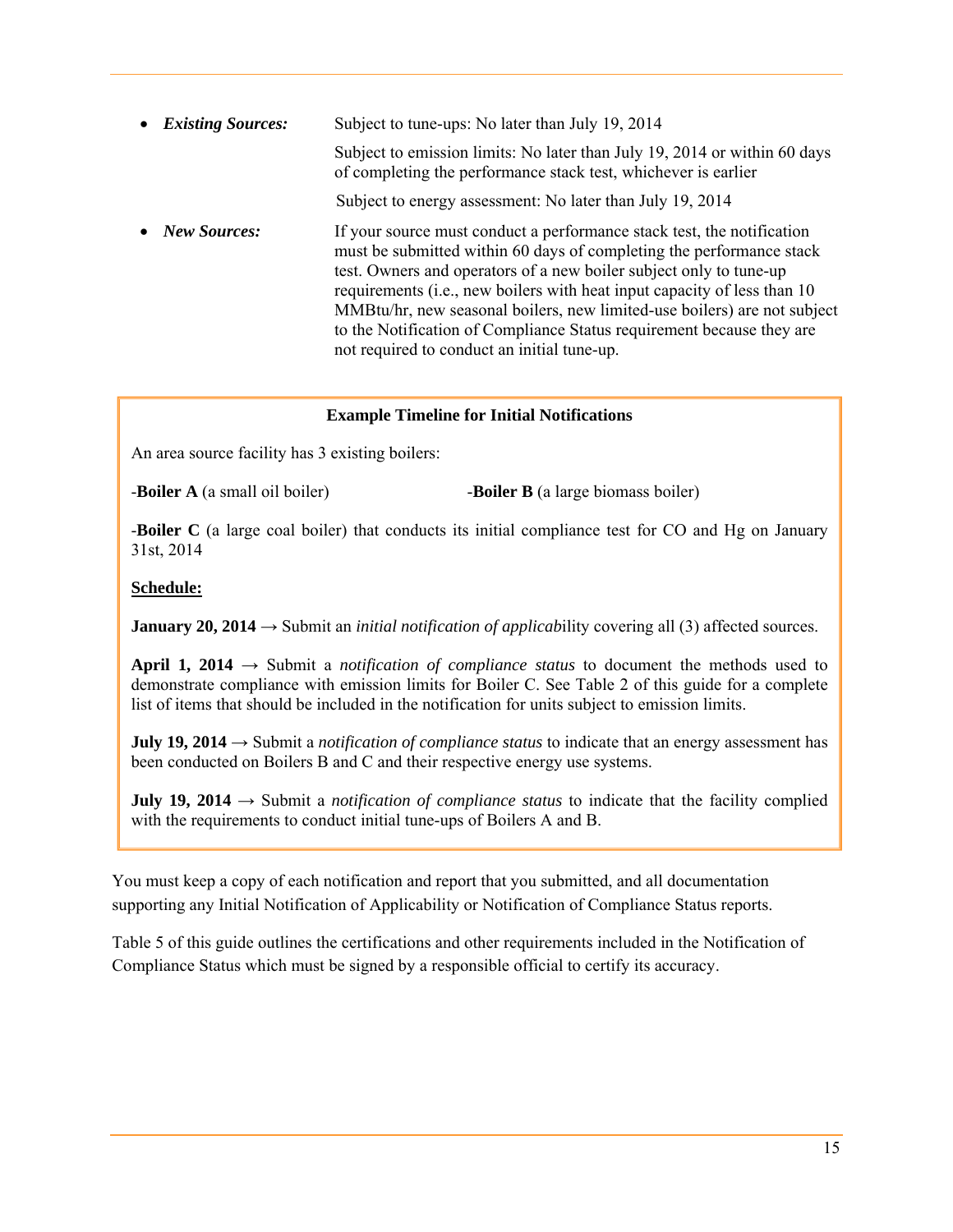- ***Existing Sources:*** Subject to tune-ups: No later than July 19, 2014

  Subject to emission limits: No later than July 19, 2014 or within 60 days of completing the performance stack test, whichever is earlier

  Subject to energy assessment: No later than July 19, 2014

- ***New Sources:*** If your source must conduct a performance stack test, the notification must be submitted within 60 days of completing the performance stack test. Owners and operators of a new boiler subject only to tune-up requirements (i.e., new boilers with heat input capacity of less than 10 MMBtu/hr, new seasonal boilers, new limited-use boilers) are not subject to the Notification of Compliance Status requirement because they are not required to conduct an initial tune-up.

**Example Timeline for Initial Notifications**

An area source facility has 3 existing boilers:

-**Boiler A** (a small oil boiler)

-**Boiler B** (a large biomass boiler)

-**Boiler C** (a large coal boiler) that conducts its initial compliance test for CO and Hg on January 31st, 2014

**Schedule:**

**January 20, 2014** → Submit an *initial notification of applicab*ility covering all (3) affected sources.

**April 1, 2014** → Submit a *notification of compliance status* to document the methods used to demonstrate compliance with emission limits for Boiler C. See Table 2 of this guide for a complete list of items that should be included in the notification for units subject to emission limits.

**July 19, 2014** → Submit a *notification of compliance status* to indicate that an energy assessment has been conducted on Boilers B and C and their respective energy use systems.

**July 19, 2014** → Submit a *notification of compliance status* to indicate that the facility complied with the requirements to conduct initial tune-ups of Boilers A and B.

You must keep a copy of each notification and report that you submitted, and all documentation supporting any Initial Notification of Applicability or Notification of Compliance Status reports.

Table 5 of this guide outlines the certifications and other requirements included in the Notification of Compliance Status which must be signed by a responsible official to certify its accuracy.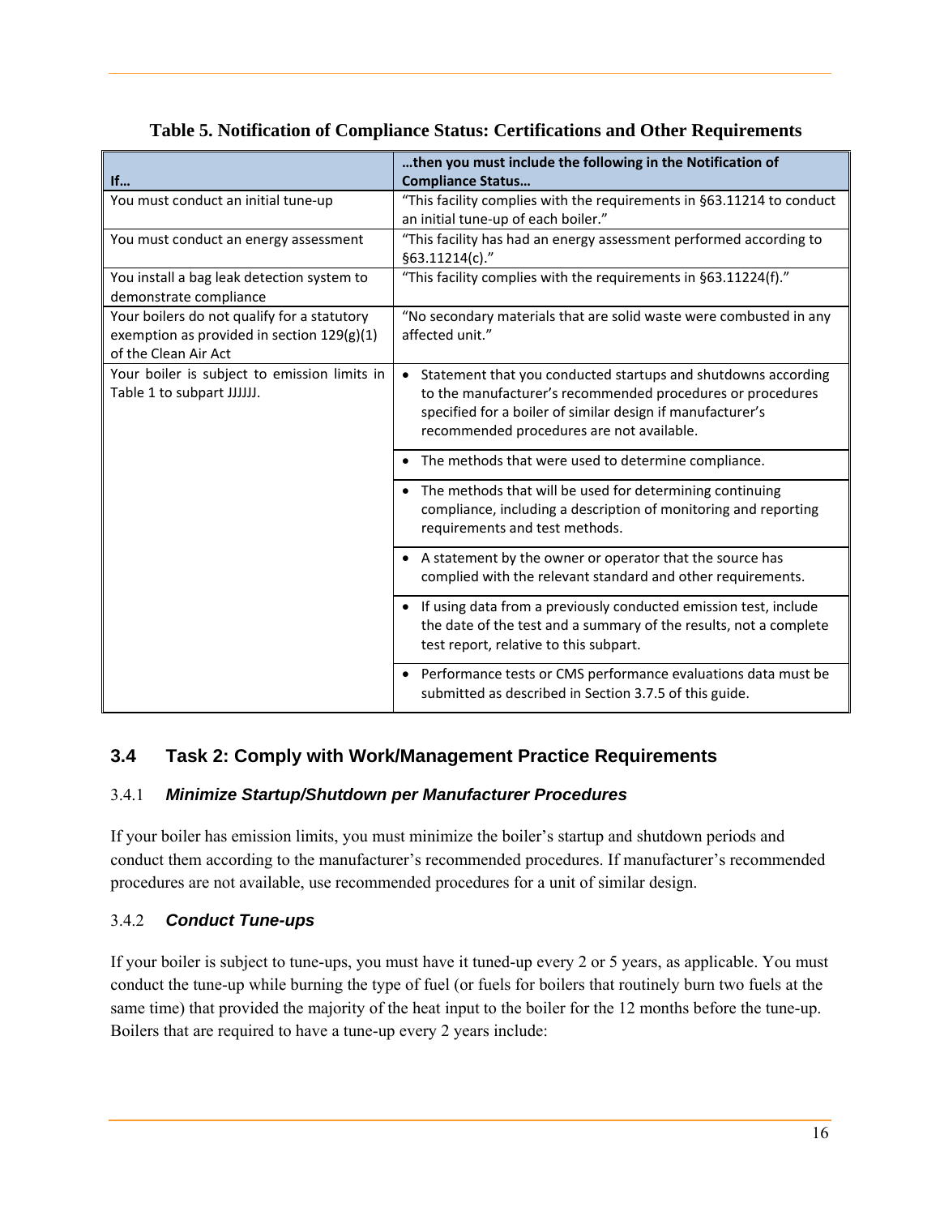**Table 5. Notification of Compliance Status: Certifications and Other Requirements**

| If… | …then you must include the following in the Notification of Compliance Status… |
|---|---|
| You must conduct an initial tune-up | "This facility complies with the requirements in §63.11214 to conduct an initial tune-up of each boiler." |
| You must conduct an energy assessment | "This facility has had an energy assessment performed according to §63.11214(c)." |
| You install a bag leak detection system to demonstrate compliance | "This facility complies with the requirements in §63.11224(f)." |
| Your boilers do not qualify for a statutory exemption as provided in section 129(g)(1) of the Clean Air Act | "No secondary materials that are solid waste were combusted in any affected unit." |
| Your boiler is subject to emission limits in Table 1 to subpart JJJJJJ. | • Statement that you conducted startups and shutdowns according to the manufacturer's recommended procedures or procedures specified for a boiler of similar design if manufacturer's recommended procedures are not available. |
| | • The methods that were used to determine compliance. |
| | • The methods that will be used for determining continuing compliance, including a description of monitoring and reporting requirements and test methods. |
| | • A statement by the owner or operator that the source has complied with the relevant standard and other requirements. |
| | • If using data from a previously conducted emission test, include the date of the test and a summary of the results, not a complete test report, relative to this subpart. |
| | • Performance tests or CMS performance evaluations data must be submitted as described in Section 3.7.5 of this guide. |

## 3.4 Task 2: Comply with Work/Management Practice Requirements

### 3.4.1 *Minimize Startup/Shutdown per Manufacturer Procedures*

If your boiler has emission limits, you must minimize the boiler's startup and shutdown periods and conduct them according to the manufacturer's recommended procedures. If manufacturer's recommended procedures are not available, use recommended procedures for a unit of similar design.

### 3.4.2 *Conduct Tune-ups*

If your boiler is subject to tune-ups, you must have it tuned-up every 2 or 5 years, as applicable. You must conduct the tune-up while burning the type of fuel (or fuels for boilers that routinely burn two fuels at the same time) that provided the majority of the heat input to the boiler for the 12 months before the tune-up. Boilers that are required to have a tune-up every 2 years include: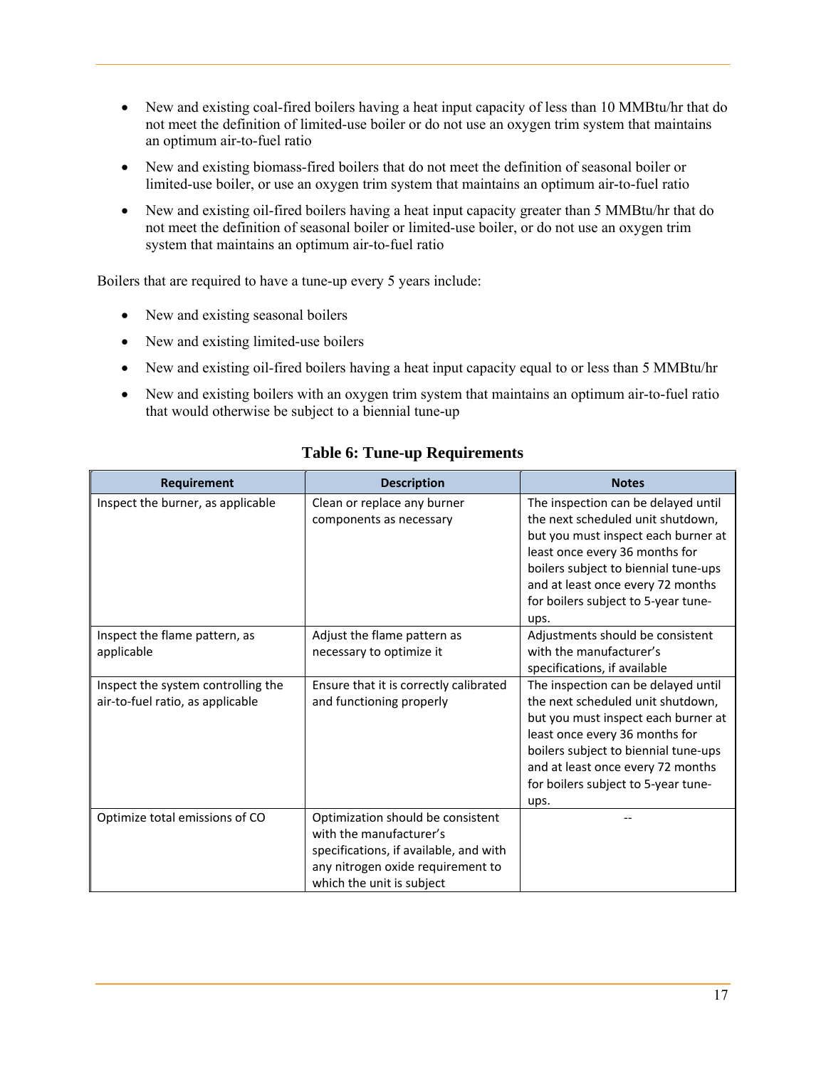- New and existing coal-fired boilers having a heat input capacity of less than 10 MMBtu/hr that do not meet the definition of limited-use boiler or do not use an oxygen trim system that maintains an optimum air-to-fuel ratio
- New and existing biomass-fired boilers that do not meet the definition of seasonal boiler or limited-use boiler, or use an oxygen trim system that maintains an optimum air-to-fuel ratio
- New and existing oil-fired boilers having a heat input capacity greater than 5 MMBtu/hr that do not meet the definition of seasonal boiler or limited-use boiler, or do not use an oxygen trim system that maintains an optimum air-to-fuel ratio

Boilers that are required to have a tune-up every 5 years include:

- New and existing seasonal boilers
- New and existing limited-use boilers
- New and existing oil-fired boilers having a heat input capacity equal to or less than 5 MMBtu/hr
- New and existing boilers with an oxygen trim system that maintains an optimum air-to-fuel ratio that would otherwise be subject to a biennial tune-up

**Table 6: Tune-up Requirements**

| Requirement | Description | Notes |
|---|---|---|
| Inspect the burner, as applicable | Clean or replace any burner components as necessary | The inspection can be delayed until the next scheduled unit shutdown, but you must inspect each burner at least once every 36 months for boilers subject to biennial tune-ups and at least once every 72 months for boilers subject to 5-year tune-ups. |
| Inspect the flame pattern, as applicable | Adjust the flame pattern as necessary to optimize it | Adjustments should be consistent with the manufacturer's specifications, if available |
| Inspect the system controlling the air-to-fuel ratio, as applicable | Ensure that it is correctly calibrated and functioning properly | The inspection can be delayed until the next scheduled unit shutdown, but you must inspect each burner at least once every 36 months for boilers subject to biennial tune-ups and at least once every 72 months for boilers subject to 5-year tune-ups. |
| Optimize total emissions of CO | Optimization should be consistent with the manufacturer's specifications, if available, and with any nitrogen oxide requirement to which the unit is subject | -- |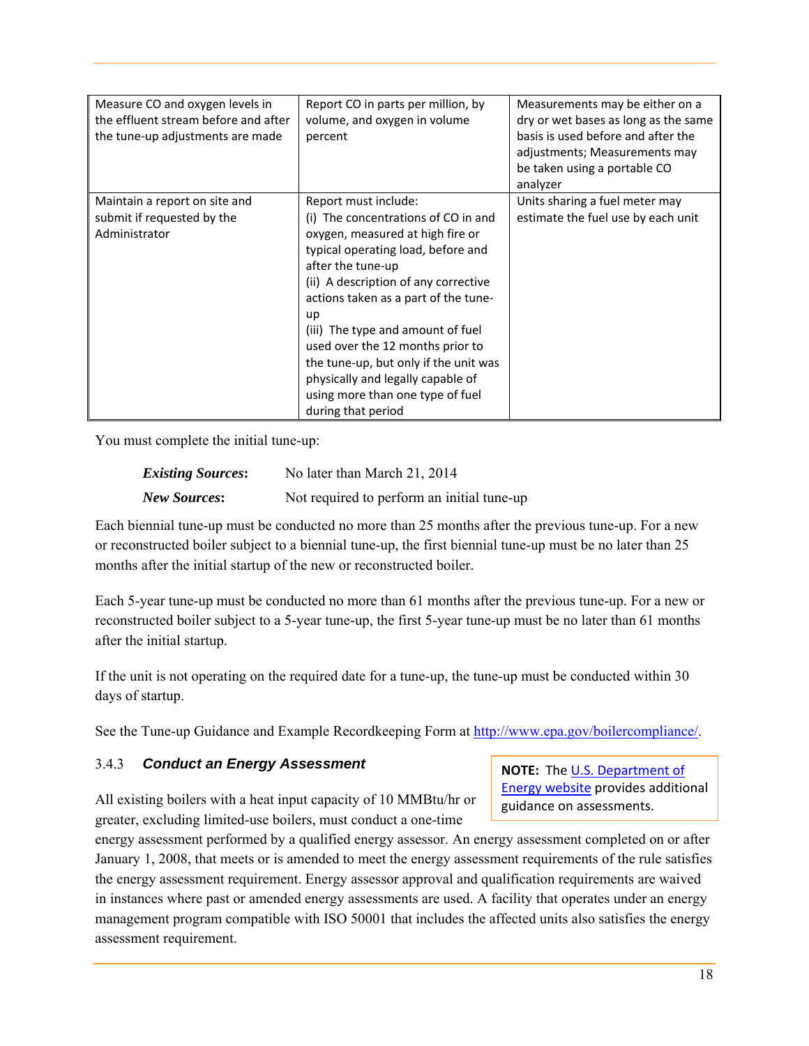| Measure CO and oxygen levels in the effluent stream before and after the tune-up adjustments are made | Report CO in parts per million, by volume, and oxygen in volume percent | Measurements may be either on a dry or wet bases as long as the same basis is used before and after the adjustments; Measurements may be taken using a portable CO analyzer |
|---|---|---|
| Maintain a report on site and submit if requested by the Administrator | Report must include:<br>(i) The concentrations of CO in and oxygen, measured at high fire or typical operating load, before and after the tune-up<br>(ii) A description of any corrective actions taken as a part of the tune-up<br>(iii) The type and amount of fuel used over the 12 months prior to the tune-up, but only if the unit was physically and legally capable of using more than one type of fuel during that period | Units sharing a fuel meter may estimate the fuel use by each unit |

You must complete the initial tune-up:

| | |
|---|---|
| ***Existing Sources*:** | No later than March 21, 2014 |
| ***New Sources*:** | Not required to perform an initial tune-up |

Each biennial tune-up must be conducted no more than 25 months after the previous tune-up. For a new or reconstructed boiler subject to a biennial tune-up, the first biennial tune-up must be no later than 25 months after the initial startup of the new or reconstructed boiler.

Each 5-year tune-up must be conducted no more than 61 months after the previous tune-up. For a new or reconstructed boiler subject to a 5-year tune-up, the first 5-year tune-up must be no later than 61 months after the initial startup.

If the unit is not operating on the required date for a tune-up, the tune-up must be conducted within 30 days of startup.

See the Tune-up Guidance and Example Recordkeeping Form at [http://www.epa.gov/boilercompliance/](http://www.epa.gov/boilercompliance/).

### 3.4.3 *Conduct an Energy Assessment*

> **NOTE:** The [U.S. Department of Energy website](#) provides additional guidance on assessments.

All existing boilers with a heat input capacity of 10 MMBtu/hr or greater, excluding limited-use boilers, must conduct a one-time energy assessment performed by a qualified energy assessor. An energy assessment completed on or after January 1, 2008, that meets or is amended to meet the energy assessment requirements of the rule satisfies the energy assessment requirement. Energy assessor approval and qualification requirements are waived in instances where past or amended energy assessments are used. A facility that operates under an energy management program compatible with ISO 50001 that includes the affected units also satisfies the energy assessment requirement.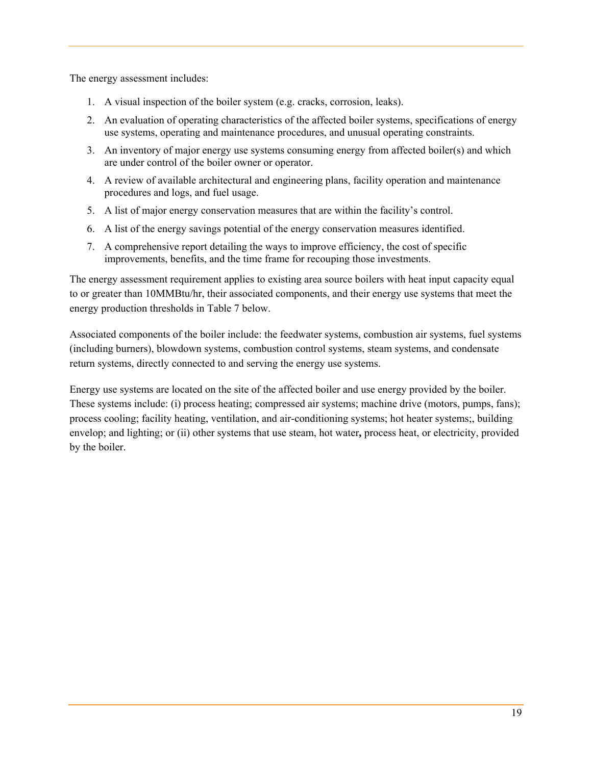The energy assessment includes:

1. A visual inspection of the boiler system (e.g. cracks, corrosion, leaks).
2. An evaluation of operating characteristics of the affected boiler systems, specifications of energy use systems, operating and maintenance procedures, and unusual operating constraints.
3. An inventory of major energy use systems consuming energy from affected boiler(s) and which are under control of the boiler owner or operator.
4. A review of available architectural and engineering plans, facility operation and maintenance procedures and logs, and fuel usage.
5. A list of major energy conservation measures that are within the facility's control.
6. A list of the energy savings potential of the energy conservation measures identified.
7. A comprehensive report detailing the ways to improve efficiency, the cost of specific improvements, benefits, and the time frame for recouping those investments.

The energy assessment requirement applies to existing area source boilers with heat input capacity equal to or greater than 10MMBtu/hr, their associated components, and their energy use systems that meet the energy production thresholds in Table 7 below.

Associated components of the boiler include: the feedwater systems, combustion air systems, fuel systems (including burners), blowdown systems, combustion control systems, steam systems, and condensate return systems, directly connected to and serving the energy use systems.

Energy use systems are located on the site of the affected boiler and use energy provided by the boiler. These systems include: (i) process heating; compressed air systems; machine drive (motors, pumps, fans); process cooling; facility heating, ventilation, and air-conditioning systems; hot heater systems;, building envelop; and lighting; or (ii) other systems that use steam, hot water**,** process heat, or electricity, provided by the boiler.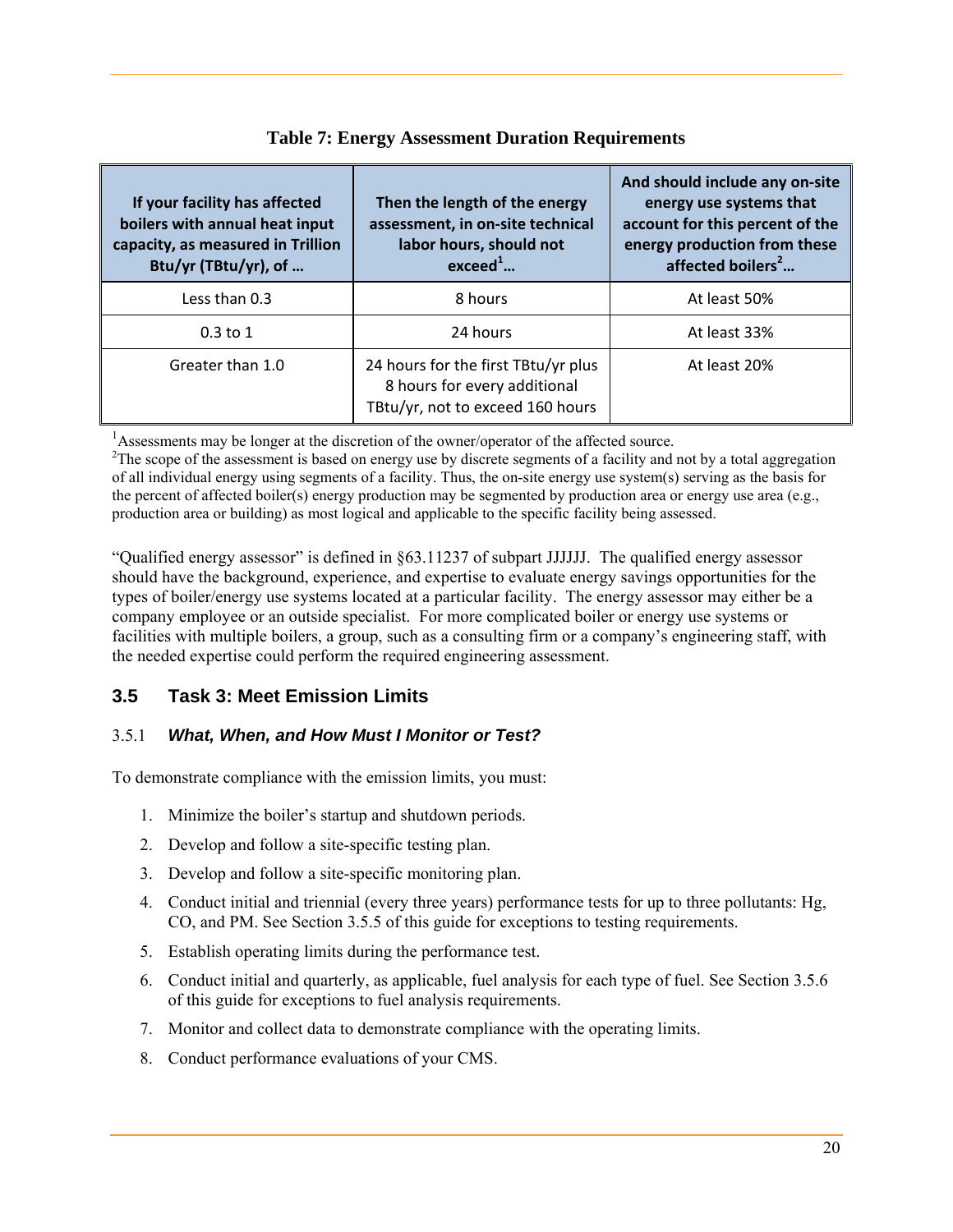**Table 7: Energy Assessment Duration Requirements**

| If your facility has affected boilers with annual heat input capacity, as measured in Trillion Btu/yr (TBtu/yr), of … | Then the length of the energy assessment, in on-site technical labor hours, should not exceed[1]… | And should include any on-site energy use systems that account for this percent of the energy production from these affected boilers[2]… |
|---|---|---|
| Less than 0.3 | 8 hours | At least 50% |
| 0.3 to 1 | 24 hours | At least 33% |
| Greater than 1.0 | 24 hours for the first TBtu/yr plus 8 hours for every additional TBtu/yr, not to exceed 160 hours | At least 20% |

[1]Assessments may be longer at the discretion of the owner/operator of the affected source.
[2]The scope of the assessment is based on energy use by discrete segments of a facility and not by a total aggregation of all individual energy using segments of a facility. Thus, the on-site energy use system(s) serving as the basis for the percent of affected boiler(s) energy production may be segmented by production area or energy use area (e.g., production area or building) as most logical and applicable to the specific facility being assessed.

"Qualified energy assessor" is defined in §63.11237 of subpart JJJJJJ. The qualified energy assessor should have the background, experience, and expertise to evaluate energy savings opportunities for the types of boiler/energy use systems located at a particular facility. The energy assessor may either be a company employee or an outside specialist. For more complicated boiler or energy use systems or facilities with multiple boilers, a group, such as a consulting firm or a company's engineering staff, with the needed expertise could perform the required engineering assessment.

## 3.5 Task 3: Meet Emission Limits

### 3.5.1 *What, When, and How Must I Monitor or Test?*

To demonstrate compliance with the emission limits, you must:

1. Minimize the boiler's startup and shutdown periods.
2. Develop and follow a site-specific testing plan.
3. Develop and follow a site-specific monitoring plan.
4. Conduct initial and triennial (every three years) performance tests for up to three pollutants: Hg, CO, and PM. See Section 3.5.5 of this guide for exceptions to testing requirements.
5. Establish operating limits during the performance test.
6. Conduct initial and quarterly, as applicable, fuel analysis for each type of fuel. See Section 3.5.6 of this guide for exceptions to fuel analysis requirements.
7. Monitor and collect data to demonstrate compliance with the operating limits.
8. Conduct performance evaluations of your CMS.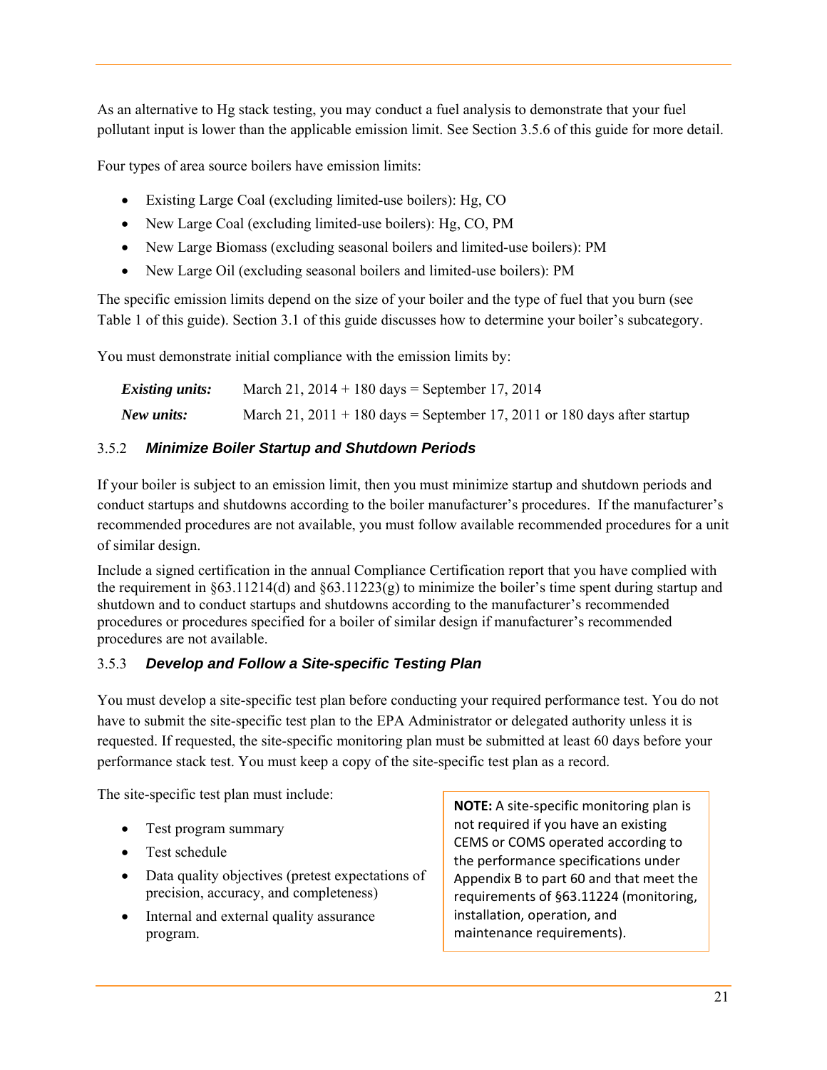As an alternative to Hg stack testing, you may conduct a fuel analysis to demonstrate that your fuel pollutant input is lower than the applicable emission limit. See Section 3.5.6 of this guide for more detail.

Four types of area source boilers have emission limits:

- Existing Large Coal (excluding limited-use boilers): Hg, CO
- New Large Coal (excluding limited-use boilers): Hg, CO, PM
- New Large Biomass (excluding seasonal boilers and limited-use boilers): PM
- New Large Oil (excluding seasonal boilers and limited-use boilers): PM

The specific emission limits depend on the size of your boiler and the type of fuel that you burn (see Table 1 of this guide). Section 3.1 of this guide discusses how to determine your boiler's subcategory.

You must demonstrate initial compliance with the emission limits by:

***Existing units:*** March 21, 2014 + 180 days = September 17, 2014

***New units:*** March 21, 2011 + 180 days = September 17, 2011 or 180 days after startup

### 3.5.2 *Minimize Boiler Startup and Shutdown Periods*

If your boiler is subject to an emission limit, then you must minimize startup and shutdown periods and conduct startups and shutdowns according to the boiler manufacturer's procedures. If the manufacturer's recommended procedures are not available, you must follow available recommended procedures for a unit of similar design.

Include a signed certification in the annual Compliance Certification report that you have complied with the requirement in §63.11214(d) and §63.11223(g) to minimize the boiler's time spent during startup and shutdown and to conduct startups and shutdowns according to the manufacturer's recommended procedures or procedures specified for a boiler of similar design if manufacturer's recommended procedures are not available.

### 3.5.3 *Develop and Follow a Site-specific Testing Plan*

You must develop a site-specific test plan before conducting your required performance test. You do not have to submit the site-specific test plan to the EPA Administrator or delegated authority unless it is requested. If requested, the site-specific monitoring plan must be submitted at least 60 days before your performance stack test. You must keep a copy of the site-specific test plan as a record.

The site-specific test plan must include:

- Test program summary
- Test schedule
- Data quality objectives (pretest expectations of precision, accuracy, and completeness)
- Internal and external quality assurance program.

**NOTE:** A site-specific monitoring plan is not required if you have an existing CEMS or COMS operated according to the performance specifications under Appendix B to part 60 and that meet the requirements of §63.11224 (monitoring, installation, operation, and maintenance requirements).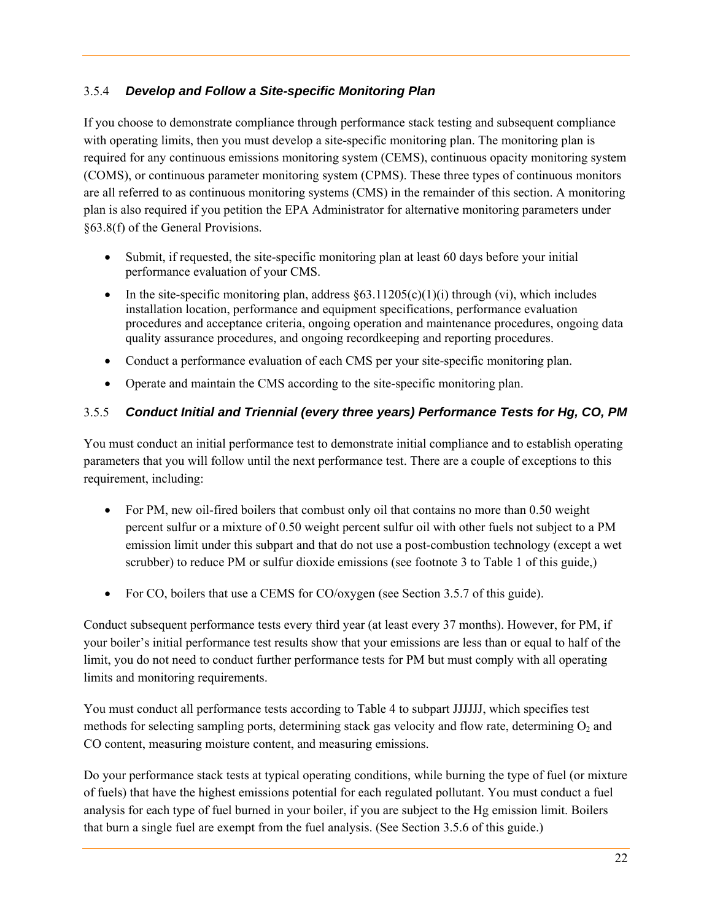### 3.5.4 *Develop and Follow a Site-specific Monitoring Plan*

If you choose to demonstrate compliance through performance stack testing and subsequent compliance with operating limits, then you must develop a site-specific monitoring plan. The monitoring plan is required for any continuous emissions monitoring system (CEMS), continuous opacity monitoring system (COMS), or continuous parameter monitoring system (CPMS). These three types of continuous monitors are all referred to as continuous monitoring systems (CMS) in the remainder of this section. A monitoring plan is also required if you petition the EPA Administrator for alternative monitoring parameters under §63.8(f) of the General Provisions.

- Submit, if requested, the site-specific monitoring plan at least 60 days before your initial performance evaluation of your CMS.
- In the site-specific monitoring plan, address §63.11205(c)(1)(i) through (vi), which includes installation location, performance and equipment specifications, performance evaluation procedures and acceptance criteria, ongoing operation and maintenance procedures, ongoing data quality assurance procedures, and ongoing recordkeeping and reporting procedures.
- Conduct a performance evaluation of each CMS per your site-specific monitoring plan.
- Operate and maintain the CMS according to the site-specific monitoring plan.

### 3.5.5 *Conduct Initial and Triennial (every three years) Performance Tests for Hg, CO, PM*

You must conduct an initial performance test to demonstrate initial compliance and to establish operating parameters that you will follow until the next performance test. There are a couple of exceptions to this requirement, including:

- For PM, new oil-fired boilers that combust only oil that contains no more than 0.50 weight percent sulfur or a mixture of 0.50 weight percent sulfur oil with other fuels not subject to a PM emission limit under this subpart and that do not use a post-combustion technology (except a wet scrubber) to reduce PM or sulfur dioxide emissions (see footnote 3 to Table 1 of this guide,)
- For CO, boilers that use a CEMS for CO/oxygen (see Section 3.5.7 of this guide).

Conduct subsequent performance tests every third year (at least every 37 months). However, for PM, if your boiler's initial performance test results show that your emissions are less than or equal to half of the limit, you do not need to conduct further performance tests for PM but must comply with all operating limits and monitoring requirements.

You must conduct all performance tests according to Table 4 to subpart JJJJJJ, which specifies test methods for selecting sampling ports, determining stack gas velocity and flow rate, determining $O_2$ and CO content, measuring moisture content, and measuring emissions.

Do your performance stack tests at typical operating conditions, while burning the type of fuel (or mixture of fuels) that have the highest emissions potential for each regulated pollutant. You must conduct a fuel analysis for each type of fuel burned in your boiler, if you are subject to the Hg emission limit. Boilers that burn a single fuel are exempt from the fuel analysis. (See Section 3.5.6 of this guide.)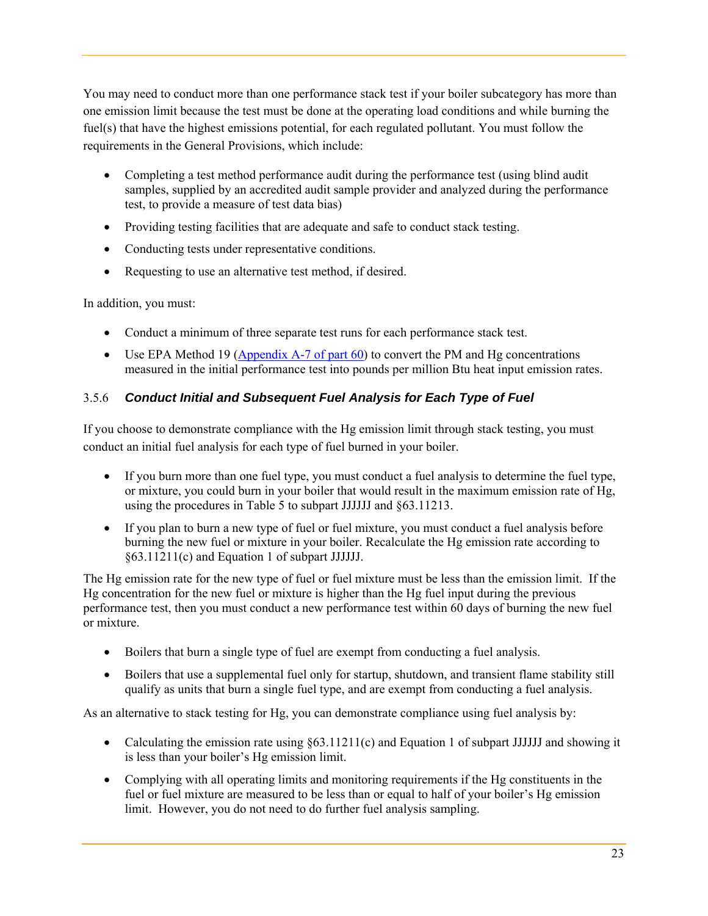You may need to conduct more than one performance stack test if your boiler subcategory has more than one emission limit because the test must be done at the operating load conditions and while burning the fuel(s) that have the highest emissions potential, for each regulated pollutant. You must follow the requirements in the General Provisions, which include:

- Completing a test method performance audit during the performance test (using blind audit samples, supplied by an accredited audit sample provider and analyzed during the performance test, to provide a measure of test data bias)
- Providing testing facilities that are adequate and safe to conduct stack testing.
- Conducting tests under representative conditions.
- Requesting to use an alternative test method, if desired.

In addition, you must:

- Conduct a minimum of three separate test runs for each performance stack test.
- Use EPA Method 19 ([Appendix A-7 of part 60]) to convert the PM and Hg concentrations measured in the initial performance test into pounds per million Btu heat input emission rates.

### 3.5.6 *Conduct Initial and Subsequent Fuel Analysis for Each Type of Fuel*

If you choose to demonstrate compliance with the Hg emission limit through stack testing, you must conduct an initial fuel analysis for each type of fuel burned in your boiler.

- If you burn more than one fuel type, you must conduct a fuel analysis to determine the fuel type, or mixture, you could burn in your boiler that would result in the maximum emission rate of Hg, using the procedures in Table 5 to subpart JJJJJJ and §63.11213.
- If you plan to burn a new type of fuel or fuel mixture, you must conduct a fuel analysis before burning the new fuel or mixture in your boiler. Recalculate the Hg emission rate according to §63.11211(c) and Equation 1 of subpart JJJJJJ.

The Hg emission rate for the new type of fuel or fuel mixture must be less than the emission limit. If the Hg concentration for the new fuel or mixture is higher than the Hg fuel input during the previous performance test, then you must conduct a new performance test within 60 days of burning the new fuel or mixture.

- Boilers that burn a single type of fuel are exempt from conducting a fuel analysis.
- Boilers that use a supplemental fuel only for startup, shutdown, and transient flame stability still qualify as units that burn a single fuel type, and are exempt from conducting a fuel analysis.

As an alternative to stack testing for Hg, you can demonstrate compliance using fuel analysis by:

- Calculating the emission rate using §63.11211(c) and Equation 1 of subpart JJJJJJ and showing it is less than your boiler's Hg emission limit.
- Complying with all operating limits and monitoring requirements if the Hg constituents in the fuel or fuel mixture are measured to be less than or equal to half of your boiler's Hg emission limit. However, you do not need to do further fuel analysis sampling.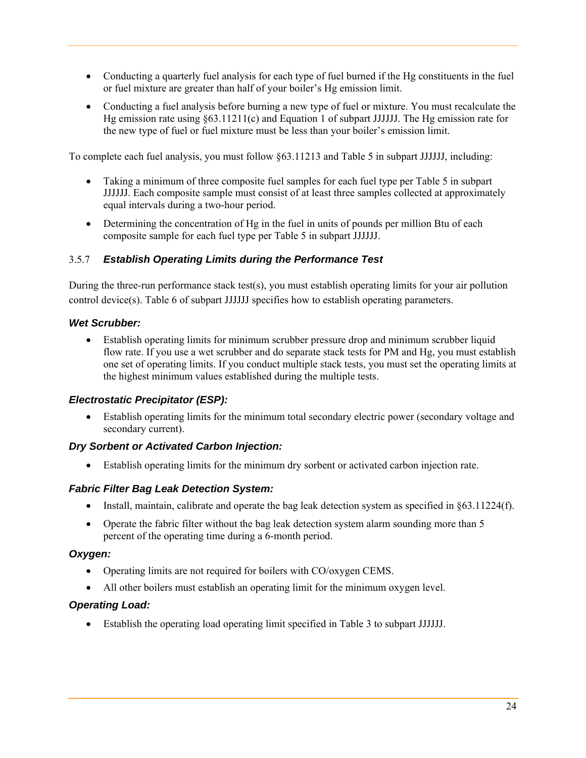- Conducting a quarterly fuel analysis for each type of fuel burned if the Hg constituents in the fuel or fuel mixture are greater than half of your boiler's Hg emission limit.
- Conducting a fuel analysis before burning a new type of fuel or mixture. You must recalculate the Hg emission rate using §63.11211(c) and Equation 1 of subpart JJJJJJ. The Hg emission rate for the new type of fuel or fuel mixture must be less than your boiler's emission limit.

To complete each fuel analysis, you must follow §63.11213 and Table 5 in subpart JJJJJJ, including:

- Taking a minimum of three composite fuel samples for each fuel type per Table 5 in subpart JJJJJJ. Each composite sample must consist of at least three samples collected at approximately equal intervals during a two-hour period.
- Determining the concentration of Hg in the fuel in units of pounds per million Btu of each composite sample for each fuel type per Table 5 in subpart JJJJJJ.

### 3.5.7 *Establish Operating Limits during the Performance Test*

During the three-run performance stack test(s), you must establish operating limits for your air pollution control device(s). Table 6 of subpart JJJJJJ specifies how to establish operating parameters.

#### *Wet Scrubber:*

- Establish operating limits for minimum scrubber pressure drop and minimum scrubber liquid flow rate. If you use a wet scrubber and do separate stack tests for PM and Hg, you must establish one set of operating limits. If you conduct multiple stack tests, you must set the operating limits at the highest minimum values established during the multiple tests.

#### *Electrostatic Precipitator (ESP):*

- Establish operating limits for the minimum total secondary electric power (secondary voltage and secondary current).

#### *Dry Sorbent or Activated Carbon Injection:*

- Establish operating limits for the minimum dry sorbent or activated carbon injection rate.

#### *Fabric Filter Bag Leak Detection System:*

- Install, maintain, calibrate and operate the bag leak detection system as specified in §63.11224(f).
- Operate the fabric filter without the bag leak detection system alarm sounding more than 5 percent of the operating time during a 6-month period.

#### *Oxygen:*

- Operating limits are not required for boilers with CO/oxygen CEMS.
- All other boilers must establish an operating limit for the minimum oxygen level.

#### *Operating Load:*

- Establish the operating load operating limit specified in Table 3 to subpart JJJJJJ.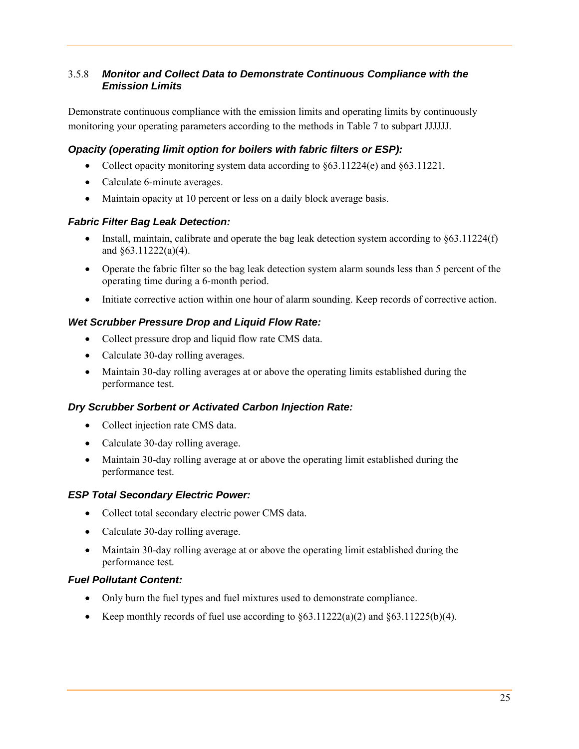### 3.5.8 *Monitor and Collect Data to Demonstrate Continuous Compliance with the Emission Limits*

Demonstrate continuous compliance with the emission limits and operating limits by continuously monitoring your operating parameters according to the methods in Table 7 to subpart JJJJJJ.

#### *Opacity (operating limit option for boilers with fabric filters or ESP):*

- Collect opacity monitoring system data according to §63.11224(e) and §63.11221.
- Calculate 6-minute averages.
- Maintain opacity at 10 percent or less on a daily block average basis.

#### *Fabric Filter Bag Leak Detection:*

- Install, maintain, calibrate and operate the bag leak detection system according to §63.11224(f) and §63.11222(a)(4).
- Operate the fabric filter so the bag leak detection system alarm sounds less than 5 percent of the operating time during a 6-month period.
- Initiate corrective action within one hour of alarm sounding. Keep records of corrective action.

#### *Wet Scrubber Pressure Drop and Liquid Flow Rate:*

- Collect pressure drop and liquid flow rate CMS data.
- Calculate 30-day rolling averages.
- Maintain 30-day rolling averages at or above the operating limits established during the performance test.

#### *Dry Scrubber Sorbent or Activated Carbon Injection Rate:*

- Collect injection rate CMS data.
- Calculate 30-day rolling average.
- Maintain 30-day rolling average at or above the operating limit established during the performance test.

#### *ESP Total Secondary Electric Power:*

- Collect total secondary electric power CMS data.
- Calculate 30-day rolling average.
- Maintain 30-day rolling average at or above the operating limit established during the performance test.

#### *Fuel Pollutant Content:*

- Only burn the fuel types and fuel mixtures used to demonstrate compliance.
- Keep monthly records of fuel use according to §63.11222(a)(2) and §63.11225(b)(4).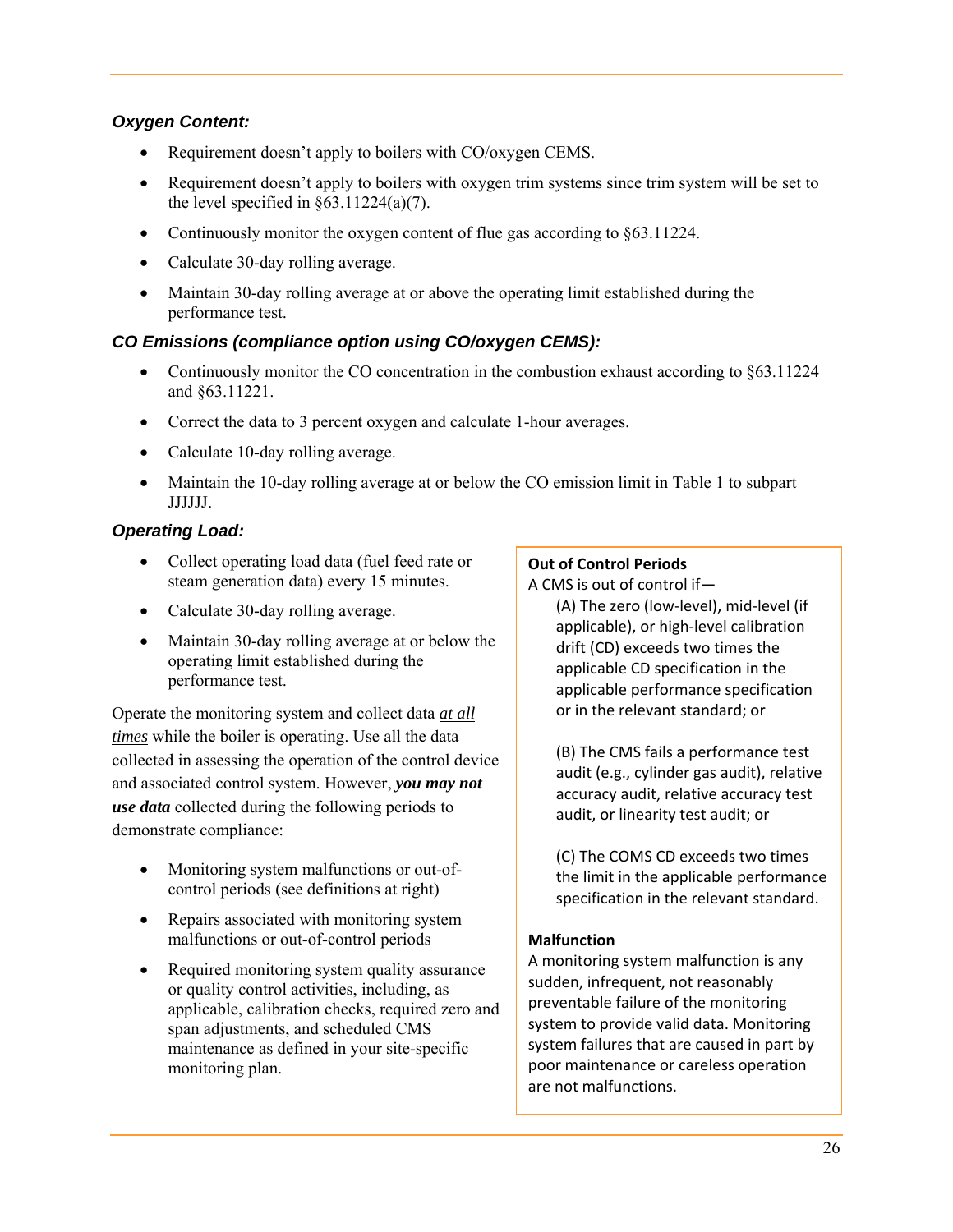### *Oxygen Content:*

- Requirement doesn't apply to boilers with CO/oxygen CEMS.
- Requirement doesn't apply to boilers with oxygen trim systems since trim system will be set to the level specified in §63.11224(a)(7).
- Continuously monitor the oxygen content of flue gas according to §63.11224.
- Calculate 30-day rolling average.
- Maintain 30-day rolling average at or above the operating limit established during the performance test.

### *CO Emissions (compliance option using CO/oxygen CEMS):*

- Continuously monitor the CO concentration in the combustion exhaust according to §63.11224 and §63.11221.
- Correct the data to 3 percent oxygen and calculate 1-hour averages.
- Calculate 10-day rolling average.
- Maintain the 10-day rolling average at or below the CO emission limit in Table 1 to subpart JJJJJJ.

### *Operating Load:*

- Collect operating load data (fuel feed rate or steam generation data) every 15 minutes.
- Calculate 30-day rolling average.
- Maintain 30-day rolling average at or below the operating limit established during the performance test.

Operate the monitoring system and collect data *at all times* while the boiler is operating. Use all the data collected in assessing the operation of the control device and associated control system. However, ***you may not use data*** collected during the following periods to demonstrate compliance:

- Monitoring system malfunctions or out-of-control periods (see definitions at right)
- Repairs associated with monitoring system malfunctions or out-of-control periods
- Required monitoring system quality assurance or quality control activities, including, as applicable, calibration checks, required zero and span adjustments, and scheduled CMS maintenance as defined in your site-specific monitoring plan.

**Out of Control Periods**

A CMS is out of control if—

(A) The zero (low-level), mid-level (if applicable), or high-level calibration drift (CD) exceeds two times the applicable CD specification in the applicable performance specification or in the relevant standard; or

(B) The CMS fails a performance test audit (e.g., cylinder gas audit), relative accuracy audit, relative accuracy test audit, or linearity test audit; or

(C) The COMS CD exceeds two times the limit in the applicable performance specification in the relevant standard.

**Malfunction**

A monitoring system malfunction is any sudden, infrequent, not reasonably preventable failure of the monitoring system to provide valid data. Monitoring system failures that are caused in part by poor maintenance or careless operation are not malfunctions.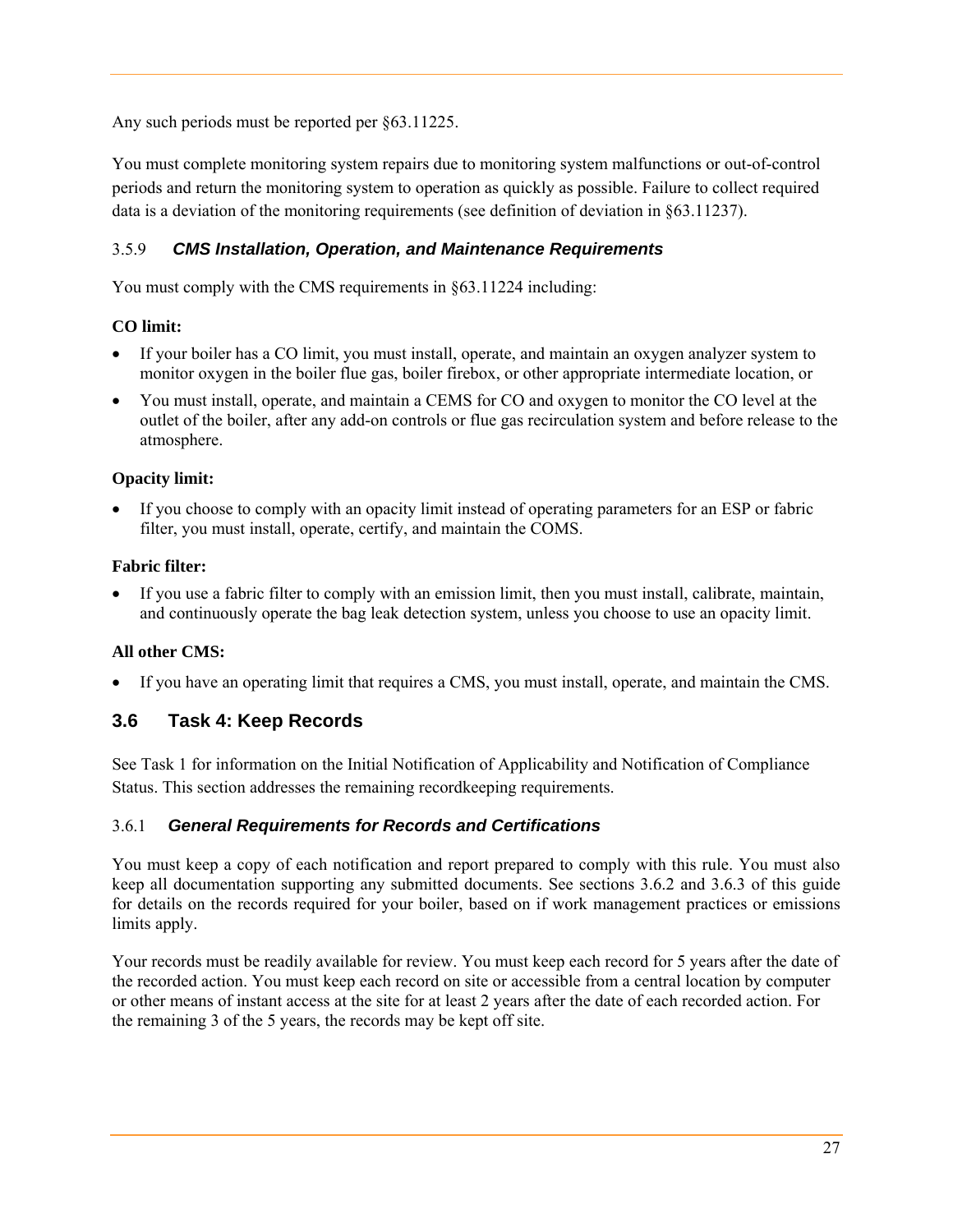Any such periods must be reported per §63.11225.

You must complete monitoring system repairs due to monitoring system malfunctions or out-of-control periods and return the monitoring system to operation as quickly as possible. Failure to collect required data is a deviation of the monitoring requirements (see definition of deviation in §63.11237).

### 3.5.9 *CMS Installation, Operation, and Maintenance Requirements*

You must comply with the CMS requirements in §63.11224 including:

**CO limit:**

- If your boiler has a CO limit, you must install, operate, and maintain an oxygen analyzer system to monitor oxygen in the boiler flue gas, boiler firebox, or other appropriate intermediate location, or
- You must install, operate, and maintain a CEMS for CO and oxygen to monitor the CO level at the outlet of the boiler, after any add-on controls or flue gas recirculation system and before release to the atmosphere.

**Opacity limit:**

- If you choose to comply with an opacity limit instead of operating parameters for an ESP or fabric filter, you must install, operate, certify, and maintain the COMS.

**Fabric filter:**

- If you use a fabric filter to comply with an emission limit, then you must install, calibrate, maintain, and continuously operate the bag leak detection system, unless you choose to use an opacity limit.

**All other CMS:**

- If you have an operating limit that requires a CMS, you must install, operate, and maintain the CMS.

## 3.6 Task 4: Keep Records

See Task 1 for information on the Initial Notification of Applicability and Notification of Compliance Status. This section addresses the remaining recordkeeping requirements.

### 3.6.1 *General Requirements for Records and Certifications*

You must keep a copy of each notification and report prepared to comply with this rule. You must also keep all documentation supporting any submitted documents. See sections 3.6.2 and 3.6.3 of this guide for details on the records required for your boiler, based on if work management practices or emissions limits apply.

Your records must be readily available for review. You must keep each record for 5 years after the date of the recorded action. You must keep each record on site or accessible from a central location by computer or other means of instant access at the site for at least 2 years after the date of each recorded action. For the remaining 3 of the 5 years, the records may be kept off site.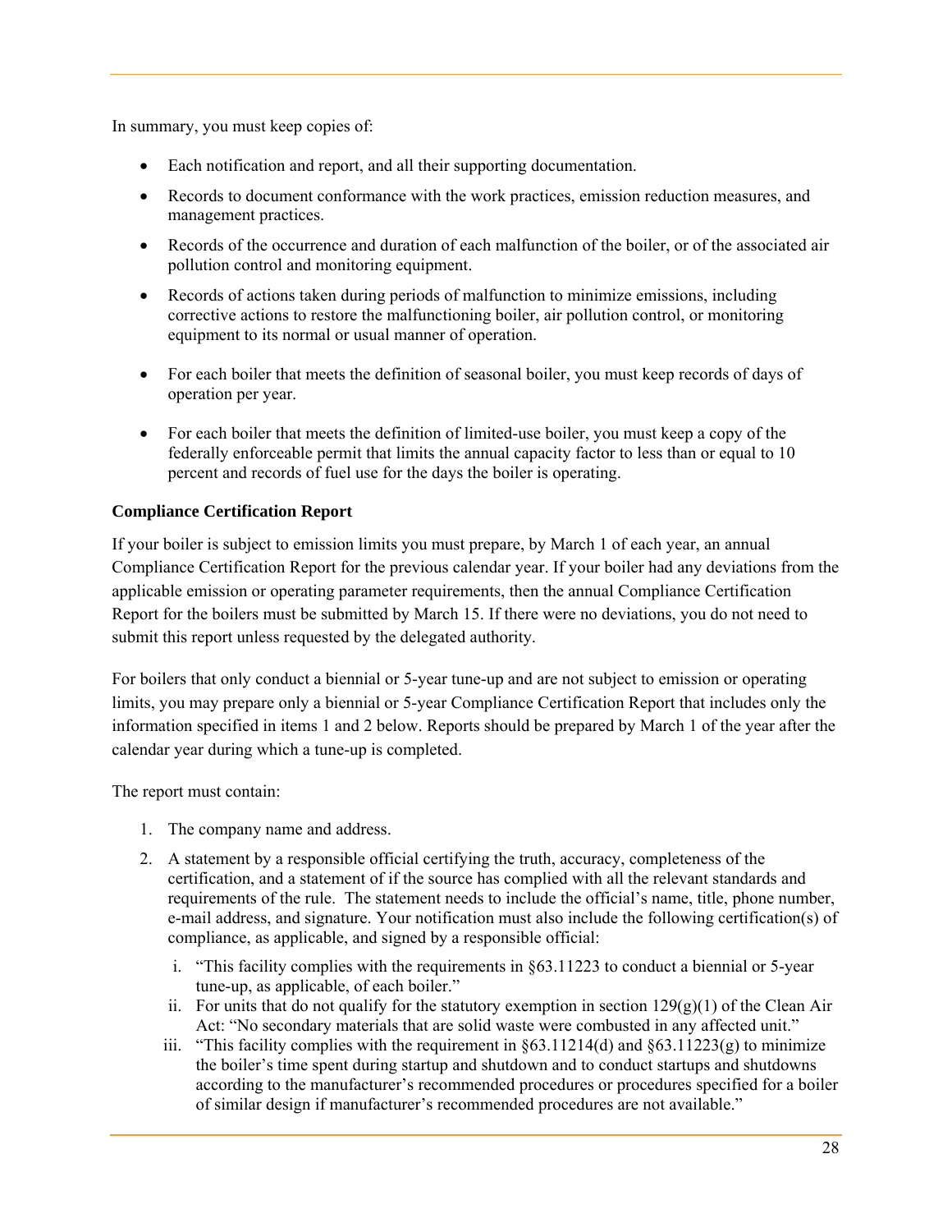In summary, you must keep copies of:

- Each notification and report, and all their supporting documentation.
- Records to document conformance with the work practices, emission reduction measures, and management practices.
- Records of the occurrence and duration of each malfunction of the boiler, or of the associated air pollution control and monitoring equipment.
- Records of actions taken during periods of malfunction to minimize emissions, including corrective actions to restore the malfunctioning boiler, air pollution control, or monitoring equipment to its normal or usual manner of operation.
- For each boiler that meets the definition of seasonal boiler, you must keep records of days of operation per year.
- For each boiler that meets the definition of limited-use boiler, you must keep a copy of the federally enforceable permit that limits the annual capacity factor to less than or equal to 10 percent and records of fuel use for the days the boiler is operating.

**Compliance Certification Report**

If your boiler is subject to emission limits you must prepare, by March 1 of each year, an annual Compliance Certification Report for the previous calendar year. If your boiler had any deviations from the applicable emission or operating parameter requirements, then the annual Compliance Certification Report for the boilers must be submitted by March 15. If there were no deviations, you do not need to submit this report unless requested by the delegated authority.

For boilers that only conduct a biennial or 5-year tune-up and are not subject to emission or operating limits, you may prepare only a biennial or 5-year Compliance Certification Report that includes only the information specified in items 1 and 2 below. Reports should be prepared by March 1 of the year after the calendar year during which a tune-up is completed.

The report must contain:

1. The company name and address.
2. A statement by a responsible official certifying the truth, accuracy, completeness of the certification, and a statement of if the source has complied with all the relevant standards and requirements of the rule. The statement needs to include the official's name, title, phone number, e-mail address, and signature. Your notification must also include the following certification(s) of compliance, as applicable, and signed by a responsible official:
   i. "This facility complies with the requirements in §63.11223 to conduct a biennial or 5-year tune-up, as applicable, of each boiler."
   ii. For units that do not qualify for the statutory exemption in section 129(g)(1) of the Clean Air Act: "No secondary materials that are solid waste were combusted in any affected unit."
   iii. "This facility complies with the requirement in §63.11214(d) and §63.11223(g) to minimize the boiler's time spent during startup and shutdown and to conduct startups and shutdowns according to the manufacturer's recommended procedures or procedures specified for a boiler of similar design if manufacturer's recommended procedures are not available."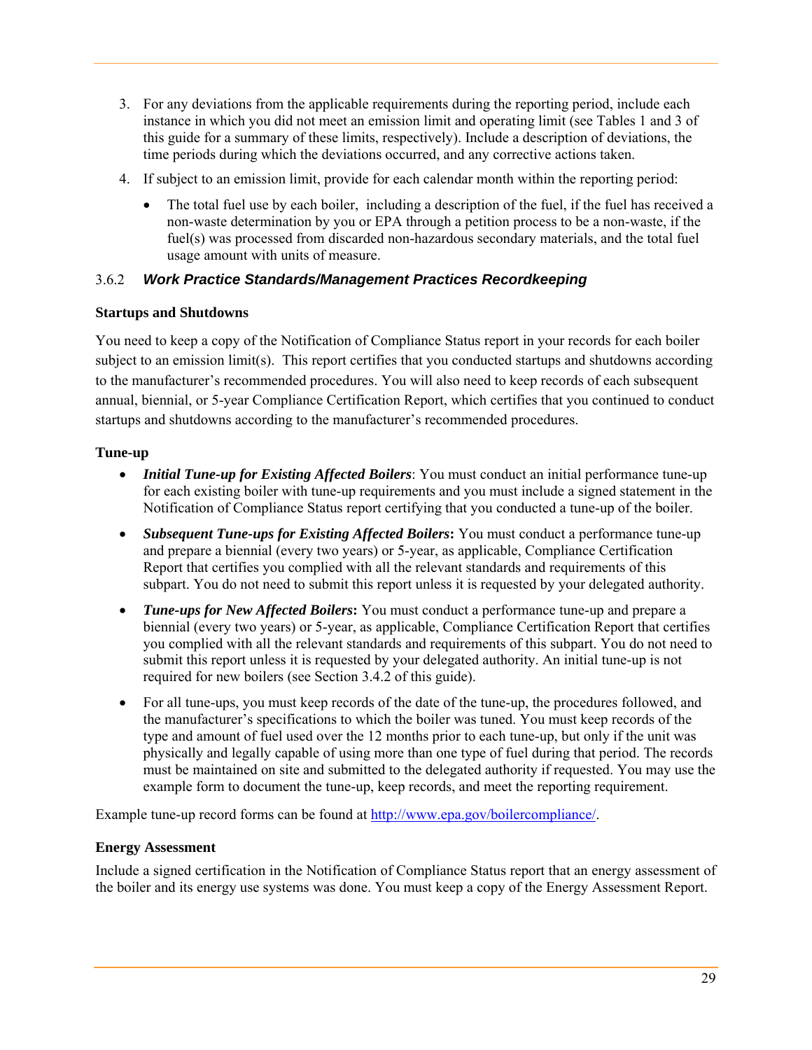3. For any deviations from the applicable requirements during the reporting period, include each instance in which you did not meet an emission limit and operating limit (see Tables 1 and 3 of this guide for a summary of these limits, respectively). Include a description of deviations, the time periods during which the deviations occurred, and any corrective actions taken.
4. If subject to an emission limit, provide for each calendar month within the reporting period:
   - The total fuel use by each boiler, including a description of the fuel, if the fuel has received a non-waste determination by you or EPA through a petition process to be a non-waste, if the fuel(s) was processed from discarded non-hazardous secondary materials, and the total fuel usage amount with units of measure.

### 3.6.2 *Work Practice Standards/Management Practices Recordkeeping*

**Startups and Shutdowns**

You need to keep a copy of the Notification of Compliance Status report in your records for each boiler subject to an emission limit(s). This report certifies that you conducted startups and shutdowns according to the manufacturer's recommended procedures. You will also need to keep records of each subsequent annual, biennial, or 5-year Compliance Certification Report, which certifies that you continued to conduct startups and shutdowns according to the manufacturer's recommended procedures.

**Tune-up**

- ***Initial Tune-up for Existing Affected Boilers***: You must conduct an initial performance tune-up for each existing boiler with tune-up requirements and you must include a signed statement in the Notification of Compliance Status report certifying that you conducted a tune-up of the boiler.
- ***Subsequent Tune-ups for Existing Affected Boilers*****:** You must conduct a performance tune-up and prepare a biennial (every two years) or 5-year, as applicable, Compliance Certification Report that certifies you complied with all the relevant standards and requirements of this subpart. You do not need to submit this report unless it is requested by your delegated authority.
- ***Tune-ups for New Affected Boilers*****:** You must conduct a performance tune-up and prepare a biennial (every two years) or 5-year, as applicable, Compliance Certification Report that certifies you complied with all the relevant standards and requirements of this subpart. You do not need to submit this report unless it is requested by your delegated authority. An initial tune-up is not required for new boilers (see Section 3.4.2 of this guide).
- For all tune-ups, you must keep records of the date of the tune-up, the procedures followed, and the manufacturer's specifications to which the boiler was tuned. You must keep records of the type and amount of fuel used over the 12 months prior to each tune-up, but only if the unit was physically and legally capable of using more than one type of fuel during that period. The records must be maintained on site and submitted to the delegated authority if requested. You may use the example form to document the tune-up, keep records, and meet the reporting requirement.

Example tune-up record forms can be found at http://www.epa.gov/boilercompliance/.

**Energy Assessment**

Include a signed certification in the Notification of Compliance Status report that an energy assessment of the boiler and its energy use systems was done. You must keep a copy of the Energy Assessment Report.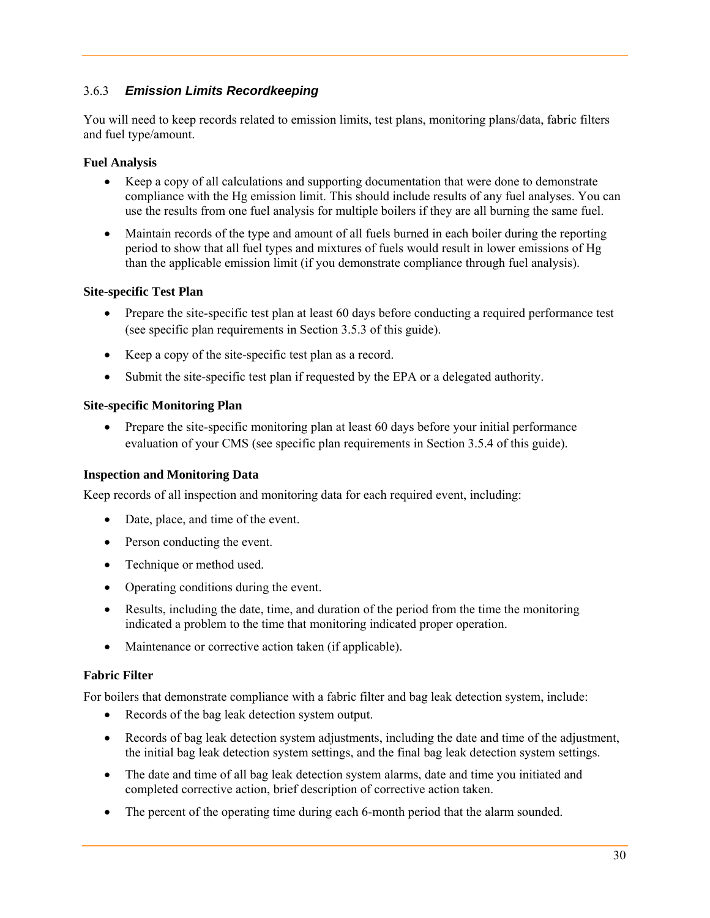### 3.6.3 *Emission Limits Recordkeeping*

You will need to keep records related to emission limits, test plans, monitoring plans/data, fabric filters and fuel type/amount.

**Fuel Analysis**

- Keep a copy of all calculations and supporting documentation that were done to demonstrate compliance with the Hg emission limit. This should include results of any fuel analyses. You can use the results from one fuel analysis for multiple boilers if they are all burning the same fuel.
- Maintain records of the type and amount of all fuels burned in each boiler during the reporting period to show that all fuel types and mixtures of fuels would result in lower emissions of Hg than the applicable emission limit (if you demonstrate compliance through fuel analysis).

**Site-specific Test Plan**

- Prepare the site-specific test plan at least 60 days before conducting a required performance test (see specific plan requirements in Section 3.5.3 of this guide).
- Keep a copy of the site-specific test plan as a record.
- Submit the site-specific test plan if requested by the EPA or a delegated authority.

**Site-specific Monitoring Plan**

- Prepare the site-specific monitoring plan at least 60 days before your initial performance evaluation of your CMS (see specific plan requirements in Section 3.5.4 of this guide).

**Inspection and Monitoring Data**

Keep records of all inspection and monitoring data for each required event, including:

- Date, place, and time of the event.
- Person conducting the event.
- Technique or method used.
- Operating conditions during the event.
- Results, including the date, time, and duration of the period from the time the monitoring indicated a problem to the time that monitoring indicated proper operation.
- Maintenance or corrective action taken (if applicable).

**Fabric Filter**

For boilers that demonstrate compliance with a fabric filter and bag leak detection system, include:

- Records of the bag leak detection system output.
- Records of bag leak detection system adjustments, including the date and time of the adjustment, the initial bag leak detection system settings, and the final bag leak detection system settings.
- The date and time of all bag leak detection system alarms, date and time you initiated and completed corrective action, brief description of corrective action taken.
- The percent of the operating time during each 6-month period that the alarm sounded.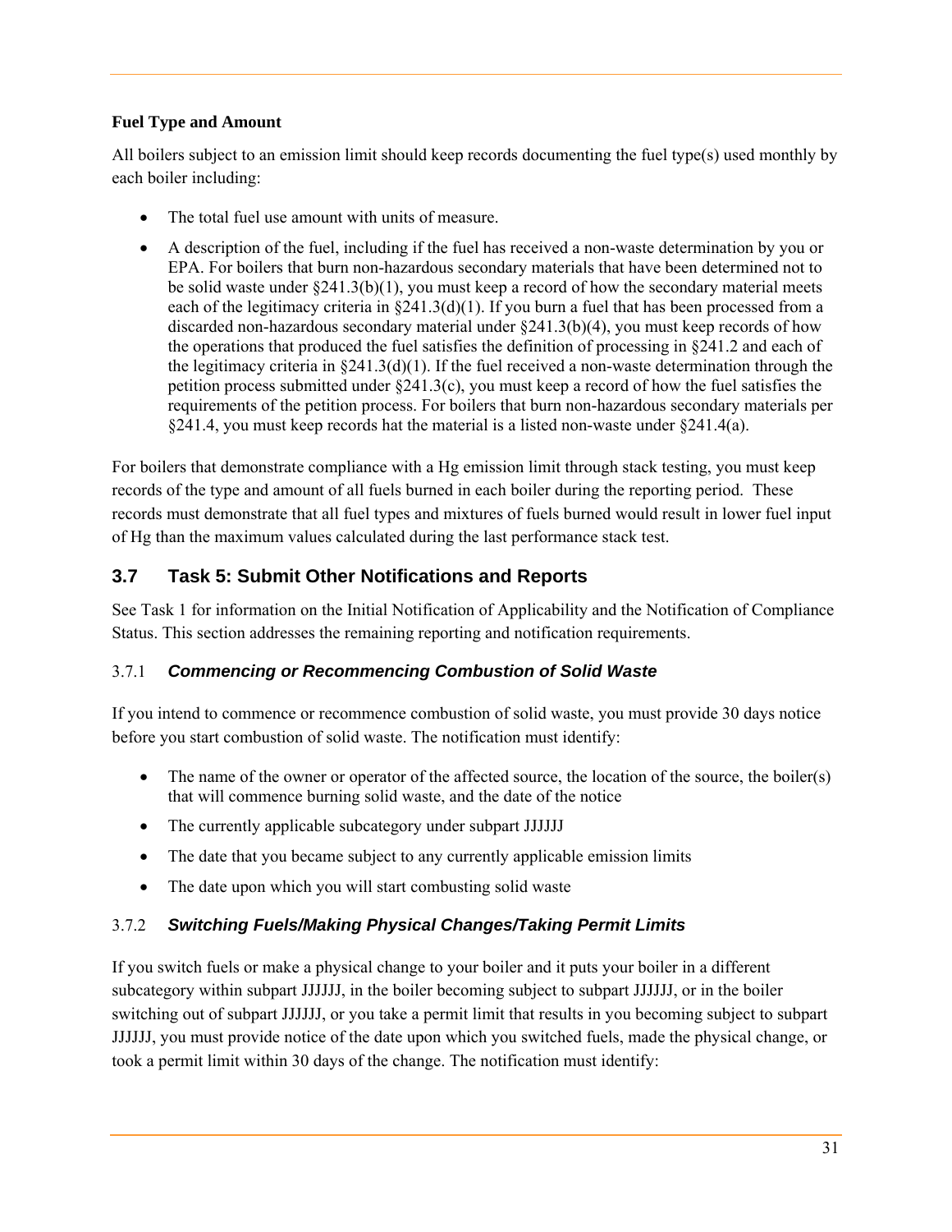**Fuel Type and Amount**

All boilers subject to an emission limit should keep records documenting the fuel type(s) used monthly by each boiler including:

- The total fuel use amount with units of measure.
- A description of the fuel, including if the fuel has received a non-waste determination by you or EPA. For boilers that burn non-hazardous secondary materials that have been determined not to be solid waste under §241.3(b)(1), you must keep a record of how the secondary material meets each of the legitimacy criteria in §241.3(d)(1). If you burn a fuel that has been processed from a discarded non-hazardous secondary material under §241.3(b)(4), you must keep records of how the operations that produced the fuel satisfies the definition of processing in §241.2 and each of the legitimacy criteria in §241.3(d)(1). If the fuel received a non-waste determination through the petition process submitted under §241.3(c), you must keep a record of how the fuel satisfies the requirements of the petition process. For boilers that burn non-hazardous secondary materials per §241.4, you must keep records hat the material is a listed non-waste under §241.4(a).

For boilers that demonstrate compliance with a Hg emission limit through stack testing, you must keep records of the type and amount of all fuels burned in each boiler during the reporting period. These records must demonstrate that all fuel types and mixtures of fuels burned would result in lower fuel input of Hg than the maximum values calculated during the last performance stack test.

## 3.7 Task 5: Submit Other Notifications and Reports

See Task 1 for information on the Initial Notification of Applicability and the Notification of Compliance Status. This section addresses the remaining reporting and notification requirements.

### 3.7.1 *Commencing or Recommencing Combustion of Solid Waste*

If you intend to commence or recommence combustion of solid waste, you must provide 30 days notice before you start combustion of solid waste. The notification must identify:

- The name of the owner or operator of the affected source, the location of the source, the boiler(s) that will commence burning solid waste, and the date of the notice
- The currently applicable subcategory under subpart JJJJJJ
- The date that you became subject to any currently applicable emission limits
- The date upon which you will start combusting solid waste

### 3.7.2 *Switching Fuels/Making Physical Changes/Taking Permit Limits*

If you switch fuels or make a physical change to your boiler and it puts your boiler in a different subcategory within subpart JJJJJJ, in the boiler becoming subject to subpart JJJJJJ, or in the boiler switching out of subpart JJJJJJ, or you take a permit limit that results in you becoming subject to subpart JJJJJJ, you must provide notice of the date upon which you switched fuels, made the physical change, or took a permit limit within 30 days of the change. The notification must identify: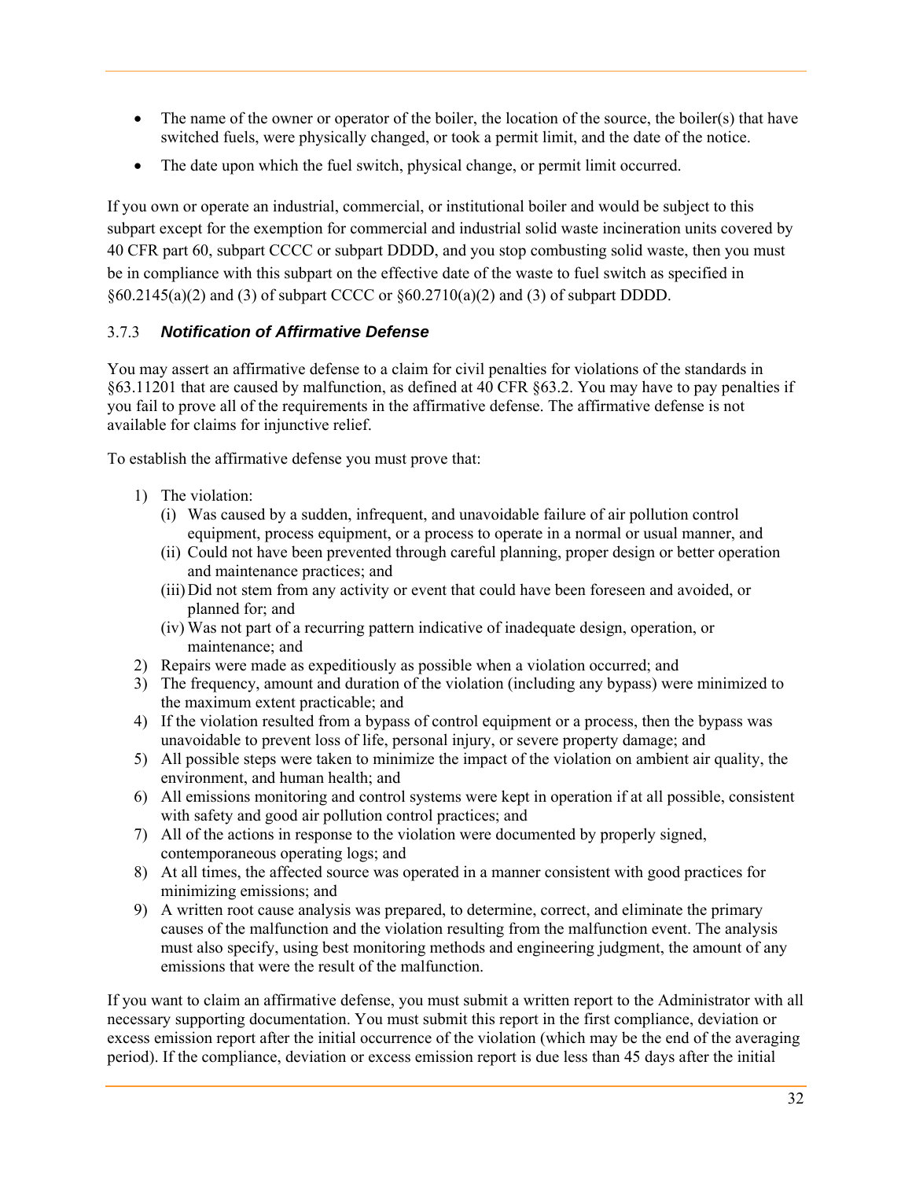- The name of the owner or operator of the boiler, the location of the source, the boiler(s) that have switched fuels, were physically changed, or took a permit limit, and the date of the notice.
- The date upon which the fuel switch, physical change, or permit limit occurred.

If you own or operate an industrial, commercial, or institutional boiler and would be subject to this subpart except for the exemption for commercial and industrial solid waste incineration units covered by 40 CFR part 60, subpart CCCC or subpart DDDD, and you stop combusting solid waste, then you must be in compliance with this subpart on the effective date of the waste to fuel switch as specified in §60.2145(a)(2) and (3) of subpart CCCC or §60.2710(a)(2) and (3) of subpart DDDD.

### 3.7.3 *Notification of Affirmative Defense*

You may assert an affirmative defense to a claim for civil penalties for violations of the standards in §63.11201 that are caused by malfunction, as defined at 40 CFR §63.2. You may have to pay penalties if you fail to prove all of the requirements in the affirmative defense. The affirmative defense is not available for claims for injunctive relief.

To establish the affirmative defense you must prove that:

1) The violation:
   (i) Was caused by a sudden, infrequent, and unavoidable failure of air pollution control equipment, process equipment, or a process to operate in a normal or usual manner, and
   (ii) Could not have been prevented through careful planning, proper design or better operation and maintenance practices; and
   (iii) Did not stem from any activity or event that could have been foreseen and avoided, or planned for; and
   (iv) Was not part of a recurring pattern indicative of inadequate design, operation, or maintenance; and
2) Repairs were made as expeditiously as possible when a violation occurred; and
3) The frequency, amount and duration of the violation (including any bypass) were minimized to the maximum extent practicable; and
4) If the violation resulted from a bypass of control equipment or a process, then the bypass was unavoidable to prevent loss of life, personal injury, or severe property damage; and
5) All possible steps were taken to minimize the impact of the violation on ambient air quality, the environment, and human health; and
6) All emissions monitoring and control systems were kept in operation if at all possible, consistent with safety and good air pollution control practices; and
7) All of the actions in response to the violation were documented by properly signed, contemporaneous operating logs; and
8) At all times, the affected source was operated in a manner consistent with good practices for minimizing emissions; and
9) A written root cause analysis was prepared, to determine, correct, and eliminate the primary causes of the malfunction and the violation resulting from the malfunction event. The analysis must also specify, using best monitoring methods and engineering judgment, the amount of any emissions that were the result of the malfunction.

If you want to claim an affirmative defense, you must submit a written report to the Administrator with all necessary supporting documentation. You must submit this report in the first compliance, deviation or excess emission report after the initial occurrence of the violation (which may be the end of the averaging period). If the compliance, deviation or excess emission report is due less than 45 days after the initial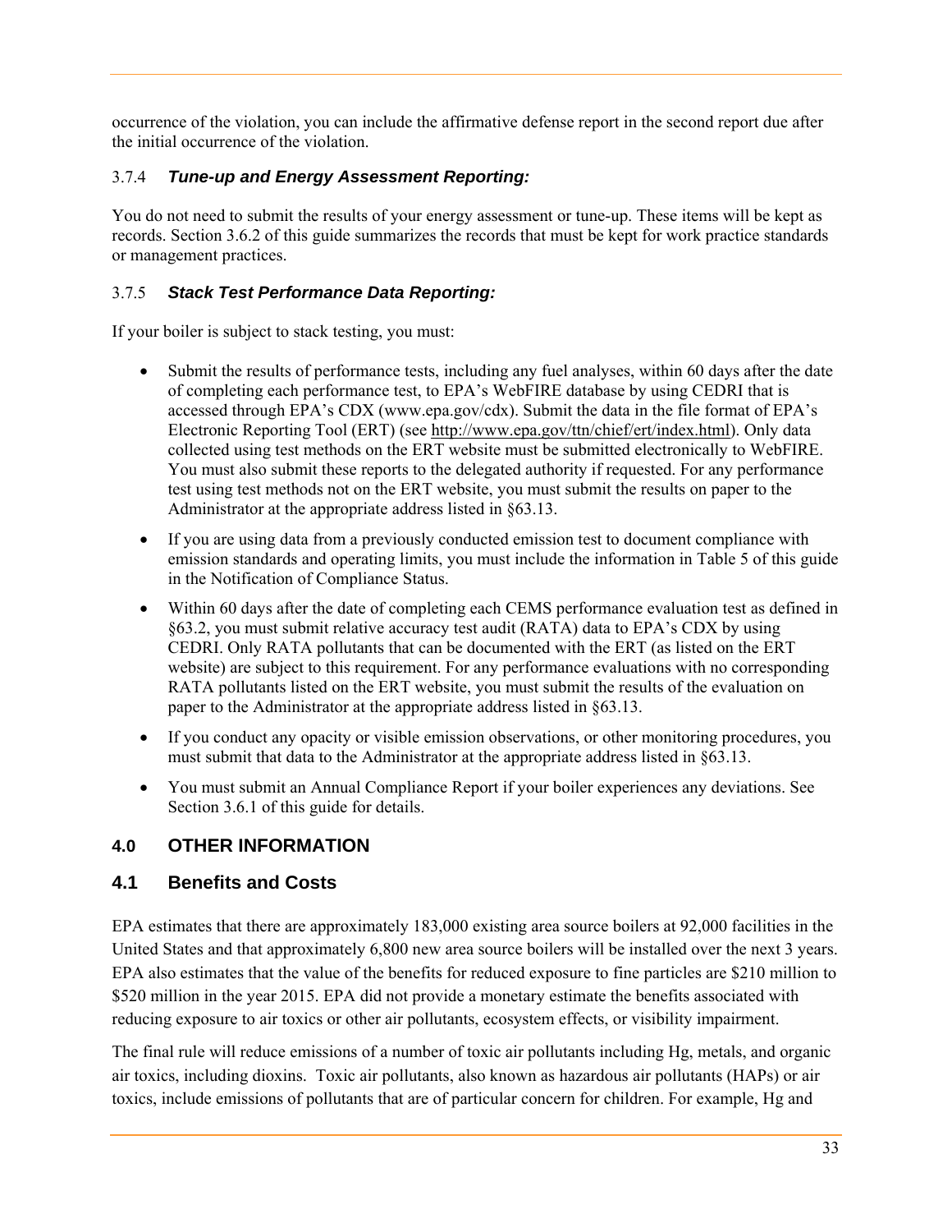occurrence of the violation, you can include the affirmative defense report in the second report due after the initial occurrence of the violation.

### 3.7.4 *Tune-up and Energy Assessment Reporting:*

You do not need to submit the results of your energy assessment or tune-up. These items will be kept as records. Section 3.6.2 of this guide summarizes the records that must be kept for work practice standards or management practices.

### 3.7.5 *Stack Test Performance Data Reporting:*

If your boiler is subject to stack testing, you must:

- Submit the results of performance tests, including any fuel analyses, within 60 days after the date of completing each performance test, to EPA's WebFIRE database by using CEDRI that is accessed through EPA's CDX (www.epa.gov/cdx). Submit the data in the file format of EPA's Electronic Reporting Tool (ERT) (see http://www.epa.gov/ttn/chief/ert/index.html). Only data collected using test methods on the ERT website must be submitted electronically to WebFIRE. You must also submit these reports to the delegated authority if requested. For any performance test using test methods not on the ERT website, you must submit the results on paper to the Administrator at the appropriate address listed in §63.13.
- If you are using data from a previously conducted emission test to document compliance with emission standards and operating limits, you must include the information in Table 5 of this guide in the Notification of Compliance Status.
- Within 60 days after the date of completing each CEMS performance evaluation test as defined in §63.2, you must submit relative accuracy test audit (RATA) data to EPA's CDX by using CEDRI. Only RATA pollutants that can be documented with the ERT (as listed on the ERT website) are subject to this requirement. For any performance evaluations with no corresponding RATA pollutants listed on the ERT website, you must submit the results of the evaluation on paper to the Administrator at the appropriate address listed in §63.13.
- If you conduct any opacity or visible emission observations, or other monitoring procedures, you must submit that data to the Administrator at the appropriate address listed in §63.13.
- You must submit an Annual Compliance Report if your boiler experiences any deviations. See Section 3.6.1 of this guide for details.

# 4.0 OTHER INFORMATION

## 4.1 Benefits and Costs

EPA estimates that there are approximately 183,000 existing area source boilers at 92,000 facilities in the United States and that approximately 6,800 new area source boilers will be installed over the next 3 years. EPA also estimates that the value of the benefits for reduced exposure to fine particles are $210 million to $520 million in the year 2015. EPA did not provide a monetary estimate the benefits associated with reducing exposure to air toxics or other air pollutants, ecosystem effects, or visibility impairment.

The final rule will reduce emissions of a number of toxic air pollutants including Hg, metals, and organic air toxics, including dioxins. Toxic air pollutants, also known as hazardous air pollutants (HAPs) or air toxics, include emissions of pollutants that are of particular concern for children. For example, Hg and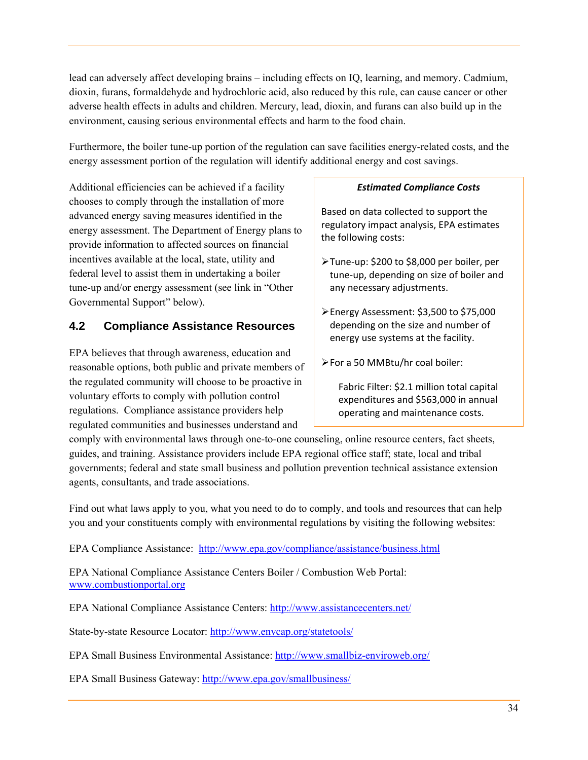lead can adversely affect developing brains – including effects on IQ, learning, and memory. Cadmium, dioxin, furans, formaldehyde and hydrochloric acid, also reduced by this rule, can cause cancer or other adverse health effects in adults and children. Mercury, lead, dioxin, and furans can also build up in the environment, causing serious environmental effects and harm to the food chain.

Furthermore, the boiler tune-up portion of the regulation can save facilities energy-related costs, and the energy assessment portion of the regulation will identify additional energy and cost savings.

Additional efficiencies can be achieved if a facility chooses to comply through the installation of more advanced energy saving measures identified in the energy assessment. The Department of Energy plans to provide information to affected sources on financial incentives available at the local, state, utility and federal level to assist them in undertaking a boiler tune-up and/or energy assessment (see link in "Other Governmental Support" below).

> ***Estimated Compliance Costs***
>
> Based on data collected to support the regulatory impact analysis, EPA estimates the following costs:
>
> - Tune-up: $200 to $8,000 per boiler, per tune-up, depending on size of boiler and any necessary adjustments.
> - Energy Assessment: $3,500 to $75,000 depending on the size and number of energy use systems at the facility.
> - For a 50 MMBtu/hr coal boiler:
>
>   Fabric Filter: $2.1 million total capital expenditures and $563,000 in annual operating and maintenance costs.

## 4.2 Compliance Assistance Resources

EPA believes that through awareness, education and reasonable options, both public and private members of the regulated community will choose to be proactive in voluntary efforts to comply with pollution control regulations. Compliance assistance providers help regulated communities and businesses understand and comply with environmental laws through one-to-one counseling, online resource centers, fact sheets, guides, and training. Assistance providers include EPA regional office staff; state, local and tribal governments; federal and state small business and pollution prevention technical assistance extension agents, consultants, and trade associations.

Find out what laws apply to you, what you need to do to comply, and tools and resources that can help you and your constituents comply with environmental regulations by visiting the following websites:

EPA Compliance Assistance: http://www.epa.gov/compliance/assistance/business.html

EPA National Compliance Assistance Centers Boiler / Combustion Web Portal: www.combustionportal.org

EPA National Compliance Assistance Centers: http://www.assistancecenters.net/

State-by-state Resource Locator: http://www.envcap.org/statetools/

EPA Small Business Environmental Assistance: http://www.smallbiz-enviroweb.org/

EPA Small Business Gateway: http://www.epa.gov/smallbusiness/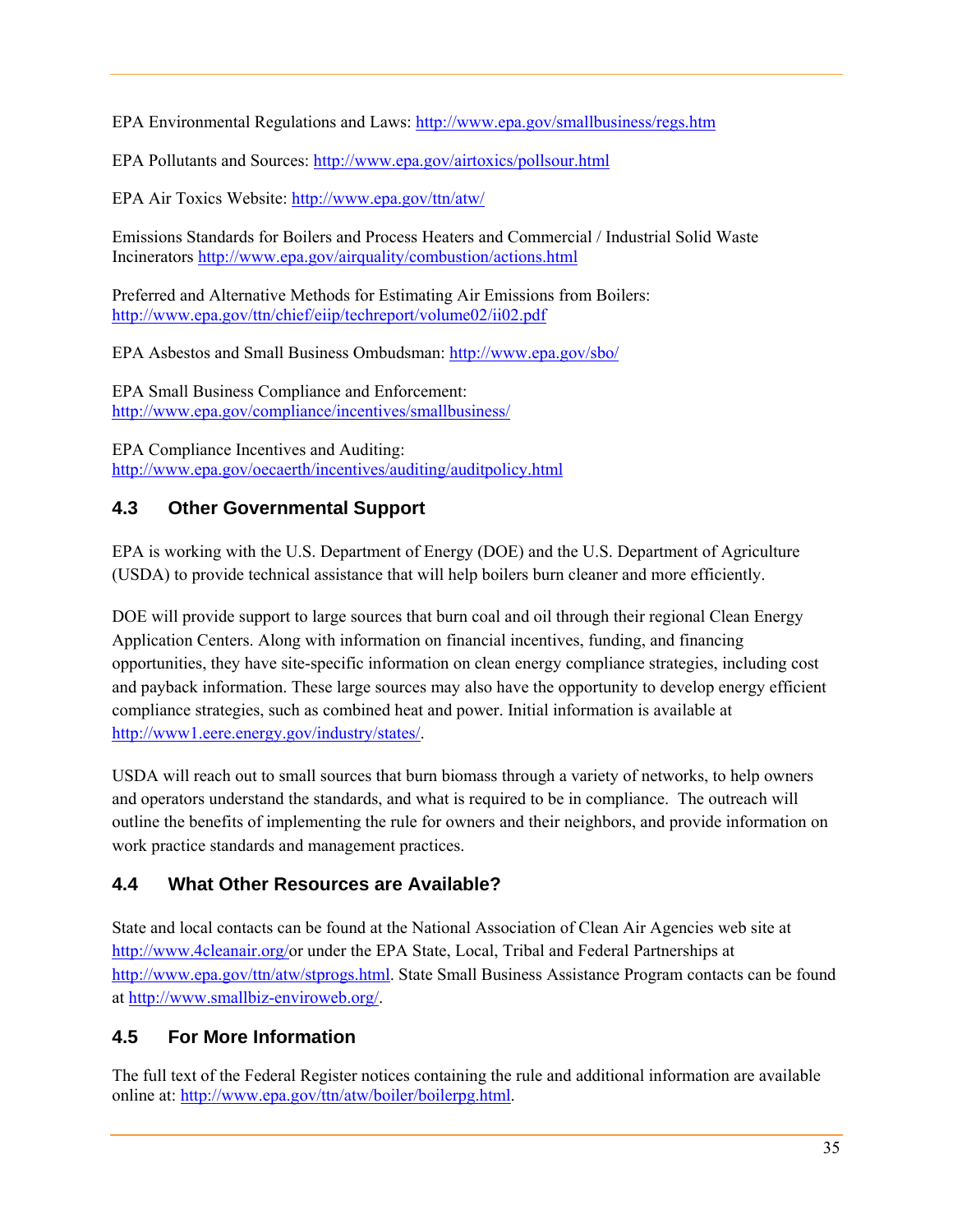EPA Environmental Regulations and Laws: http://www.epa.gov/smallbusiness/regs.htm

EPA Pollutants and Sources: http://www.epa.gov/airtoxics/pollsour.html

EPA Air Toxics Website: http://www.epa.gov/ttn/atw/

Emissions Standards for Boilers and Process Heaters and Commercial / Industrial Solid Waste Incinerators http://www.epa.gov/airquality/combustion/actions.html

Preferred and Alternative Methods for Estimating Air Emissions from Boilers: http://www.epa.gov/ttn/chief/eiip/techreport/volume02/ii02.pdf

EPA Asbestos and Small Business Ombudsman: http://www.epa.gov/sbo/

EPA Small Business Compliance and Enforcement: http://www.epa.gov/compliance/incentives/smallbusiness/

EPA Compliance Incentives and Auditing: http://www.epa.gov/oecaerth/incentives/auditing/auditpolicy.html

## 4.3 Other Governmental Support

EPA is working with the U.S. Department of Energy (DOE) and the U.S. Department of Agriculture (USDA) to provide technical assistance that will help boilers burn cleaner and more efficiently.

DOE will provide support to large sources that burn coal and oil through their regional Clean Energy Application Centers. Along with information on financial incentives, funding, and financing opportunities, they have site-specific information on clean energy compliance strategies, including cost and payback information. These large sources may also have the opportunity to develop energy efficient compliance strategies, such as combined heat and power. Initial information is available at http://www1.eere.energy.gov/industry/states/.

USDA will reach out to small sources that burn biomass through a variety of networks, to help owners and operators understand the standards, and what is required to be in compliance. The outreach will outline the benefits of implementing the rule for owners and their neighbors, and provide information on work practice standards and management practices.

## 4.4 What Other Resources are Available?

State and local contacts can be found at the National Association of Clean Air Agencies web site at http://www.4cleanair.org/or under the EPA State, Local, Tribal and Federal Partnerships at http://www.epa.gov/ttn/atw/stprogs.html. State Small Business Assistance Program contacts can be found at http://www.smallbiz-enviroweb.org/.

## 4.5 For More Information

The full text of the Federal Register notices containing the rule and additional information are available online at: http://www.epa.gov/ttn/atw/boiler/boilerpg.html.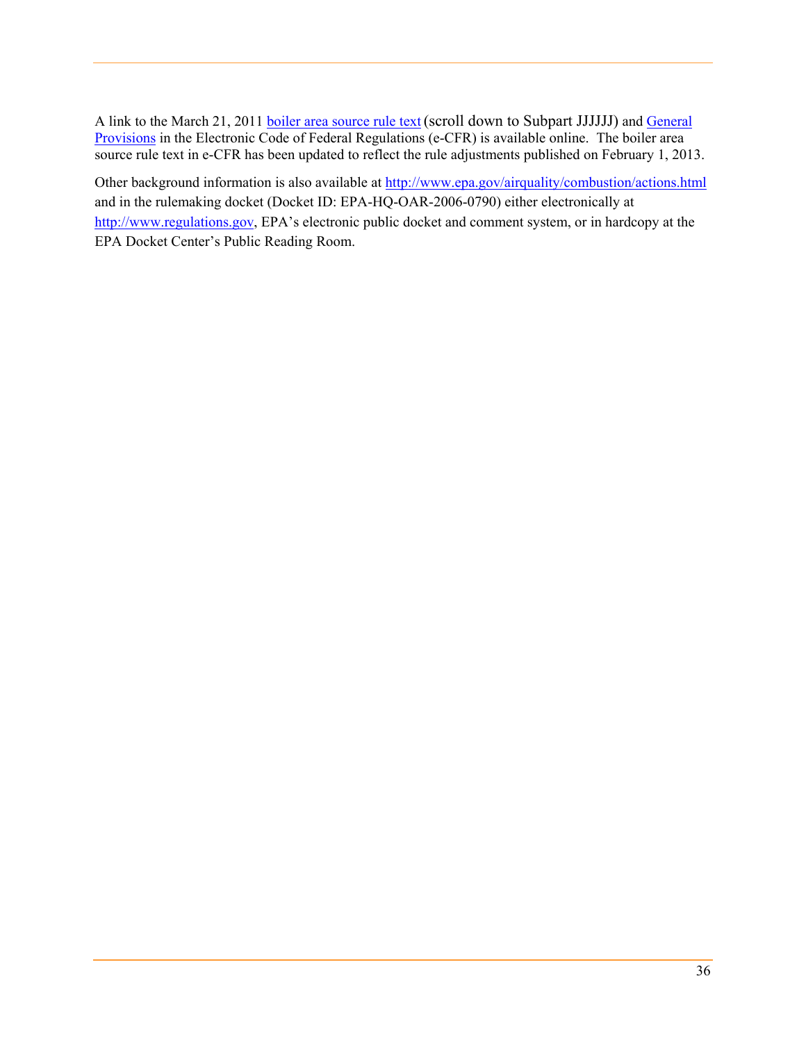A link to the March 21, 2011 [boiler area source rule text](#) (scroll down to Subpart JJJJJJ) and [General Provisions](#) in the Electronic Code of Federal Regulations (e-CFR) is available online. The boiler area source rule text in e-CFR has been updated to reflect the rule adjustments published on February 1, 2013.

Other background information is also available at http://www.epa.gov/airquality/combustion/actions.html and in the rulemaking docket (Docket ID: EPA-HQ-OAR-2006-0790) either electronically at http://www.regulations.gov, EPA's electronic public docket and comment system, or in hardcopy at the EPA Docket Center's Public Reading Room.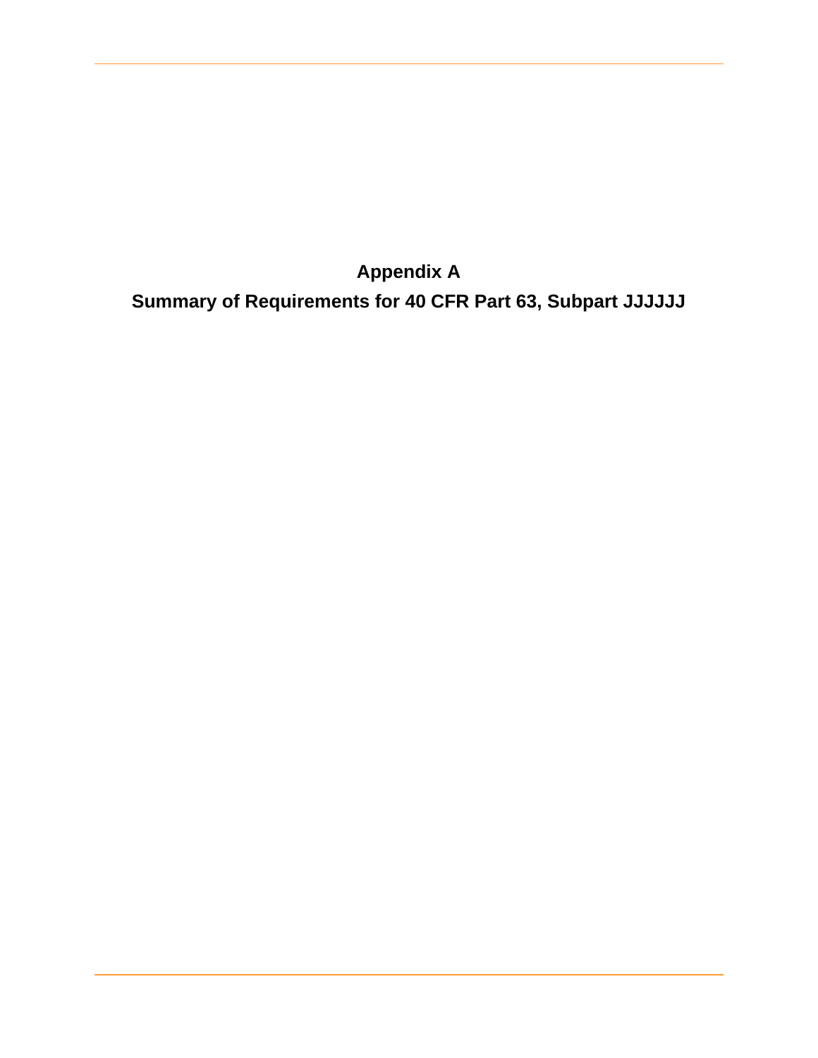# Appendix A

## Summary of Requirements for 40 CFR Part 63, Subpart JJJJJJ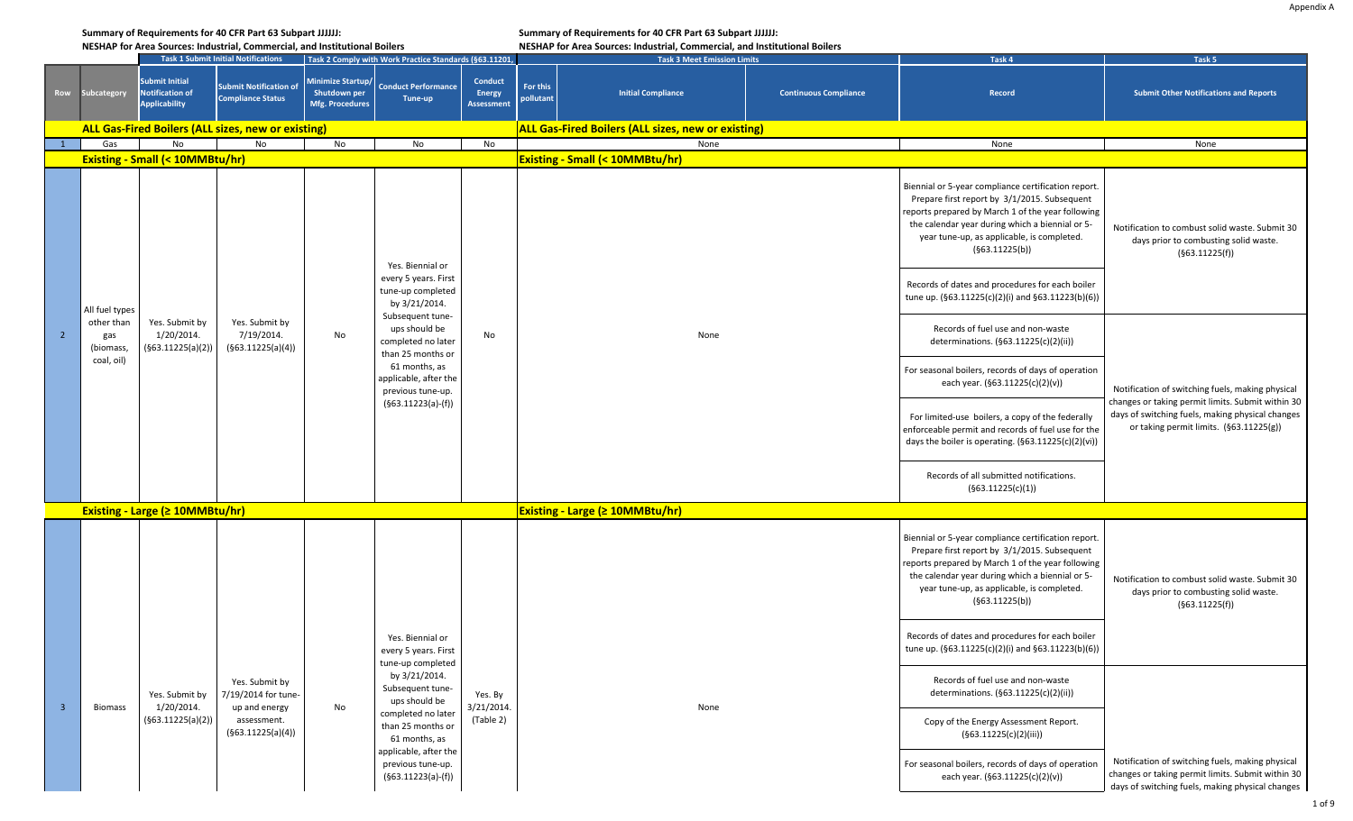Appendix A

**Summary of Requirements for 40 CFR Part 63 Subpart JJJJJJ:**
**NESHAP for Area Sources: Industrial, Commercial, and Institutional Boilers**

| Row | Subcategory | Task 1 Submit Initial Notifications: Submit Initial Notification of Applicability | Task 1 Submit Initial Notifications: Submit Notification of Compliance Status | Task 2 Comply with Work Practice Standards (§63.11201): Minimize Startup/ Shutdown per Mfg. Procedures | Task 2 Comply with Work Practice Standards (§63.11201): Conduct Performance Tune-up | Task 2 Comply with Work Practice Standards (§63.11201): Conduct Energy Assessment | Task 3 Meet Emission Limits: For this pollutant | Task 3 Meet Emission Limits: Initial Compliance | Task 3 Meet Emission Limits: Continuous Compliance | Task 4: Record | Task 5: Submit Other Notifications and Reports |
|---|---|---|---|---|---|---|---|---|---|---|---|
| **ALL Gas-Fired Boilers (ALL sizes, new or existing)** | | | | | | | | | | | |
| 1 | Gas | No | No | No | No | No | None | | | None | None |
| **Existing - Small (< 10MMBtu/hr)** | | | | | | | | | | | |
| 2 | All fuel types other than gas (biomass, coal, oil) | Yes. Submit by 1/20/2014. (§63.11225(a)(2)) | Yes. Submit by 7/19/2014. (§63.11225(a)(4)) | No | Yes. Biennial or every 5 years. First tune-up completed by 3/21/2014. Subsequent tune-ups should be completed no later than 25 months or 61 months, as applicable, after the previous tune-up. (§63.11223(a)-(f)) | No | None | | | Biennial or 5-year compliance certification report. Prepare first report by 3/1/2015. Subsequent reports prepared by March 1 of the year following the calendar year during which a biennial or 5-year tune-up, as applicable, is completed. (§63.11225(b))<br><br>Records of dates and procedures for each boiler tune up. (§63.11225(c)(2)(i) and §63.11223(b)(6))<br><br>Records of fuel use and non-waste determinations. (§63.11225(c)(2)(ii))<br><br>For seasonal boilers, records of days of operation each year. (§63.11225(c)(2)(v))<br><br>For limited-use boilers, a copy of the federally enforceable permit and records of fuel use for the days the boiler is operating. (§63.11225(c)(2)(vi))<br><br>Records of all submitted notifications. (§63.11225(c)(1)) | Notification to combust solid waste. Submit 30 days prior to combusting solid waste. (§63.11225(f))<br><br>Notification of switching fuels, making physical changes or taking permit limits. Submit within 30 days of switching fuels, making physical changes or taking permit limits. (§63.11225(g)) |
| **Existing - Large (≥ 10MMBtu/hr)** | | | | | | | | | | | |
| 3 | Biomass | Yes. Submit by 1/20/2014. (§63.11225(a)(2)) | Yes. Submit by 7/19/2014 for tune-up and energy assessment. (§63.11225(a)(4)) | No | Yes. Biennial or every 5 years. First tune-up completed by 3/21/2014. Subsequent tune-ups should be completed no later than 25 months or 61 months, as applicable, after the previous tune-up. (§63.11223(a)-(f)) | Yes. By 3/21/2014. (Table 2) | None | | | Biennial or 5-year compliance certification report. Prepare first report by 3/1/2015. Subsequent reports prepared by March 1 of the year following the calendar year during which a biennial or 5-year tune-up, as applicable, is completed. (§63.11225(b))<br><br>Records of dates and procedures for each boiler tune up. (§63.11225(c)(2)(i) and §63.11223(b)(6))<br><br>Records of fuel use and non-waste determinations. (§63.11225(c)(2)(ii))<br><br>Copy of the Energy Assessment Report. (§63.11225(c)(2)(iii))<br><br>For seasonal boilers, records of days of operation each year. (§63.11225(c)(2)(v)) | Notification to combust solid waste. Submit 30 days prior to combusting solid waste. (§63.11225(f))<br><br>Notification of switching fuels, making physical changes or taking permit limits. Submit within 30 days of switching fuels, making physical changes |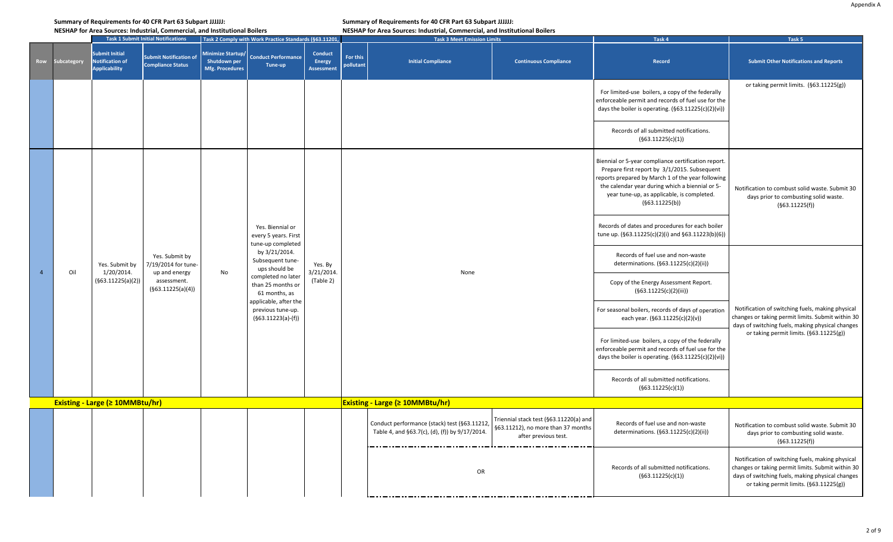**Summary of Requirements for 40 CFR Part 63 Subpart JJJJJJ:**
**NESHAP for Area Sources: Industrial, Commercial, and Institutional Boilers**

| Row | Subcategory | Task 1 Submit Initial Notifications: Submit Initial Notification of Applicability | Task 1 Submit Initial Notifications: Submit Notification of Compliance Status | Task 2 Comply with Work Practice Standards (§63.11201): Minimize Startup/ Shutdown per Mfg. Procedures | Task 2: Conduct Performance Tune-up | Task 2: Conduct Energy Assessment | Task 3 Meet Emission Limits: For this pollutant | Task 3: Initial Compliance | Task 3: Continuous Compliance | Task 4: Record | Task 5: Submit Other Notifications and Reports |
|---|---|---|---|---|---|---|---|---|---|---|---|
| | | | | | | | | | | For limited-use boilers, a copy of the federally enforceable permit and records of fuel use for the days the boiler is operating. (§63.11225(c)(2)(vi)) | or taking permit limits. (§63.11225(g)) |
| | | | | | | | | | | Records of all submitted notifications. (§63.11225(c)(1)) | |
| 4 | Oil | Yes. Submit by 1/20/2014. (§63.11225(a)(2)) | Yes. Submit by 7/19/2014 for tune-up and energy assessment. (§63.11225(a)(4)) | No | Yes. Biennial or every 5 years. First tune-up completed by 3/21/2014. Subsequent tune-ups should be completed no later than 25 months or 61 months, as applicable, after the previous tune-up. (§63.11223(a)-(f)) | Yes. By 3/21/2014. (Table 2) | None | | | Biennial or 5-year compliance certification report. Prepare first report by 3/1/2015. Subsequent reports prepared by March 1 of the year following the calendar year during which a biennial or 5-year tune-up, as applicable, is completed. (§63.11225(b)) | Notification to combust solid waste. Submit 30 days prior to combusting solid waste. (§63.11225(f)) |
| | | | | | | | | | | Records of dates and procedures for each boiler tune up. (§63.11225(c)(2)(i) and §63.11223(b)(6)) | |
| | | | | | | | | | | Records of fuel use and non-waste determinations. (§63.11225(c)(2)(ii)) | Notification of switching fuels, making physical changes or taking permit limits. Submit within 30 days of switching fuels, making physical changes or taking permit limits. (§63.11225(g)) |
| | | | | | | | | | | Copy of the Energy Assessment Report. (§63.11225(c)(2)(iii)) | |
| | | | | | | | | | | For seasonal boilers, records of days of operation each year. (§63.11225(c)(2)(v)) | |
| | | | | | | | | | | For limited-use boilers, a copy of the federally enforceable permit and records of fuel use for the days the boiler is operating. (§63.11225(c)(2)(vi)) | |
| | | | | | | | | | | Records of all submitted notifications. (§63.11225(c)(1)) | |
| | **Existing - Large (≥ 10MMBtu/hr)** | | | | | | **Existing - Large (≥ 10MMBtu/hr)** | | | | |
| | | | | | | | | Conduct performance (stack) test (§63.11212, Table 4, and §63.7(c), (d), (f)) by 9/17/2014. | Triennial stack test (§63.11220(a) and §63.11212), no more than 37 months after previous test. | Records of fuel use and non-waste determinations. (§63.11225(c)(2)(ii)) | Notification to combust solid waste. Submit 30 days prior to combusting solid waste. (§63.11225(f)) |
| | | | | | | | | OR | | Records of all submitted notifications. (§63.11225(c)(1)) | Notification of switching fuels, making physical changes or taking permit limits. Submit within 30 days of switching fuels, making physical changes or taking permit limits. (§63.11225(g)) |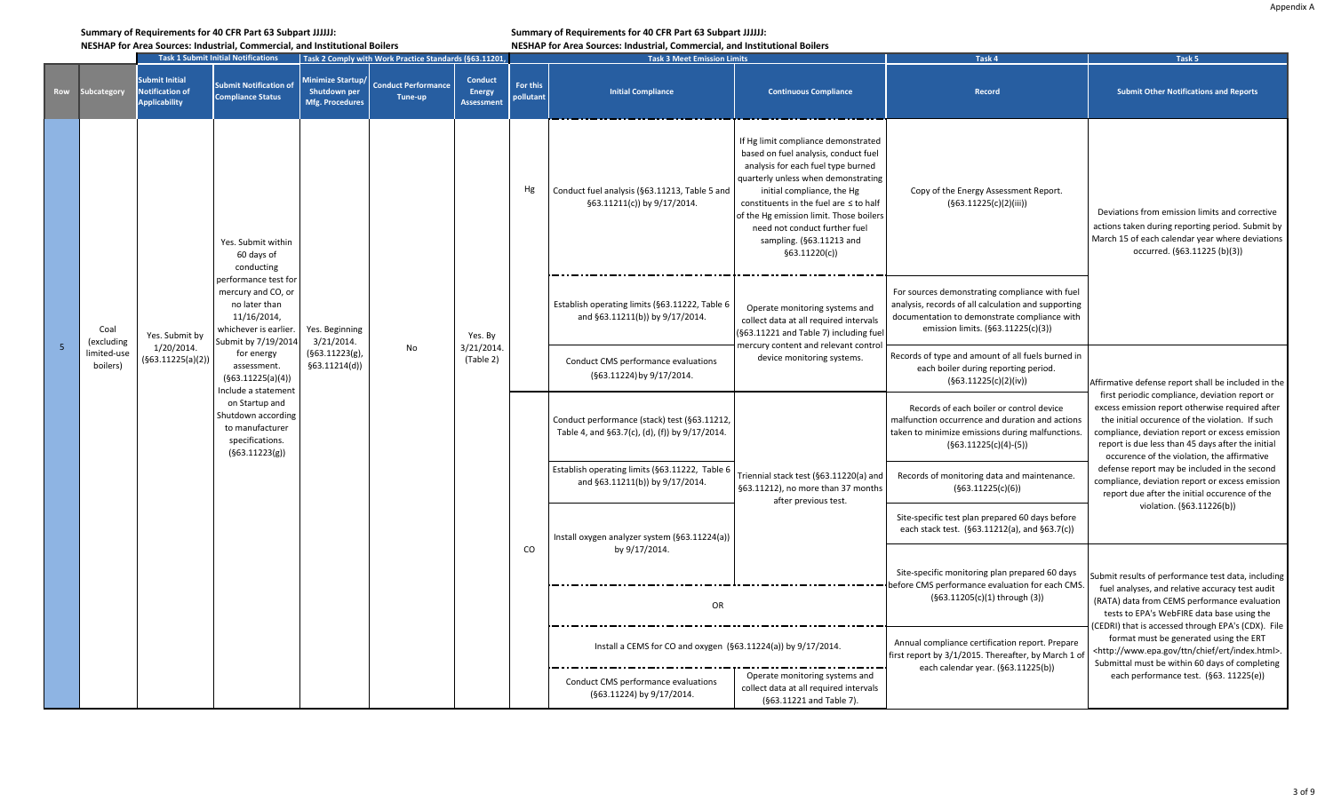Appendix A

**Summary of Requirements for 40 CFR Part 63 Subpart JJJJJJ:**
**NESHAP for Area Sources: Industrial, Commercial, and Institutional Boilers**

| | | Task 1 Submit Initial Notifications | | Task 2 Comply with Work Practice Standards (§63.11201) | | | Task 3 Meet Emission Limits | | | Task 4 | Task 5 |
|---|---|---|---|---|---|---|---|---|---|---|---|
| Row | Subcategory | Submit Initial Notification of Applicability | Submit Notification of Compliance Status | Minimize Startup/ Shutdown per Mfg. Procedures | Conduct Performance Tune-up | Conduct Energy Assessment | For this pollutant | Initial Compliance | Continuous Compliance | Record | Submit Other Notifications and Reports |
| 5 | Coal (excluding limited-use boilers) | Yes. Submit by 1/20/2014. (§63.11225(a)(2)) | Yes. Submit within 60 days of conducting performance test for mercury and CO, or no later than 11/16/2014, whichever is earlier. Submit by 7/19/2014 for energy assessment. (§63.11225(a)(4)) Include a statement on Startup and Shutdown according to manufacturer specifications. (§63.11223(g)) | Yes. Beginning 3/21/2014. (§63.11223(g), §63.11214(d)) | No | Yes. By 3/21/2014. (Table 2) | Hg | Conduct fuel analysis (§63.11213, Table 5 and §63.11211(c)) by 9/17/2014. | If Hg limit compliance demonstrated based on fuel analysis, conduct fuel analysis for each fuel type burned quarterly unless when demonstrating initial compliance, the Hg constituents in the fuel are ≤ to half of the Hg emission limit. Those boilers need not conduct further fuel sampling. (§63.11213 and §63.11220(c)) | Copy of the Energy Assessment Report. (§63.11225(c)(2)(iii)) | Deviations from emission limits and corrective actions taken during reporting period. Submit by March 15 of each calendar year where deviations occurred. (§63.11225 (b)(3)) |
| | | | | | | | | Establish operating limits (§63.11222, Table 6 and §63.11211(b)) by 9/17/2014. | Operate monitoring systems and collect data at all required intervals (§63.11221 and Table 7) including fuel mercury content and relevant control device monitoring systems. | For sources demonstrating compliance with fuel analysis, records of all calculation and supporting documentation to demonstrate compliance with emission limits. (§63.11225(c)(3)) | |
| | | | | | | | | Conduct CMS performance evaluations (§63.11224) by 9/17/2014. | | Records of type and amount of all fuels burned in each boiler during reporting period. (§63.11225(c)(2)(iv)) | Affirmative defense report shall be included in the first periodic compliance, deviation report or excess emission report otherwise required after the initial occurrence of the violation. If such compliance, deviation report or excess emission report is due less than 45 days after the initial occurrence of the violation, the affirmative defense report may be included in the second compliance, deviation report or excess emission report due after the initial occurrence of the violation. (§63.11226(b)) |
| | | | | | | | CO | Conduct performance (stack) test (§63.11212, Table 4, and §63.7(c), (d), (f)) by 9/17/2014. | Triennial stack test (§63.11220(a) and §63.11212), no more than 37 months after previous test. | Records of each boiler or control device malfunction occurrence and duration and actions taken to minimize emissions during malfunctions. (§63.11225(c)(4)-(5)) | |
| | | | | | | | | Establish operating limits (§63.11222, Table 6 and §63.11211(b)) by 9/17/2014. | | Records of monitoring data and maintenance. (§63.11225(c)(6)) | |
| | | | | | | | | Install oxygen analyzer system (§63.11224(a)) by 9/17/2014. | | Site-specific test plan prepared 60 days before each stack test. (§63.11212(a), and §63.7(c)) | |
| | | | | | | | | | | Site-specific monitoring plan prepared 60 days before CMS performance evaluation for each CMS. (§63.11205(c)(1) through (3)) | Submit results of performance test data, including fuel analyses, and relative accuracy test audit (RATA) data from CEMS performance evaluation tests to EPA's WebFIRE data base using the (CEDRI) that is accessed through EPA's (CDX). File format must be generated using the ERT <http://www.epa.gov/ttn/chief/ert/index.html>. Submittal must be within 60 days of completing each performance test. (§63. 11225(e)) |
| | | | | | | | | OR | | | |
| | | | | | | | | Install a CEMS for CO and oxygen (§63.11224(a)) by 9/17/2014. | | Annual compliance certification report. Prepare first report by 3/1/2015. Thereafter, by March 1 of each calendar year. (§63.11225(b)) | |
| | | | | | | | | Conduct CMS performance evaluations (§63.11224) by 9/17/2014. | Operate monitoring systems and collect data at all required intervals (§63.11221 and Table 7). | | |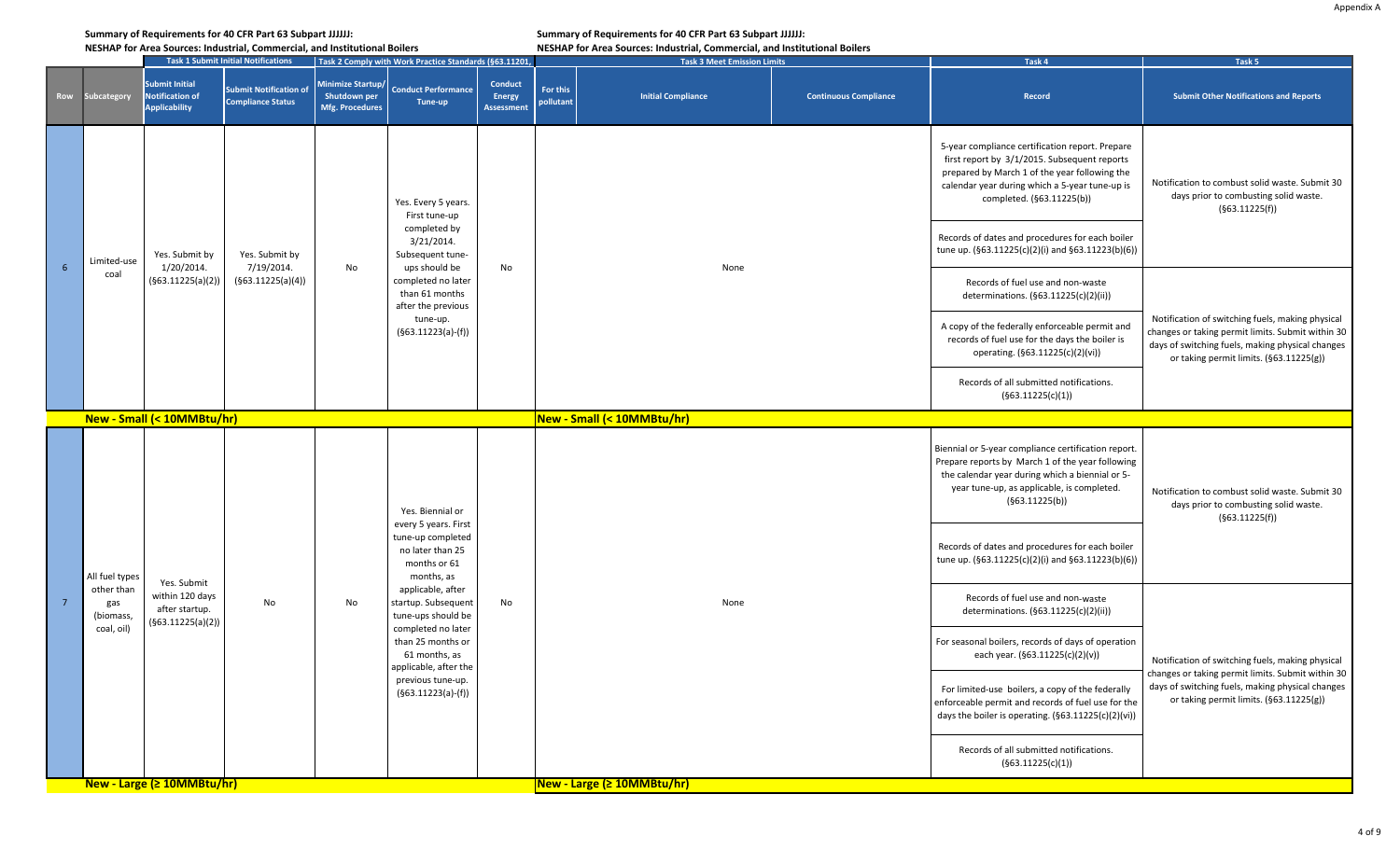**Summary of Requirements for 40 CFR Part 63 Subpart JJJJJJ:**
**NESHAP for Area Sources: Industrial, Commercial, and Institutional Boilers**

| Row | Subcategory | Task 1 Submit Initial Notifications: Submit Initial Notification of Applicability | Task 1 Submit Initial Notifications: Submit Notification of Compliance Status | Task 2 Comply with Work Practice Standards (§63.11201): Minimize Startup/ Shutdown per Mfg. Procedures | Task 2: Conduct Performance Tune-up | Task 2: Conduct Energy Assessment | Task 3 Meet Emission Limits: For this pollutant | Task 3: Initial Compliance | Task 3: Continuous Compliance | Task 4: Record | Task 5: Submit Other Notifications and Reports |
|---|---|---|---|---|---|---|---|---|---|---|---|
| 6 | Limited-use coal | Yes. Submit by 1/20/2014. (§63.11225(a)(2)) | Yes. Submit by 7/19/2014. (§63.11225(a)(4)) | No | Yes. Every 5 years. First tune-up completed by 3/21/2014. Subsequent tune-ups should be completed no later than 61 months after the previous tune-up. (§63.11223(a)-(f)) | No | None | | | 5-year compliance certification report. Prepare first report by 3/1/2015. Subsequent reports prepared by March 1 of the year following the calendar year during which a 5-year tune-up is completed. (§63.11225(b))<br>Records of dates and procedures for each boiler tune up. (§63.11225(c)(2)(i) and §63.11223(b)(6))<br>Records of fuel use and non-waste determinations. (§63.11225(c)(2)(ii))<br>A copy of the federally enforceable permit and records of fuel use for the days the boiler is operating. (§63.11225(c)(2)(vi))<br>Records of all submitted notifications. (§63.11225(c)(1)) | Notification to combust solid waste. Submit 30 days prior to combusting solid waste. (§63.11225(f))<br>Notification of switching fuels, making physical changes or taking permit limits. Submit within 30 days of switching fuels, making physical changes or taking permit limits. (§63.11225(g)) |
| **New - Small (< 10MMBtu/hr)** | | | | | | | | | | | |
| 7 | All fuel types other than gas (biomass, coal, oil) | Yes. Submit within 120 days after startup. (§63.11225(a)(2)) | No | No | Yes. Biennial or every 5 years. First tune-up completed no later than 25 months or 61 months, as applicable, after startup. Subsequent tune-ups should be completed no later than 25 months or 61 months, as applicable, after the previous tune-up. (§63.11223(a)-(f)) | No | None | | | Biennial or 5-year compliance certification report. Prepare reports by March 1 of the year following the calendar year during which a biennial or 5-year tune-up, as applicable, is completed. (§63.11225(b))<br>Records of dates and procedures for each boiler tune up. (§63.11225(c)(2)(i) and §63.11223(b)(6))<br>Records of fuel use and non-waste determinations. (§63.11225(c)(2)(ii))<br>For seasonal boilers, records of days of operation each year. (§63.11225(c)(2)(v))<br>For limited-use boilers, a copy of the federally enforceable permit and records of fuel use for the days the boiler is operating. (§63.11225(c)(2)(vi))<br>Records of all submitted notifications. (§63.11225(c)(1)) | Notification to combust solid waste. Submit 30 days prior to combusting solid waste. (§63.11225(f))<br>Notification of switching fuels, making physical changes or taking permit limits. Submit within 30 days of switching fuels, making physical changes or taking permit limits. (§63.11225(g)) |
| **New - Large (≥ 10MMBtu/hr)** | | | | | | | | | | | |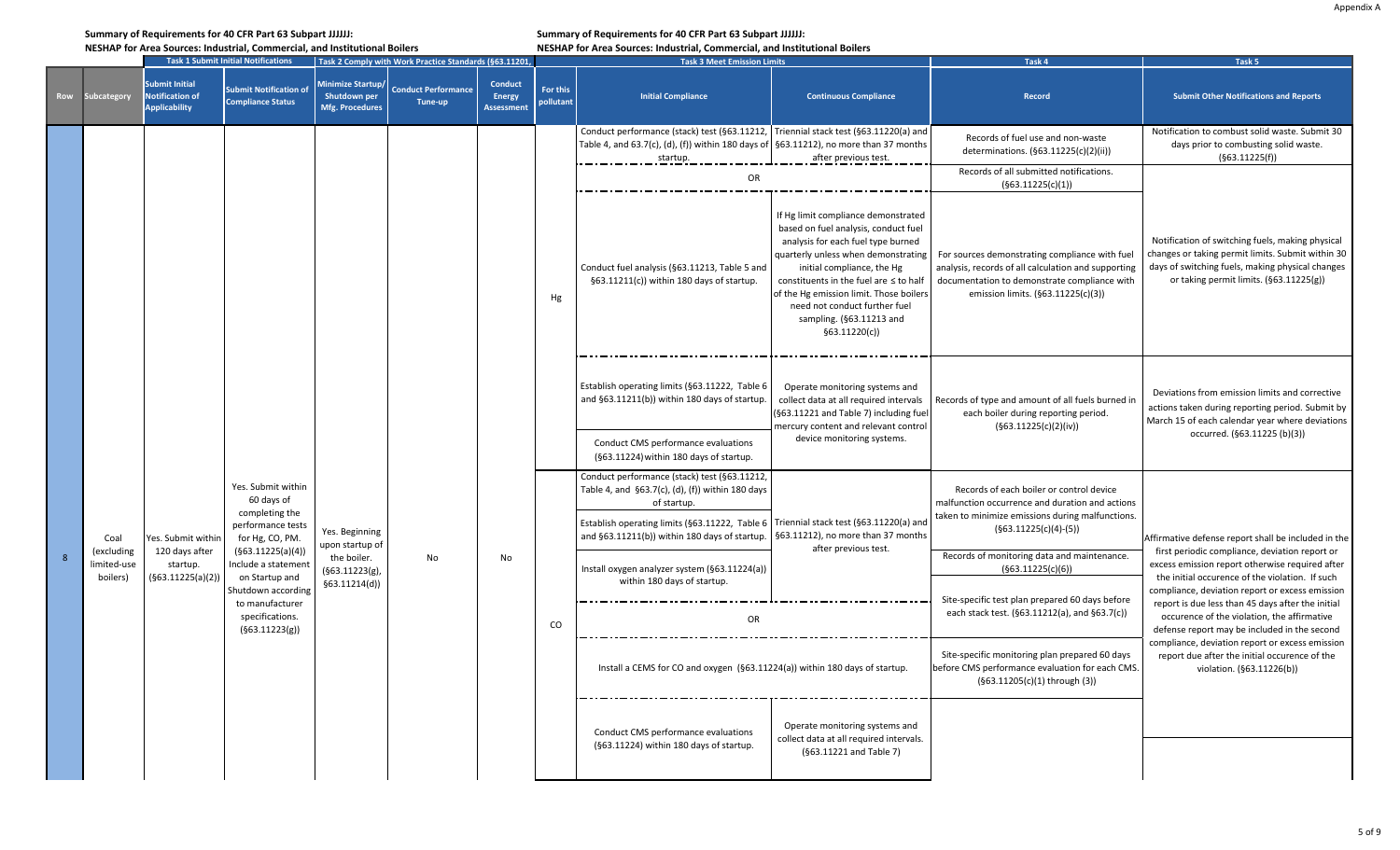**Summary of Requirements for 40 CFR Part 63 Subpart JJJJJJ:**
**NESHAP for Area Sources: Industrial, Commercial, and Institutional Boilers**

| Row | Subcategory | Task 1 Submit Initial Notifications: Submit Initial Notification of Applicability | Task 1: Submit Notification of Compliance Status | Task 2 Comply with Work Practice Standards (§63.11201): Minimize Startup/ Shutdown per Mfg. Procedures | Task 2: Conduct Performance Tune-up | Task 2: Conduct Energy Assessment | Task 3 Meet Emission Limits: For this pollutant | Task 3: Initial Compliance | Task 3: Continuous Compliance | Task 4: Record | Task 5: Submit Other Notifications and Reports |
|---|---|---|---|---|---|---|---|---|---|---|---|
| 8 | Coal (excluding limited-use boilers) | Yes. Submit within 120 days after startup. (§63.11225(a)(2)) | Yes. Submit within 60 days of completing the performance tests for Hg, CO, PM. (§63.11225(a)(4)) Include a statement on Startup and Shutdown according to manufacturer specifications. (§63.11223(g)) | Yes. Beginning upon startup of the boiler. (§63.11223(g), §63.11214(d)) | No | No | Hg | Conduct performance (stack) test (§63.11212, Table 4, and 63.7(c), (d), (f)) within 180 days of startup. | Triennial stack test (§63.11220(a) and §63.11212), no more than 37 months after previous test. | Records of fuel use and non-waste determinations. (§63.11225(c)(2)(ii)) | Notification to combust solid waste. Submit 30 days prior to combusting solid waste. (§63.11225(f)) |
| | | | | | | | | OR | | Records of all submitted notifications. (§63.11225(c)(1)) | |
| | | | | | | | | Conduct fuel analysis (§63.11213, Table 5 and §63.11211(c)) within 180 days of startup. | If Hg limit compliance demonstrated based on fuel analysis, conduct fuel analysis for each fuel type burned quarterly unless when demonstrating initial compliance, the Hg constituents in the fuel are ≤ to half of the Hg emission limit. Those boilers need not conduct further fuel sampling. (§63.11213 and §63.11220(c)) | For sources demonstrating compliance with fuel analysis, records of all calculation and supporting documentation to demonstrate compliance with emission limits. (§63.11225(c)(3)) | Notification of switching fuels, making physical changes or taking permit limits. Submit within 30 days of switching fuels, making physical changes or taking permit limits. (§63.11225(g)) |
| | | | | | | | | Establish operating limits (§63.11222, Table 6 and §63.11211(b)) within 180 days of startup. | Operate monitoring systems and collect data at all required intervals (§63.11221 and Table 7) including fuel mercury content and relevant control device monitoring systems. | Records of type and amount of all fuels burned in each boiler during reporting period. (§63.11225(c)(2)(iv)) | Deviations from emission limits and corrective actions taken during reporting period. Submit by March 15 of each calendar year where deviations occurred. (§63.11225 (b)(3)) |
| | | | | | | | | Conduct CMS performance evaluations (§63.11224) within 180 days of startup. | | | |
| | | | | | | | CO | Conduct performance (stack) test (§63.11212, Table 4, and §63.7(c), (d), (f)) within 180 days of startup. | Triennial stack test (§63.11220(a) and §63.11212), no more than 37 months after previous test. | Records of each boiler or control device malfunction occurrence and duration and actions taken to minimize emissions during malfunctions. (§63.11225(c)(4)-(5)) | Affirmative defense report shall be included in the first periodic compliance, deviation report or excess emission report otherwise required after the initial occurence of the violation. If such compliance, deviation report or excess emission report is due less than 45 days after the initial occurence of the violation, the affirmative defense report may be included in the second compliance, deviation report or excess emission report due after the initial occurence of the violation. (§63.11226(b)) |
| | | | | | | | | Establish operating limits (§63.11222, Table 6 and §63.11211(b)) within 180 days of startup. | | Records of monitoring data and maintenance. (§63.11225(c)(6)) | |
| | | | | | | | | Install oxygen analyzer system (§63.11224(a)) within 180 days of startup. | | Site-specific test plan prepared 60 days before each stack test. (§63.11212(a), and §63.7(c)) | |
| | | | | | | | | OR | | | |
| | | | | | | | | Install a CEMS for CO and oxygen (§63.11224(a)) within 180 days of startup. | | Site-specific monitoring plan prepared 60 days before CMS performance evaluation for each CMS. (§63.11205(c)(1) through (3)) | |
| | | | | | | | | Conduct CMS performance evaluations (§63.11224) within 180 days of startup. | Operate monitoring systems and collect data at all required intervals. (§63.11221 and Table 7) | | |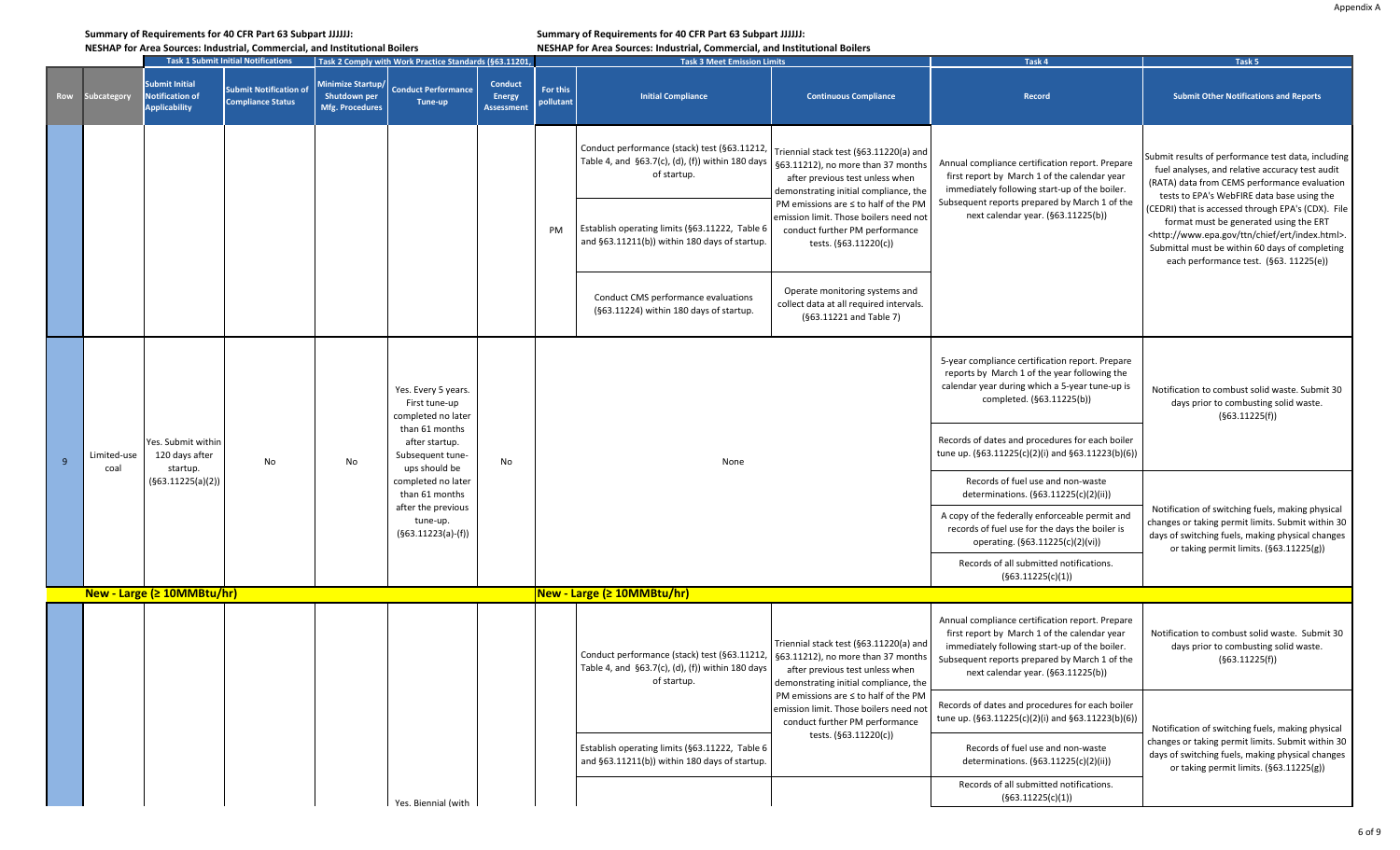**Summary of Requirements for 40 CFR Part 63 Subpart JJJJJJ:**
**NESHAP for Area Sources: Industrial, Commercial, and Institutional Boilers**

| Row | Subcategory | Task 1 Submit Initial Notifications: Submit Initial Notification of Applicability | Task 1: Submit Notification of Compliance Status | Task 2 Comply with Work Practice Standards (§63.11201): Minimize Startup/ Shutdown per Mfg. Procedures | Task 2: Conduct Performance Tune-up | Task 2: Conduct Energy Assessment | Task 3 Meet Emission Limits: For this pollutant | Task 3: Initial Compliance | Task 3: Continuous Compliance | Task 4: Record | Task 5: Submit Other Notifications and Reports |
|---|---|---|---|---|---|---|---|---|---|---|---|
| | | | | | | | PM | Conduct performance (stack) test (§63.11212, Table 4, and §63.7(c), (d), (f)) within 180 days of startup. | Triennial stack test (§63.11220(a) and §63.11212), no more than 37 months after previous test unless when demonstrating initial compliance, the PM emissions are ≤ to half of the PM emission limit. Those boilers need not conduct further PM performance tests. (§63.11220(c)) | Annual compliance certification report. Prepare first report by March 1 of the calendar year immediately following start-up of the boiler. Subsequent reports prepared by March 1 of the next calendar year. (§63.11225(b)) | Submit results of performance test data, including fuel analyses, and relative accuracy test audit (RATA) data from CEMS performance evaluation tests to EPA's WebFIRE data base using the (CEDRI) that is accessed through EPA's (CDX). File format must be generated using the ERT <http://www.epa.gov/ttn/chief/ert/index.html>. Submittal must be within 60 days of completing each performance test. (§63. 11225(e)) |
| | | | | | | | | Establish operating limits (§63.11222, Table 6 and §63.11211(b)) within 180 days of startup. | | | |
| | | | | | | | | Conduct CMS performance evaluations (§63.11224) within 180 days of startup. | Operate monitoring systems and collect data at all required intervals. (§63.11221 and Table 7) | | |
| 9 | Limited-use coal | Yes. Submit within 120 days after startup. (§63.11225(a)(2)) | No | No | Yes. Every 5 years. First tune-up completed no later than 61 months after startup. Subsequent tune-ups should be completed no later than 61 months after the previous tune-up. (§63.11223(a)-(f)) | No | None | | | 5-year compliance certification report. Prepare reports by March 1 of the year following the calendar year during which a 5-year tune-up is completed. (§63.11225(b)) | Notification to combust solid waste. Submit 30 days prior to combusting solid waste. (§63.11225(f)) |
| | | | | | | | | | | Records of dates and procedures for each boiler tune up. (§63.11225(c)(2)(i) and §63.11223(b)(6)) | |
| | | | | | | | | | | Records of fuel use and non-waste determinations. (§63.11225(c)(2)(ii)) | Notification of switching fuels, making physical changes or taking permit limits. Submit within 30 days of switching fuels, making physical changes or taking permit limits. (§63.11225(g)) |
| | | | | | | | | | | A copy of the federally enforceable permit and records of fuel use for the days the boiler is operating. (§63.11225(c)(2)(vi)) | |
| | | | | | | | | | | Records of all submitted notifications. (§63.11225(c)(1)) | |
| | **New - Large (≥ 10MMBtu/hr)** | | | | | | **New - Large (≥ 10MMBtu/hr)** | | | | |
| | | | | | | | | Conduct performance (stack) test (§63.11212, Table 4, and §63.7(c), (d), (f)) within 180 days of startup. | Triennial stack test (§63.11220(a) and §63.11212), no more than 37 months after previous test unless when demonstrating initial compliance, the PM emissions are ≤ to half of the PM emission limit. Those boilers need not conduct further PM performance tests. (§63.11220(c)) | Annual compliance certification report. Prepare first report by March 1 of the calendar year immediately following start-up of the boiler. Subsequent reports prepared by March 1 of the next calendar year. (§63.11225(b)) | Notification to combust solid waste. Submit 30 days prior to combusting solid waste. (§63.11225(f)) |
| | | | | | | | | | | Records of dates and procedures for each boiler tune up. (§63.11225(c)(2)(i) and §63.11223(b)(6)) | Notification of switching fuels, making physical changes or taking permit limits. Submit within 30 days of switching fuels, making physical changes or taking permit limits. (§63.11225(g)) |
| | | | | | | | | Establish operating limits (§63.11222, Table 6 and §63.11211(b)) within 180 days of startup. | | Records of fuel use and non-waste determinations. (§63.11225(c)(2)(ii)) | |
| | | | | | Yes. Biennial (with | | | | | Records of all submitted notifications. (§63.11225(c)(1)) | |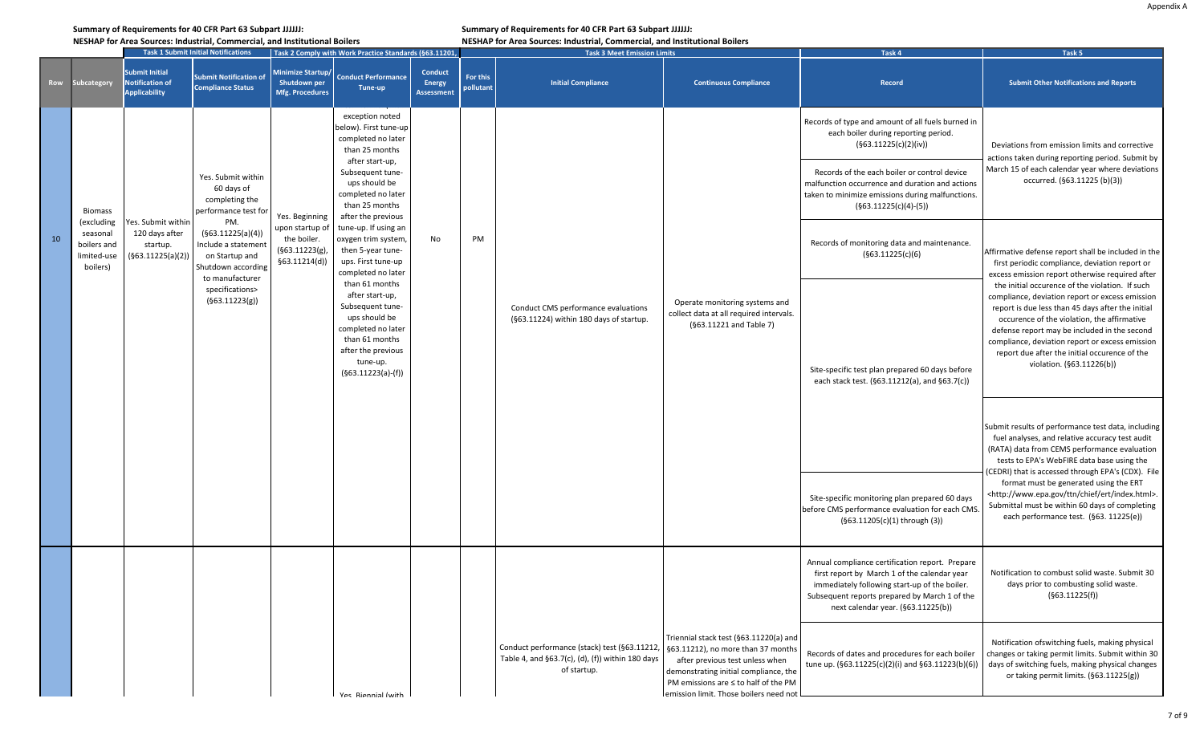## Summary of Requirements for 40 CFR Part 63 Subpart JJJJJJ:

### NESHAP for Area Sources: Industrial, Commercial, and Institutional Boilers

| Row | Subcategory | Task 1 Submit Initial Notifications: Submit Initial Notification of Applicability | Task 1 Submit Initial Notifications: Submit Notification of Compliance Status | Task 2 Comply with Work Practice Standards (§63.11201): Minimize Startup/ Shutdown per Mfg. Procedures | Task 2: Conduct Performance Tune-up | Task 2: Conduct Energy Assessment | Task 3 Meet Emission Limits: For this pollutant | Task 3: Initial Compliance | Task 3: Continuous Compliance | Task 4: Record | Task 5: Submit Other Notifications and Reports |
|---|---|---|---|---|---|---|---|---|---|---|---|
| 10 | Biomass (excluding seasonal boilers and limited-use boilers) | Yes. Submit within 120 days after startup. (§63.11225(a)(2)) | Yes. Submit within 60 days of completing the performance test for PM. (§63.11225(a)(4)) Include a statement on Startup and Shutdown according to manufacturer specifications> (§63.11223(g)) | Yes. Beginning upon startup of the boiler. (§63.11223(g), §63.11214(d)) | exception noted below). First tune-up completed no later than 25 months after start-up, Subsequent tune-ups should be completed no later than 25 months after the previous tune-up. If using an oxygen trim system, then 5-year tune-ups. First tune-up completed no later than 61 months after start-up, Subsequent tune-ups should be completed no later than 61 months after the previous tune-up. (§63.11223(a)-(f)) | No | PM | Conduct CMS performance evaluations (§63.11224) within 180 days of startup. | Operate monitoring systems and collect data at all required intervals. (§63.11221 and Table 7) | Records of type and amount of all fuels burned in each boiler during reporting period. (§63.11225(c)(2)(iv)) | Deviations from emission limits and corrective actions taken during reporting period. Submit by March 15 of each calendar year where deviations occurred. (§63.11225 (b)(3)) |
| | | | | | | | | | | Records of the each boiler or control device malfunction occurrence and duration and actions taken to minimize emissions during malfunctions. (§63.11225(c)(4)-(5)) | |
| | | | | | | | | | | Records of monitoring data and maintenance. (§63.11225(c)(6) | Affirmative defense report shall be included in the first periodic compliance, deviation report or excess emission report otherwise required after the initial occurence of the violation. If such compliance, deviation report or excess emission report is due less than 45 days after the initial occurence of the violation, the affirmative defense report may be included in the second compliance, deviation report or excess emission report due after the initial occurence of the violation. (§63.11226(b)) |
| | | | | | | | | | | Site-specific test plan prepared 60 days before each stack test. (§63.11212(a), and §63.7(c)) | |
| | | | | | | | | | | | Submit results of performance test data, including fuel analyses, and relative accuracy test audit (RATA) data from CEMS performance evaluation tests to EPA's WebFIRE data base using the (CEDRI) that is accessed through EPA's (CDX). File format must be generated using the ERT <http://www.epa.gov/ttn/chief/ert/index.html>. Submittal must be within 60 days of completing each performance test. (§63. 11225(e)) |
| | | | | | | | | | | Site-specific monitoring plan prepared 60 days before CMS performance evaluation for each CMS. (§63.11205(c)(1) through (3)) | |
| | | | | | Yes. Biennial (with | | | Conduct performance (stack) test (§63.11212, Table 4, and §63.7(c), (d), (f)) within 180 days of startup. | Triennial stack test (§63.11220(a) and §63.11212), no more than 37 months after previous test unless when demonstrating initial compliance, the PM emissions are ≤ to half of the PM emission limit. Those boilers need not | Annual compliance certification report. Prepare first report by March 1 of the calendar year immediately following start-up of the boiler. Subsequent reports prepared by March 1 of the next calendar year. (§63.11225(b)) | Notification to combust solid waste. Submit 30 days prior to combusting solid waste. (§63.11225(f)) |
| | | | | | | | | | | Records of dates and procedures for each boiler tune up. (§63.11225(c)(2)(i) and §63.11223(b)(6)) | Notification ofswitching fuels, making physical changes or taking permit limits. Submit within 30 days of switching fuels, making physical changes or taking permit limits. (§63.11225(g)) |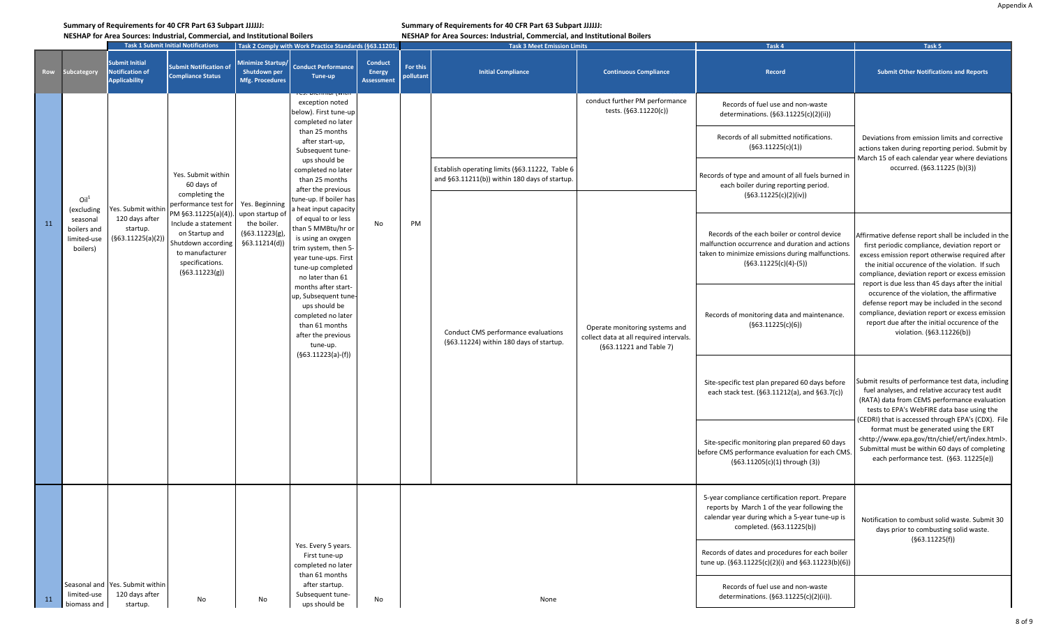## Summary of Requirements for 40 CFR Part 63 Subpart JJJJJJ: NESHAP for Area Sources: Industrial, Commercial, and Institutional Boilers

| Row | Subcategory | Task 1 Submit Initial Notifications: Submit Initial Notification of Applicability | Task 1 Submit Initial Notifications: Submit Notification of Compliance Status | Task 2 Comply with Work Practice Standards (§63.11201): Minimize Startup/ Shutdown per Mfg. Procedures | Task 2: Conduct Performance Tune-up | Task 2: Conduct Energy Assessment | Task 3 Meet Emission Limits: For this pollutant | Task 3: Initial Compliance | Task 3: Continuous Compliance | Task 4: Record | Task 5: Submit Other Notifications and Reports |
|---|---|---|---|---|---|---|---|---|---|---|---|
| 11 | Oil[1] (excluding seasonal boilers and limited-use boilers) | Yes. Submit within 120 days after startup. (§63.11225(a)(2)) | Yes. Submit within 60 days of completing the performance test for PM §63.11225(a)(4)). Include a statement on Startup and Shutdown according to manufacturer specifications. (§63.11223(g)) | Yes. Beginning upon startup of the boiler. (§63.11223(g), §63.11214(d)) | Yes. Biennial (with exception noted below). First tune-up completed no later than 25 months after start-up, Subsequent tune-ups should be completed no later than 25 months after the previous tune-up. If boiler has a heat input capacity of equal to or less than 5 MMBtu/hr or is using an oxygen trim system, then 5-year tune-ups. First tune-up completed no later than 61 months after start-up, Subsequent tune-ups should be completed no later than 61 months after the previous tune-up. (§63.11223(a)-(f)) | No | PM | Establish operating limits (§63.11222, Table 6 and §63.11211(b)) within 180 days of startup. Conduct CMS performance evaluations (§63.11224) within 180 days of startup. | conduct further PM performance tests. (§63.11220(c)) Operate monitoring systems and collect data at all required intervals. (§63.11221 and Table 7) | Records of fuel use and non-waste determinations. (§63.11225(c)(2)(ii)) Records of all submitted notifications. (§63.11225(c)(1)) Records of type and amount of all fuels burned in each boiler during reporting period. (§63.11225(c)(2)(iv)) Records of the each boiler or control device malfunction occurrence and duration and actions taken to minimize emissions during malfunctions. (§63.11225(c)(4)-(5)) Records of monitoring data and maintenance. (§63.11225(c)(6)) Site-specific test plan prepared 60 days before each stack test. (§63.11212(a), and §63.7(c)) Site-specific monitoring plan prepared 60 days before CMS performance evaluation for each CMS. (§63.11205(c)(1) through (3)) | Deviations from emission limits and corrective actions taken during reporting period. Submit by March 15 of each calendar year where deviations occurred. (§63.11225 (b)(3)) Affirmative defense report shall be included in the first periodic compliance, deviation report or excess emission report otherwise required after the initial occurence of the violation. If such compliance, deviation report or excess emission report is due less than 45 days after the initial occurence of the violation, the affirmative defense report may be included in the second compliance, deviation report or excess emission report due after the initial occurence of the violation. (§63.11226(b)) Submit results of performance test data, including fuel analyses, and relative accuracy test audit (RATA) data from CEMS performance evaluation tests to EPA's WebFIRE data base using the (CEDRI) that is accessed through EPA's (CDX). File format must be generated using the ERT <http://www.epa.gov/ttn/chief/ert/index.html>. Submittal must be within 60 days of completing each performance test. (§63. 11225(e)) |
| 11 | Seasonal and limited-use biomass and | Yes. Submit within 120 days after startup. | No | No | Yes. Every 5 years. First tune-up completed no later than 61 months after startup. Subsequent tune-ups should be | No | None | | | 5-year compliance certification report. Prepare reports by March 1 of the year following the calendar year during which a 5-year tune-up is completed. (§63.11225(b)) Records of dates and procedures for each boiler tune up. (§63.11225(c)(2)(i) and §63.11223(b)(6)) Records of fuel use and non-waste determinations. (§63.11225(c)(2)(ii)). | Notification to combust solid waste. Submit 30 days prior to combusting solid waste. (§63.11225(f)) |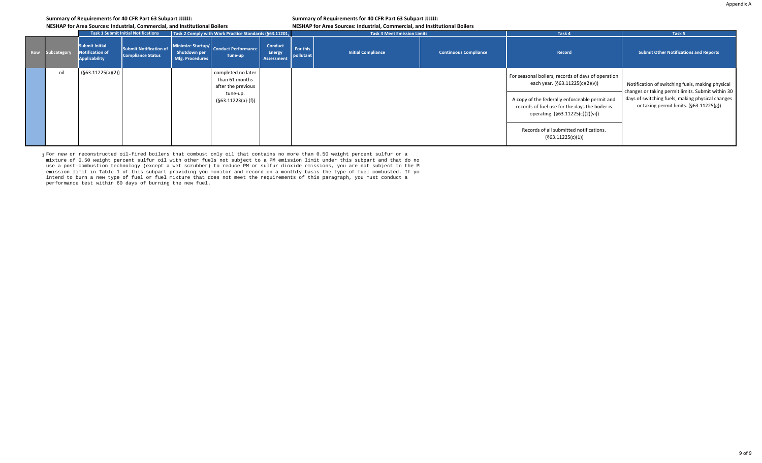**Summary of Requirements for 40 CFR Part 63 Subpart JJJJJJ:**
**NESHAP for Area Sources: Industrial, Commercial, and Institutional Boilers**

| | | Task 1 Submit Initial Notifications | | Task 2 Comply with Work Practice Standards (§63.11201, | | | Task 3 Meet Emission Limits | | | Task 4 | Task 5 |
|---|---|---|---|---|---|---|---|---|---|---|---|
| Row | Subcategory | Submit Initial Notification of Applicability | Submit Notification of Compliance Status | Minimize Startup/ Shutdown per Mfg. Procedures | Conduct Performance Tune-up | Conduct Energy Assessment | For this pollutant | Initial Compliance | Continuous Compliance | Record | Submit Other Notifications and Reports |
| | oil | (§63.11225(a)(2)) | | | completed no later than 61 months after the previous tune-up. (§63.11223(a)-(f)) | | | | | For seasonal boilers, records of days of operation each year. (§63.11225(c)(2)(v))<br><br>A copy of the federally enforceable permit and records of fuel use for the days the boiler is operating. (§63.11225(c)(2)(vi))<br><br>Records of all submitted notifications. (§63.11225(c)(1)) | Notification of switching fuels, making physical changes or taking permit limits. Submit within 30 days of switching fuels, making physical changes or taking permit limits. (§63.11225(g)) |

[1] For new or reconstructed oil-fired boilers that combust only oil that contains no more than 0.50 weight percent sulfur or a mixture of 0.50 weight percent sulfur oil with other fuels not subject to a PM emission limit under this subpart and that do no use a post-combustion technology (except a wet scrubber) to reduce PM or sulfur dioxide emissions, you are not subject to the PI emission limit in Table 1 of this subpart providing you monitor and record on a monthly basis the type of fuel combusted. If yo intend to burn a new type of fuel or fuel mixture that does not meet the requirements of this paragraph, you must conduct a performance test within 60 days of burning the new fuel.